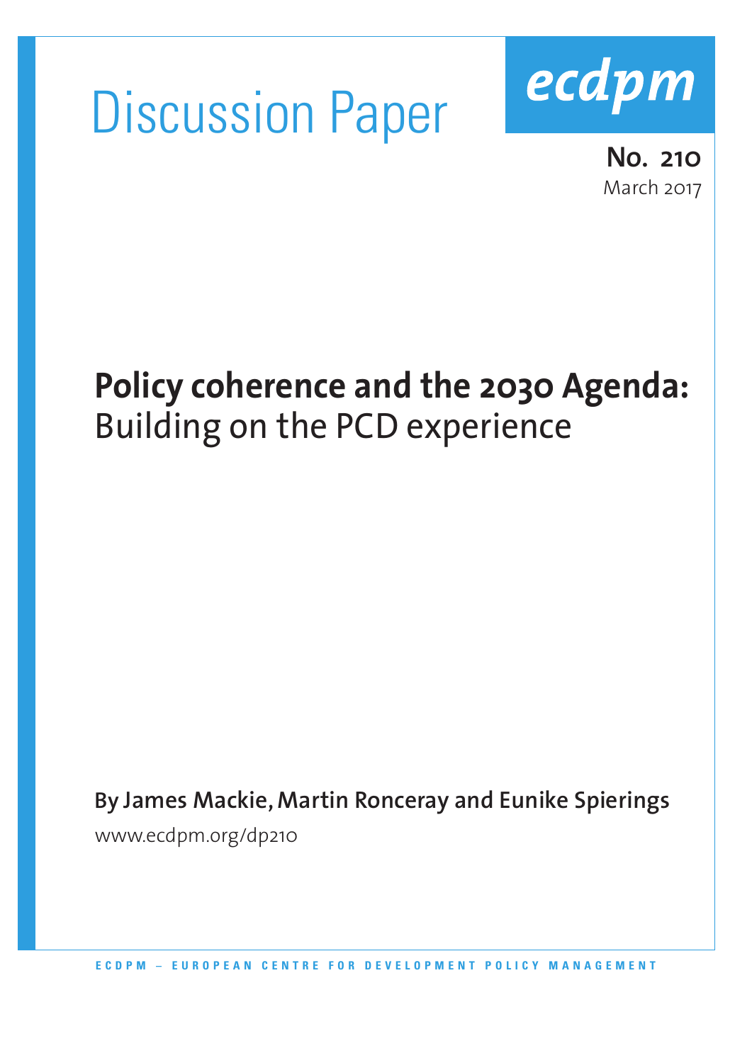Discussion Paper

ecdpm

**No. 210**
March 2017

# **Policy coherence and the 2030 Agenda:** Building on the PCD experience

**By James Mackie, Martin Ronceray and Eunike Spierings**

www.ecdpm.org/dp210

ECDPM – EUROPEAN CENTRE FOR DEVELOPMENT POLICY MANAGEMENT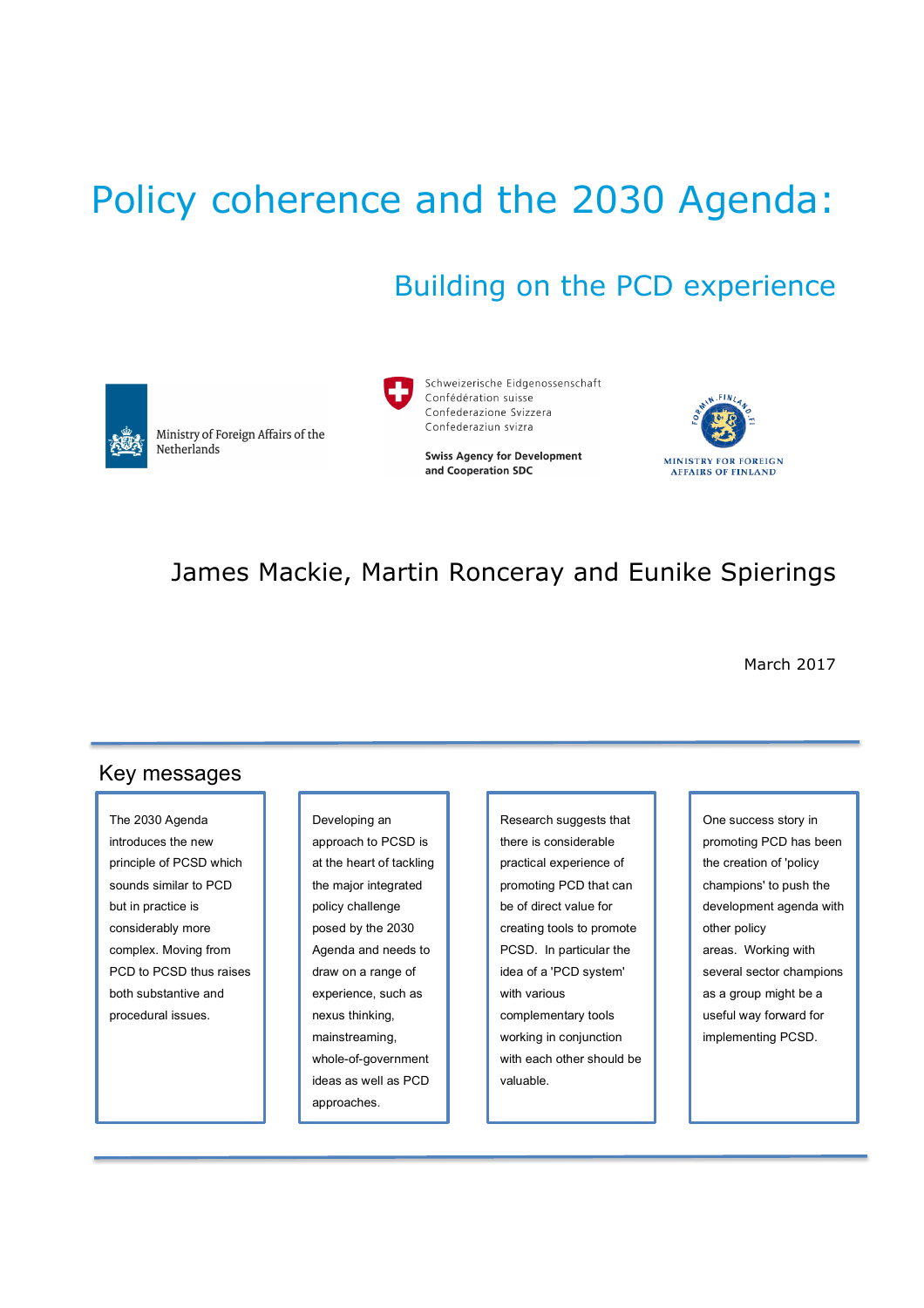# Policy coherence and the 2030 Agenda:

## Building on the PCD experience

Ministry of Foreign Affairs of the Netherlands

Schweizerische Eidgenossenschaft
Confédération suisse
Confederazione Svizzera
Confederaziun svizra

**Swiss Agency for Development and Cooperation SDC**

MINISTRY FOR FOREIGN AFFAIRS OF FINLAND

James Mackie, Martin Ronceray and Eunike Spierings

March 2017

## Key messages

The 2030 Agenda introduces the new principle of PCSD which sounds similar to PCD but in practice is considerably more complex. Moving from PCD to PCSD thus raises both substantive and procedural issues.

Developing an approach to PCSD is at the heart of tackling the major integrated policy challenge posed by the 2030 Agenda and needs to draw on a range of experience, such as nexus thinking, mainstreaming, whole-of-government ideas as well as PCD approaches.

Research suggests that there is considerable practical experience of promoting PCD that can be of direct value for creating tools to promote PCSD. In particular the idea of a 'PCD system' with various complementary tools working in conjunction with each other should be valuable.

One success story in promoting PCD has been the creation of 'policy champions' to push the development agenda with other policy areas. Working with several sector champions as a group might be a useful way forward for implementing PCSD.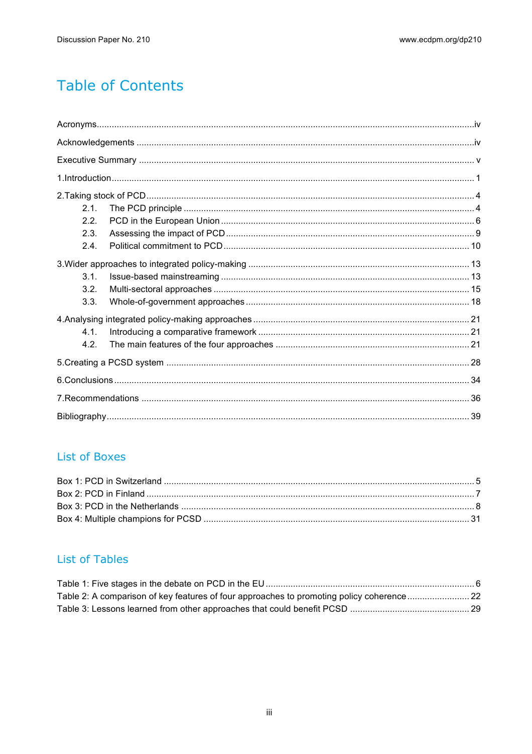# Table of Contents

Acronyms....................................................................................................................................iv

Acknowledgements .....................................................................................................................iv

Executive Summary ..................................................................................................................... v

1.Introduction................................................................................................................................ 1

2.Taking stock of PCD.................................................................................................................. 4
- 2.1. The PCD principle ................................................................................................................ 4
- 2.2. PCD in the European Union ................................................................................................. 6
- 2.3. Assessing the impact of PCD ............................................................................................... 9
- 2.4. Political commitment to PCD ............................................................................................. 10

3.Wider approaches to integrated policy-making ...................................................................... 13
- 3.1. Issue-based mainstreaming ................................................................................................ 13
- 3.2. Multi-sectoral approaches ................................................................................................... 15
- 3.3. Whole-of-government approaches ...................................................................................... 18

4.Analysing integrated policy-making approaches ..................................................................... 21
- 4.1. Introducing a comparative framework ................................................................................ 21
- 4.2. The main features of the four approaches .......................................................................... 21

5.Creating a PCSD system ......................................................................................................... 28

6.Conclusions ............................................................................................................................. 34

7.Recommendations ................................................................................................................... 36

Bibliography ............................................................................................................................... 39

## List of Boxes

Box 1: PCD in Switzerland ........................................................................................................... 5
Box 2: PCD in Finland .................................................................................................................. 7
Box 3: PCD in the Netherlands ..................................................................................................... 8
Box 4: Multiple champions for PCSD ......................................................................................... 31

## List of Tables

Table 1: Five stages in the debate on PCD in the EU ................................................................... 6
Table 2: A comparison of key features of four approaches to promoting policy coherence ......... 22
Table 3: Lessons learned from other approaches that could benefit PCSD ................................ 29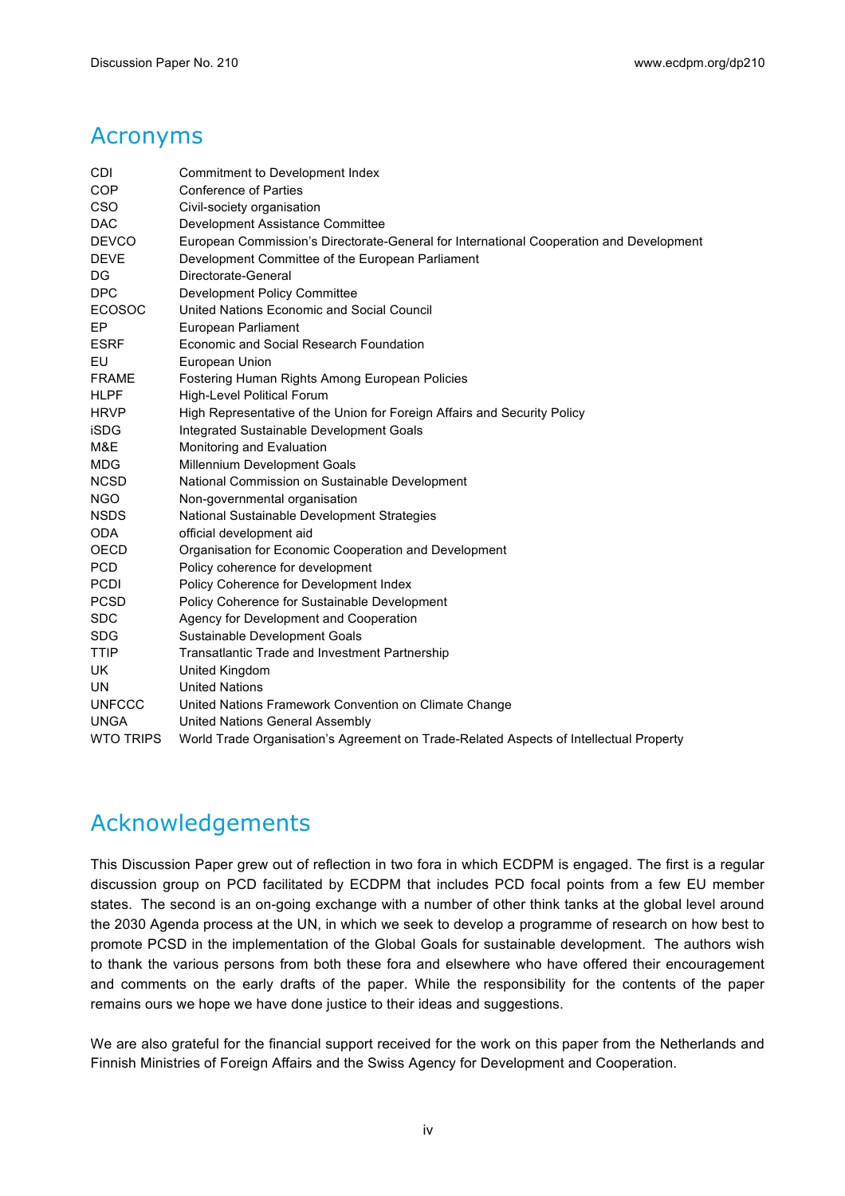## Acronyms

| | |
|---|---|
| CDI | Commitment to Development Index |
| COP | Conference of Parties |
| CSO | Civil-society organisation |
| DAC | Development Assistance Committee |
| DEVCO | European Commission's Directorate-General for International Cooperation and Development |
| DEVE | Development Committee of the European Parliament |
| DG | Directorate-General |
| DPC | Development Policy Committee |
| ECOSOC | United Nations Economic and Social Council |
| EP | European Parliament |
| ESRF | Economic and Social Research Foundation |
| EU | European Union |
| FRAME | Fostering Human Rights Among European Policies |
| HLPF | High-Level Political Forum |
| HRVP | High Representative of the Union for Foreign Affairs and Security Policy |
| iSDG | Integrated Sustainable Development Goals |
| M&E | Monitoring and Evaluation |
| MDG | Millennium Development Goals |
| NCSD | National Commission on Sustainable Development |
| NGO | Non-governmental organisation |
| NSDS | National Sustainable Development Strategies |
| ODA | official development aid |
| OECD | Organisation for Economic Cooperation and Development |
| PCD | Policy coherence for development |
| PCDI | Policy Coherence for Development Index |
| PCSD | Policy Coherence for Sustainable Development |
| SDC | Agency for Development and Cooperation |
| SDG | Sustainable Development Goals |
| TTIP | Transatlantic Trade and Investment Partnership |
| UK | United Kingdom |
| UN | United Nations |
| UNFCCC | United Nations Framework Convention on Climate Change |
| UNGA | United Nations General Assembly |
| WTO TRIPS | World Trade Organisation's Agreement on Trade-Related Aspects of Intellectual Property |

## Acknowledgements

This Discussion Paper grew out of reflection in two fora in which ECDPM is engaged. The first is a regular discussion group on PCD facilitated by ECDPM that includes PCD focal points from a few EU member states. The second is an on-going exchange with a number of other think tanks at the global level around the 2030 Agenda process at the UN, in which we seek to develop a programme of research on how best to promote PCSD in the implementation of the Global Goals for sustainable development. The authors wish to thank the various persons from both these fora and elsewhere who have offered their encouragement and comments on the early drafts of the paper. While the responsibility for the contents of the paper remains ours we hope we have done justice to their ideas and suggestions.

We are also grateful for the financial support received for the work on this paper from the Netherlands and Finnish Ministries of Foreign Affairs and the Swiss Agency for Development and Cooperation.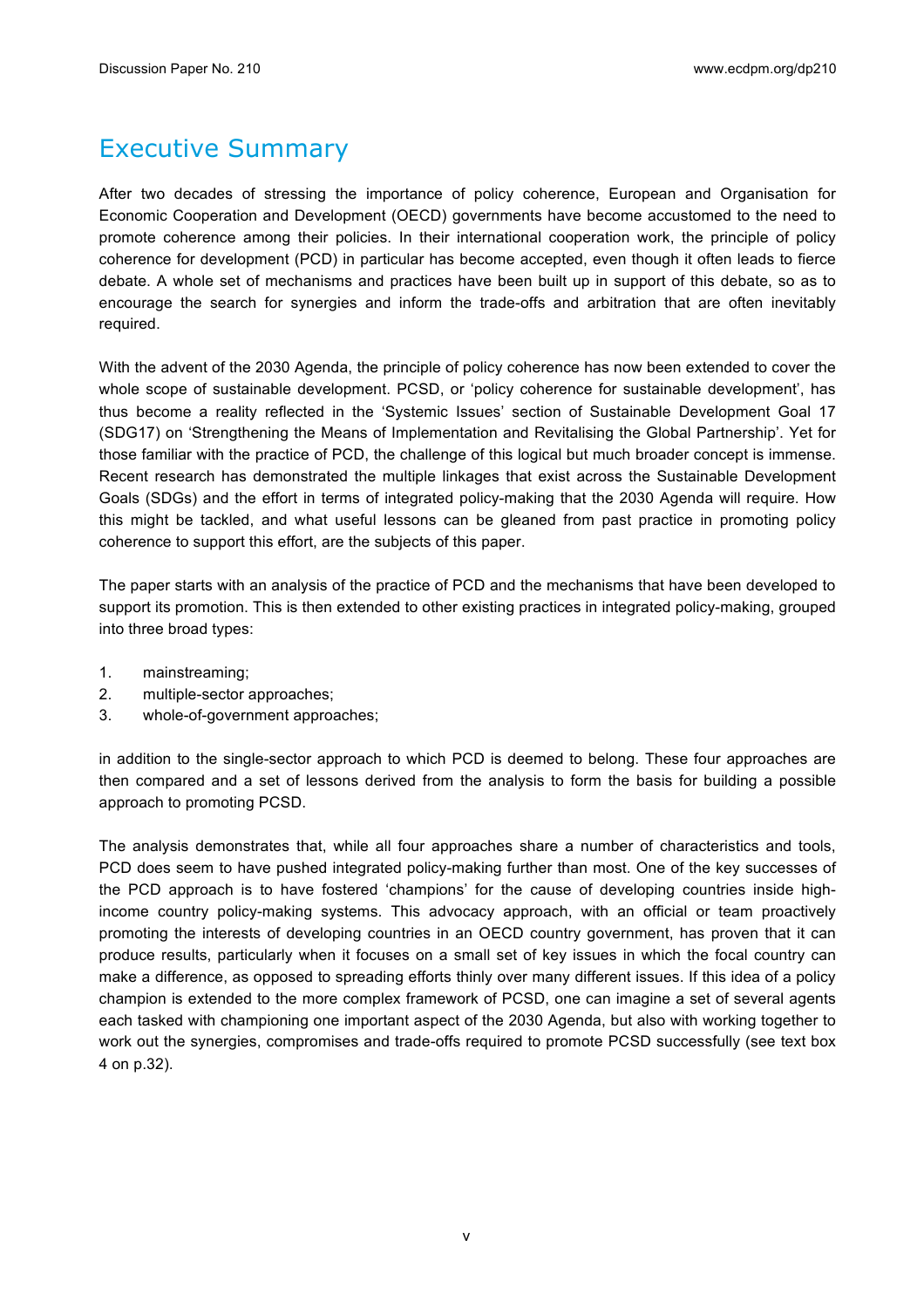# Executive Summary

After two decades of stressing the importance of policy coherence, European and Organisation for Economic Cooperation and Development (OECD) governments have become accustomed to the need to promote coherence among their policies. In their international cooperation work, the principle of policy coherence for development (PCD) in particular has become accepted, even though it often leads to fierce debate. A whole set of mechanisms and practices have been built up in support of this debate, so as to encourage the search for synergies and inform the trade-offs and arbitration that are often inevitably required.

With the advent of the 2030 Agenda, the principle of policy coherence has now been extended to cover the whole scope of sustainable development. PCSD, or 'policy coherence for sustainable development', has thus become a reality reflected in the 'Systemic Issues' section of Sustainable Development Goal 17 (SDG17) on 'Strengthening the Means of Implementation and Revitalising the Global Partnership'. Yet for those familiar with the practice of PCD, the challenge of this logical but much broader concept is immense. Recent research has demonstrated the multiple linkages that exist across the Sustainable Development Goals (SDGs) and the effort in terms of integrated policy-making that the 2030 Agenda will require. How this might be tackled, and what useful lessons can be gleaned from past practice in promoting policy coherence to support this effort, are the subjects of this paper.

The paper starts with an analysis of the practice of PCD and the mechanisms that have been developed to support its promotion. This is then extended to other existing practices in integrated policy-making, grouped into three broad types:

1. mainstreaming;
2. multiple-sector approaches;
3. whole-of-government approaches;

in addition to the single-sector approach to which PCD is deemed to belong. These four approaches are then compared and a set of lessons derived from the analysis to form the basis for building a possible approach to promoting PCSD.

The analysis demonstrates that, while all four approaches share a number of characteristics and tools, PCD does seem to have pushed integrated policy-making further than most. One of the key successes of the PCD approach is to have fostered 'champions' for the cause of developing countries inside high-income country policy-making systems. This advocacy approach, with an official or team proactively promoting the interests of developing countries in an OECD country government, has proven that it can produce results, particularly when it focuses on a small set of key issues in which the focal country can make a difference, as opposed to spreading efforts thinly over many different issues. If this idea of a policy champion is extended to the more complex framework of PCSD, one can imagine a set of several agents each tasked with championing one important aspect of the 2030 Agenda, but also with working together to work out the synergies, compromises and trade-offs required to promote PCSD successfully (see text box 4 on p.32).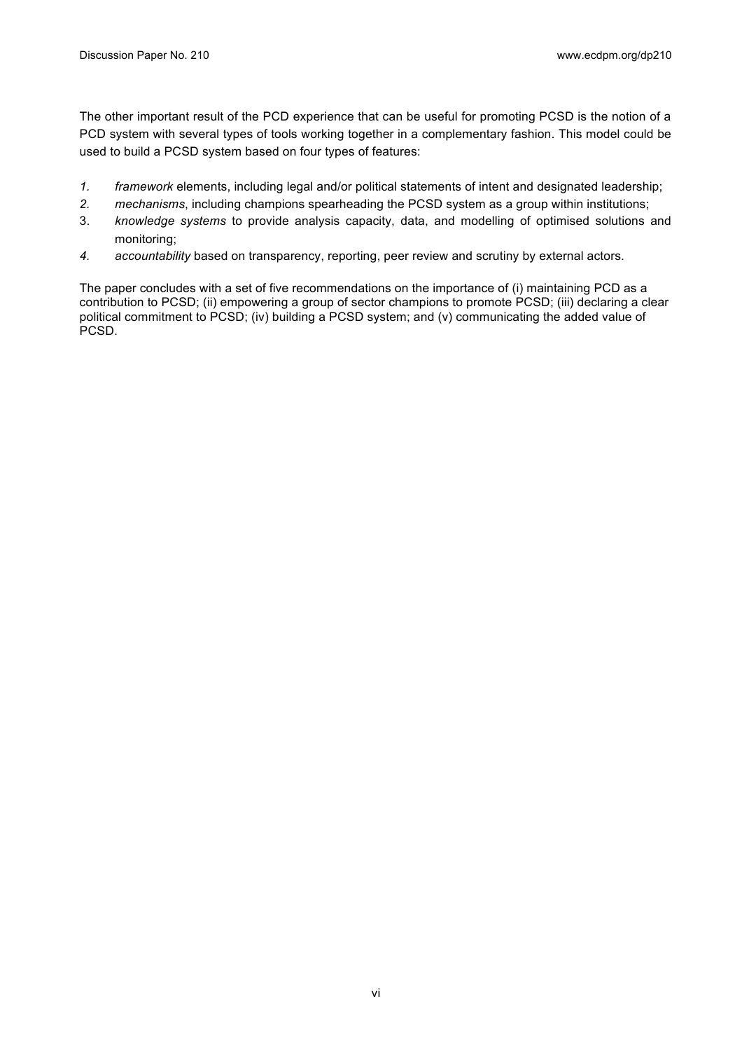The other important result of the PCD experience that can be useful for promoting PCSD is the notion of a PCD system with several types of tools working together in a complementary fashion. This model could be used to build a PCSD system based on four types of features:

1. *framework* elements, including legal and/or political statements of intent and designated leadership;
2. *mechanisms*, including champions spearheading the PCSD system as a group within institutions;
3. *knowledge systems* to provide analysis capacity, data, and modelling of optimised solutions and monitoring;
4. *accountability* based on transparency, reporting, peer review and scrutiny by external actors.

The paper concludes with a set of five recommendations on the importance of (i) maintaining PCD as a contribution to PCSD; (ii) empowering a group of sector champions to promote PCSD; (iii) declaring a clear political commitment to PCSD; (iv) building a PCSD system; and (v) communicating the added value of PCSD.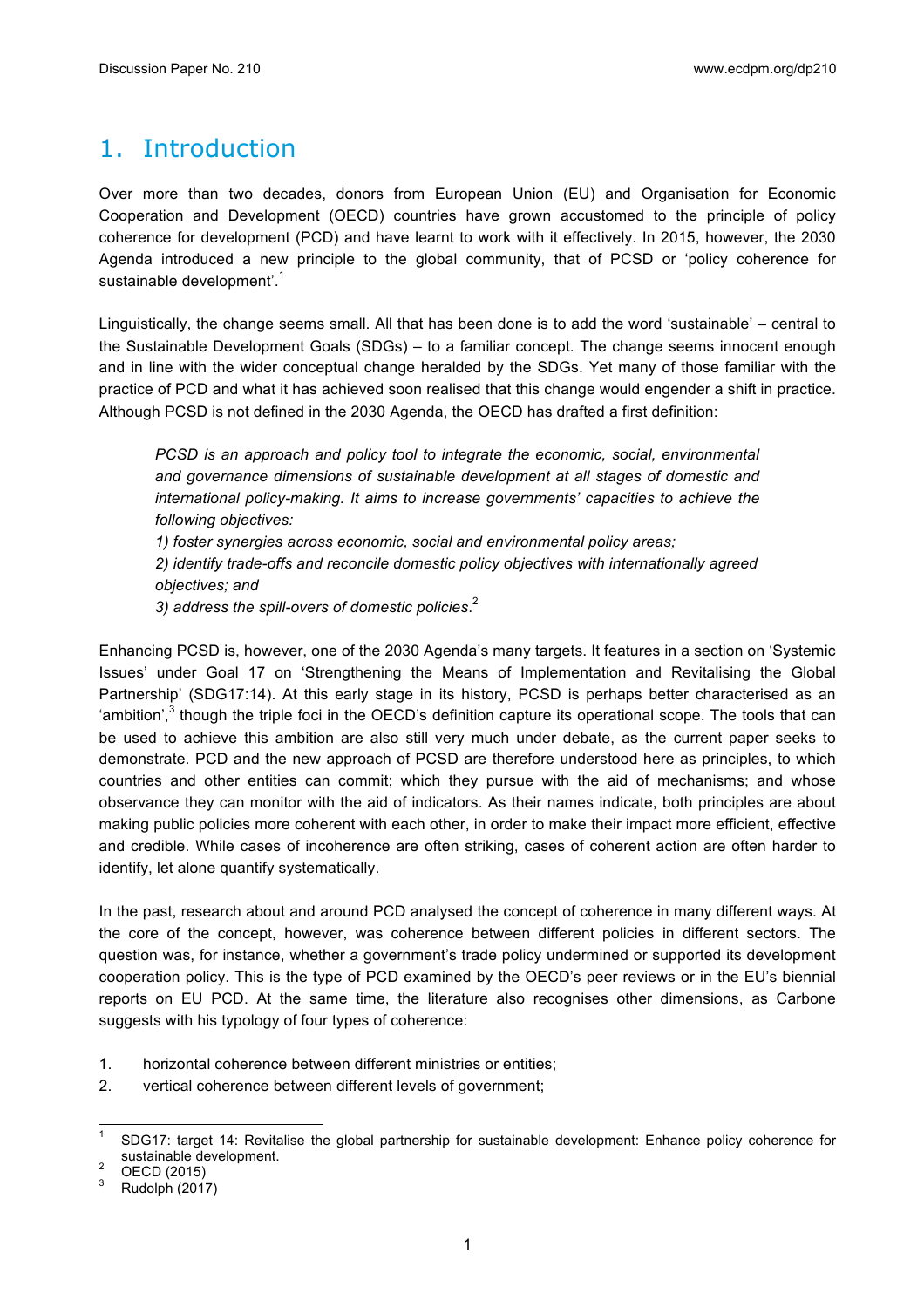# 1. Introduction

Over more than two decades, donors from European Union (EU) and Organisation for Economic Cooperation and Development (OECD) countries have grown accustomed to the principle of policy coherence for development (PCD) and have learnt to work with it effectively. In 2015, however, the 2030 Agenda introduced a new principle to the global community, that of PCSD or 'policy coherence for sustainable development'.[1]

Linguistically, the change seems small. All that has been done is to add the word 'sustainable' – central to the Sustainable Development Goals (SDGs) – to a familiar concept. The change seems innocent enough and in line with the wider conceptual change heralded by the SDGs. Yet many of those familiar with the practice of PCD and what it has achieved soon realised that this change would engender a shift in practice. Although PCSD is not defined in the 2030 Agenda, the OECD has drafted a first definition:

> *PCSD is an approach and policy tool to integrate the economic, social, environmental and governance dimensions of sustainable development at all stages of domestic and international policy-making. It aims to increase governments' capacities to achieve the following objectives:*
> *1) foster synergies across economic, social and environmental policy areas;*
> *2) identify trade-offs and reconcile domestic policy objectives with internationally agreed objectives; and*
> *3) address the spill-overs of domestic policies.*[2]

Enhancing PCSD is, however, one of the 2030 Agenda's many targets. It features in a section on 'Systemic Issues' under Goal 17 on 'Strengthening the Means of Implementation and Revitalising the Global Partnership' (SDG17:14). At this early stage in its history, PCSD is perhaps better characterised as an 'ambition',[3] though the triple foci in the OECD's definition capture its operational scope. The tools that can be used to achieve this ambition are also still very much under debate, as the current paper seeks to demonstrate. PCD and the new approach of PCSD are therefore understood here as principles, to which countries and other entities can commit; which they pursue with the aid of mechanisms; and whose observance they can monitor with the aid of indicators. As their names indicate, both principles are about making public policies more coherent with each other, in order to make their impact more efficient, effective and credible. While cases of incoherence are often striking, cases of coherent action are often harder to identify, let alone quantify systematically.

In the past, research about and around PCD analysed the concept of coherence in many different ways. At the core of the concept, however, was coherence between different policies in different sectors. The question was, for instance, whether a government's trade policy undermined or supported its development cooperation policy. This is the type of PCD examined by the OECD's peer reviews or in the EU's biennial reports on EU PCD. At the same time, the literature also recognises other dimensions, as Carbone suggests with his typology of four types of coherence:

1. horizontal coherence between different ministries or entities;
2. vertical coherence between different levels of government;

---

[1] SDG17: target 14: Revitalise the global partnership for sustainable development: Enhance policy coherence for sustainable development.

[2] OECD (2015)

[3] Rudolph (2017)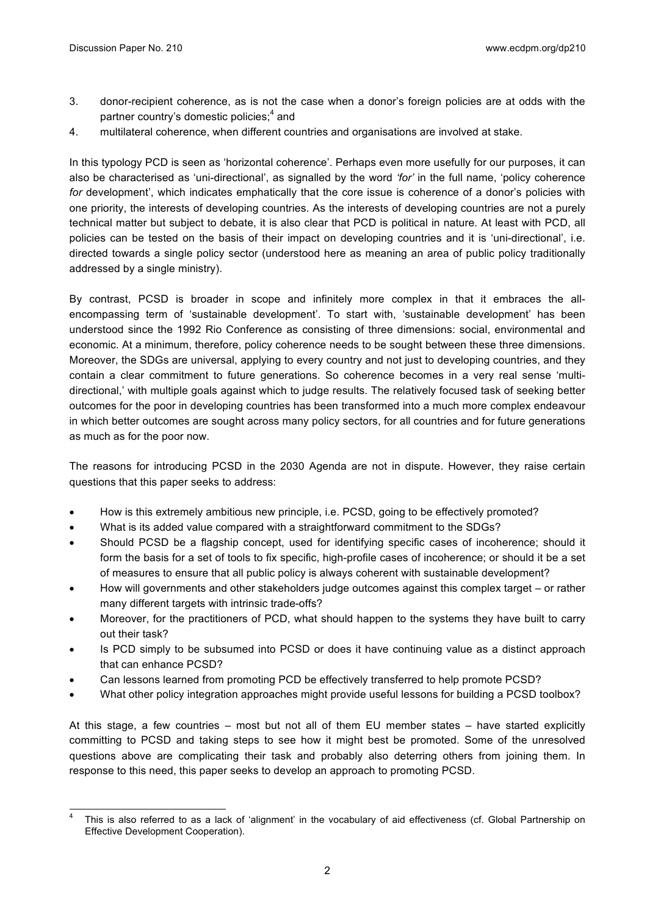3. donor-recipient coherence, as is not the case when a donor's foreign policies are at odds with the partner country's domestic policies;[4] and
4. multilateral coherence, when different countries and organisations are involved at stake.

In this typology PCD is seen as 'horizontal coherence'. Perhaps even more usefully for our purposes, it can also be characterised as 'uni-directional', as signalled by the word *'for'* in the full name, 'policy coherence *for* development', which indicates emphatically that the core issue is coherence of a donor's policies with one priority, the interests of developing countries. As the interests of developing countries are not a purely technical matter but subject to debate, it is also clear that PCD is political in nature. At least with PCD, all policies can be tested on the basis of their impact on developing countries and it is 'uni-directional', i.e. directed towards a single policy sector (understood here as meaning an area of public policy traditionally addressed by a single ministry).

By contrast, PCSD is broader in scope and infinitely more complex in that it embraces the all-encompassing term of 'sustainable development'. To start with, 'sustainable development' has been understood since the 1992 Rio Conference as consisting of three dimensions: social, environmental and economic. At a minimum, therefore, policy coherence needs to be sought between these three dimensions. Moreover, the SDGs are universal, applying to every country and not just to developing countries, and they contain a clear commitment to future generations. So coherence becomes in a very real sense 'multi-directional,' with multiple goals against which to judge results. The relatively focused task of seeking better outcomes for the poor in developing countries has been transformed into a much more complex endeavour in which better outcomes are sought across many policy sectors, for all countries and for future generations as much as for the poor now.

The reasons for introducing PCSD in the 2030 Agenda are not in dispute. However, they raise certain questions that this paper seeks to address:

- How is this extremely ambitious new principle, i.e. PCSD, going to be effectively promoted?
- What is its added value compared with a straightforward commitment to the SDGs?
- Should PCSD be a flagship concept, used for identifying specific cases of incoherence; should it form the basis for a set of tools to fix specific, high-profile cases of incoherence; or should it be a set of measures to ensure that all public policy is always coherent with sustainable development?
- How will governments and other stakeholders judge outcomes against this complex target – or rather many different targets with intrinsic trade-offs?
- Moreover, for the practitioners of PCD, what should happen to the systems they have built to carry out their task?
- Is PCD simply to be subsumed into PCSD or does it have continuing value as a distinct approach that can enhance PCSD?
- Can lessons learned from promoting PCD be effectively transferred to help promote PCSD?
- What other policy integration approaches might provide useful lessons for building a PCSD toolbox?

At this stage, a few countries – most but not all of them EU member states – have started explicitly committing to PCSD and taking steps to see how it might best be promoted. Some of the unresolved questions above are complicating their task and probably also deterring others from joining them. In response to this need, this paper seeks to develop an approach to promoting PCSD.

---

[4] This is also referred to as a lack of 'alignment' in the vocabulary of aid effectiveness (cf. Global Partnership on Effective Development Cooperation).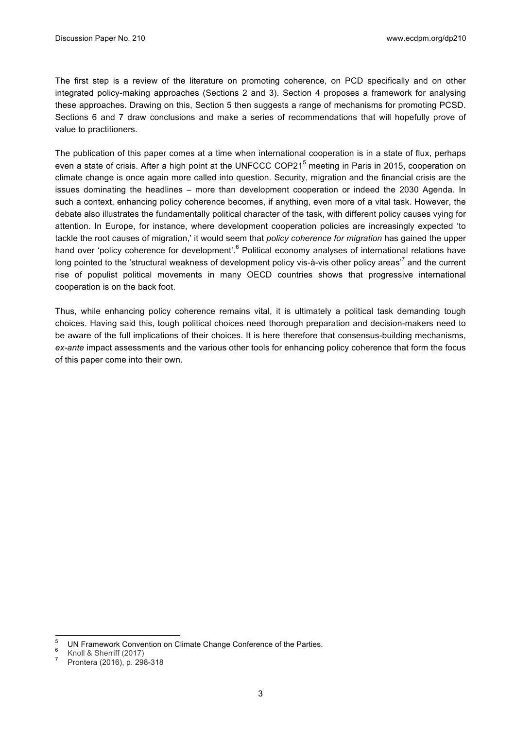The first step is a review of the literature on promoting coherence, on PCD specifically and on other integrated policy-making approaches (Sections 2 and 3). Section 4 proposes a framework for analysing these approaches. Drawing on this, Section 5 then suggests a range of mechanisms for promoting PCSD. Sections 6 and 7 draw conclusions and make a series of recommendations that will hopefully prove of value to practitioners.

The publication of this paper comes at a time when international cooperation is in a state of flux, perhaps even a state of crisis. After a high point at the UNFCCC COP21[5] meeting in Paris in 2015, cooperation on climate change is once again more called into question. Security, migration and the financial crisis are the issues dominating the headlines – more than development cooperation or indeed the 2030 Agenda. In such a context, enhancing policy coherence becomes, if anything, even more of a vital task. However, the debate also illustrates the fundamentally political character of the task, with different policy causes vying for attention. In Europe, for instance, where development cooperation policies are increasingly expected 'to tackle the root causes of migration,' it would seem that *policy coherence for migration* has gained the upper hand over 'policy coherence for development'.[6] Political economy analyses of international relations have long pointed to the 'structural weakness of development policy vis-à-vis other policy areas'[7] and the current rise of populist political movements in many OECD countries shows that progressive international cooperation is on the back foot.

Thus, while enhancing policy coherence remains vital, it is ultimately a political task demanding tough choices. Having said this, tough political choices need thorough preparation and decision-makers need to be aware of the full implications of their choices. It is here therefore that consensus-building mechanisms, *ex-ante* impact assessments and the various other tools for enhancing policy coherence that form the focus of this paper come into their own.

---

[5] UN Framework Convention on Climate Change Conference of the Parties.

[6] Knoll & Sherriff (2017)

[7] Prontera (2016), p. 298-318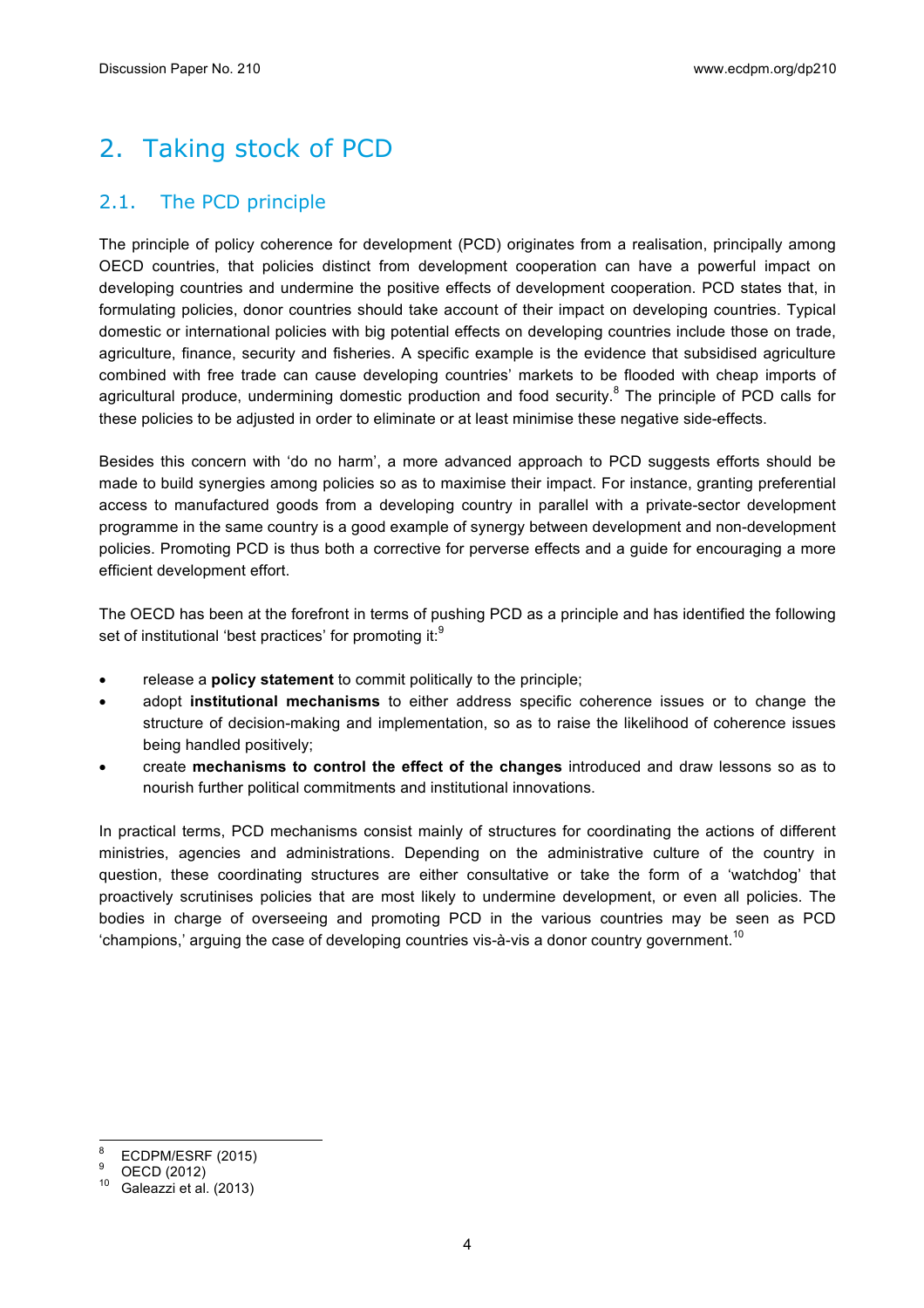# 2. Taking stock of PCD

## 2.1. The PCD principle

The principle of policy coherence for development (PCD) originates from a realisation, principally among OECD countries, that policies distinct from development cooperation can have a powerful impact on developing countries and undermine the positive effects of development cooperation. PCD states that, in formulating policies, donor countries should take account of their impact on developing countries. Typical domestic or international policies with big potential effects on developing countries include those on trade, agriculture, finance, security and fisheries. A specific example is the evidence that subsidised agriculture combined with free trade can cause developing countries' markets to be flooded with cheap imports of agricultural produce, undermining domestic production and food security.[8] The principle of PCD calls for these policies to be adjusted in order to eliminate or at least minimise these negative side-effects.

Besides this concern with 'do no harm', a more advanced approach to PCD suggests efforts should be made to build synergies among policies so as to maximise their impact. For instance, granting preferential access to manufactured goods from a developing country in parallel with a private-sector development programme in the same country is a good example of synergy between development and non-development policies. Promoting PCD is thus both a corrective for perverse effects and a guide for encouraging a more efficient development effort.

The OECD has been at the forefront in terms of pushing PCD as a principle and has identified the following set of institutional 'best practices' for promoting it:[9]

- release a **policy statement** to commit politically to the principle;
- adopt **institutional mechanisms** to either address specific coherence issues or to change the structure of decision-making and implementation, so as to raise the likelihood of coherence issues being handled positively;
- create **mechanisms to control the effect of the changes** introduced and draw lessons so as to nourish further political commitments and institutional innovations.

In practical terms, PCD mechanisms consist mainly of structures for coordinating the actions of different ministries, agencies and administrations. Depending on the administrative culture of the country in question, these coordinating structures are either consultative or take the form of a 'watchdog' that proactively scrutinises policies that are most likely to undermine development, or even all policies. The bodies in charge of overseeing and promoting PCD in the various countries may be seen as PCD 'champions,' arguing the case of developing countries vis-à-vis a donor country government.[10]

---

[8] ECDPM/ESRF (2015)

[9] OECD (2012)

[10] Galeazzi et al. (2013)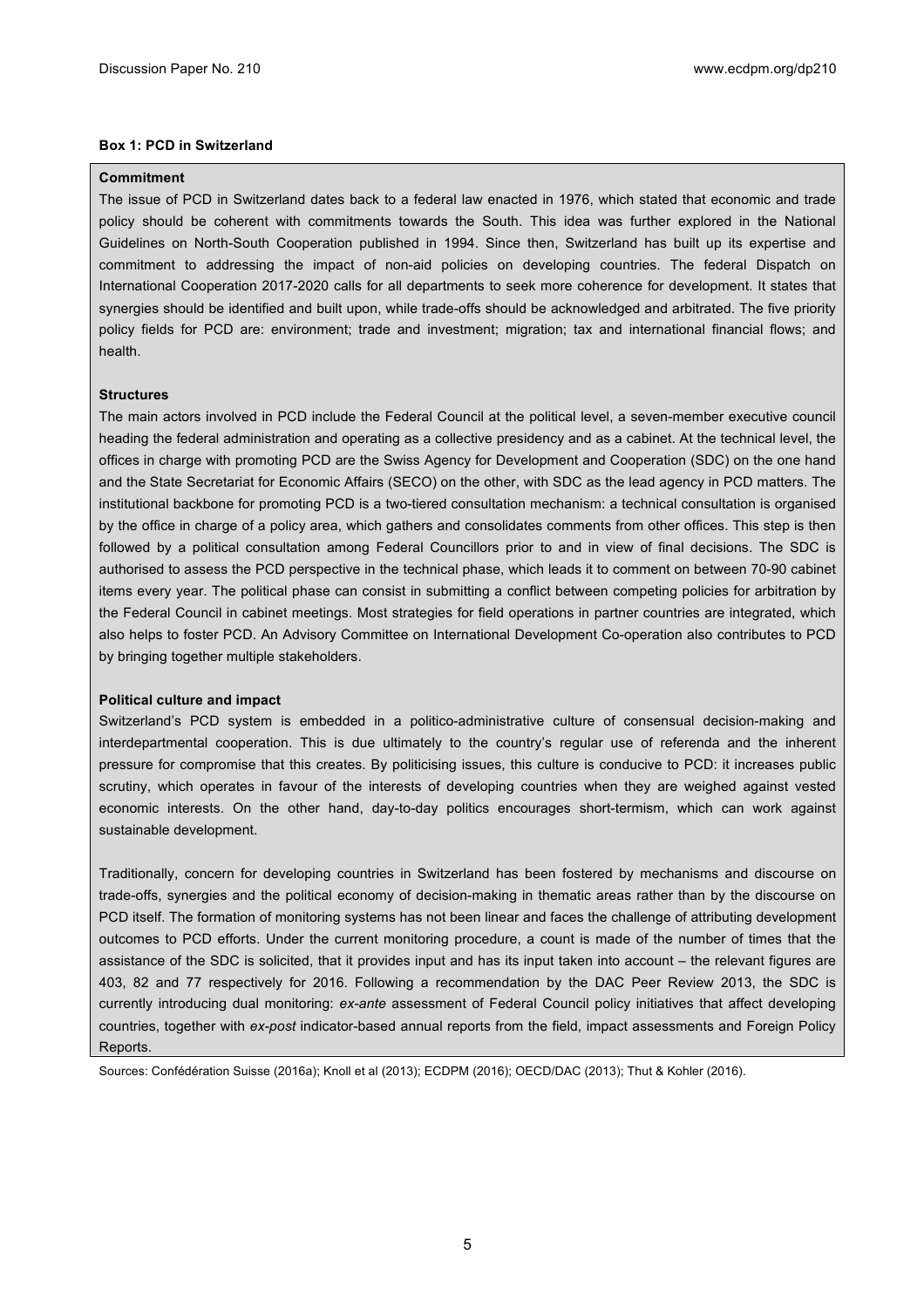**Box 1: PCD in Switzerland**

**Commitment**

The issue of PCD in Switzerland dates back to a federal law enacted in 1976, which stated that economic and trade policy should be coherent with commitments towards the South. This idea was further explored in the National Guidelines on North-South Cooperation published in 1994. Since then, Switzerland has built up its expertise and commitment to addressing the impact of non-aid policies on developing countries. The federal Dispatch on International Cooperation 2017-2020 calls for all departments to seek more coherence for development. It states that synergies should be identified and built upon, while trade-offs should be acknowledged and arbitrated. The five priority policy fields for PCD are: environment; trade and investment; migration; tax and international financial flows; and health.

**Structures**

The main actors involved in PCD include the Federal Council at the political level, a seven-member executive council heading the federal administration and operating as a collective presidency and as a cabinet. At the technical level, the offices in charge with promoting PCD are the Swiss Agency for Development and Cooperation (SDC) on the one hand and the State Secretariat for Economic Affairs (SECO) on the other, with SDC as the lead agency in PCD matters. The institutional backbone for promoting PCD is a two-tiered consultation mechanism: a technical consultation is organised by the office in charge of a policy area, which gathers and consolidates comments from other offices. This step is then followed by a political consultation among Federal Councillors prior to and in view of final decisions. The SDC is authorised to assess the PCD perspective in the technical phase, which leads it to comment on between 70-90 cabinet items every year. The political phase can consist in submitting a conflict between competing policies for arbitration by the Federal Council in cabinet meetings. Most strategies for field operations in partner countries are integrated, which also helps to foster PCD. An Advisory Committee on International Development Co-operation also contributes to PCD by bringing together multiple stakeholders.

**Political culture and impact**

Switzerland's PCD system is embedded in a politico-administrative culture of consensual decision-making and interdepartmental cooperation. This is due ultimately to the country's regular use of referenda and the inherent pressure for compromise that this creates. By politicising issues, this culture is conducive to PCD: it increases public scrutiny, which operates in favour of the interests of developing countries when they are weighed against vested economic interests. On the other hand, day-to-day politics encourages short-termism, which can work against sustainable development.

Traditionally, concern for developing countries in Switzerland has been fostered by mechanisms and discourse on trade-offs, synergies and the political economy of decision-making in thematic areas rather than by the discourse on PCD itself. The formation of monitoring systems has not been linear and faces the challenge of attributing development outcomes to PCD efforts. Under the current monitoring procedure, a count is made of the number of times that the assistance of the SDC is solicited, that it provides input and has its input taken into account – the relevant figures are 403, 82 and 77 respectively for 2016. Following a recommendation by the DAC Peer Review 2013, the SDC is currently introducing dual monitoring: *ex-ante* assessment of Federal Council policy initiatives that affect developing countries, together with *ex-post* indicator-based annual reports from the field, impact assessments and Foreign Policy Reports.

Sources: Confédération Suisse (2016a); Knoll et al (2013); ECDPM (2016); OECD/DAC (2013); Thut & Kohler (2016).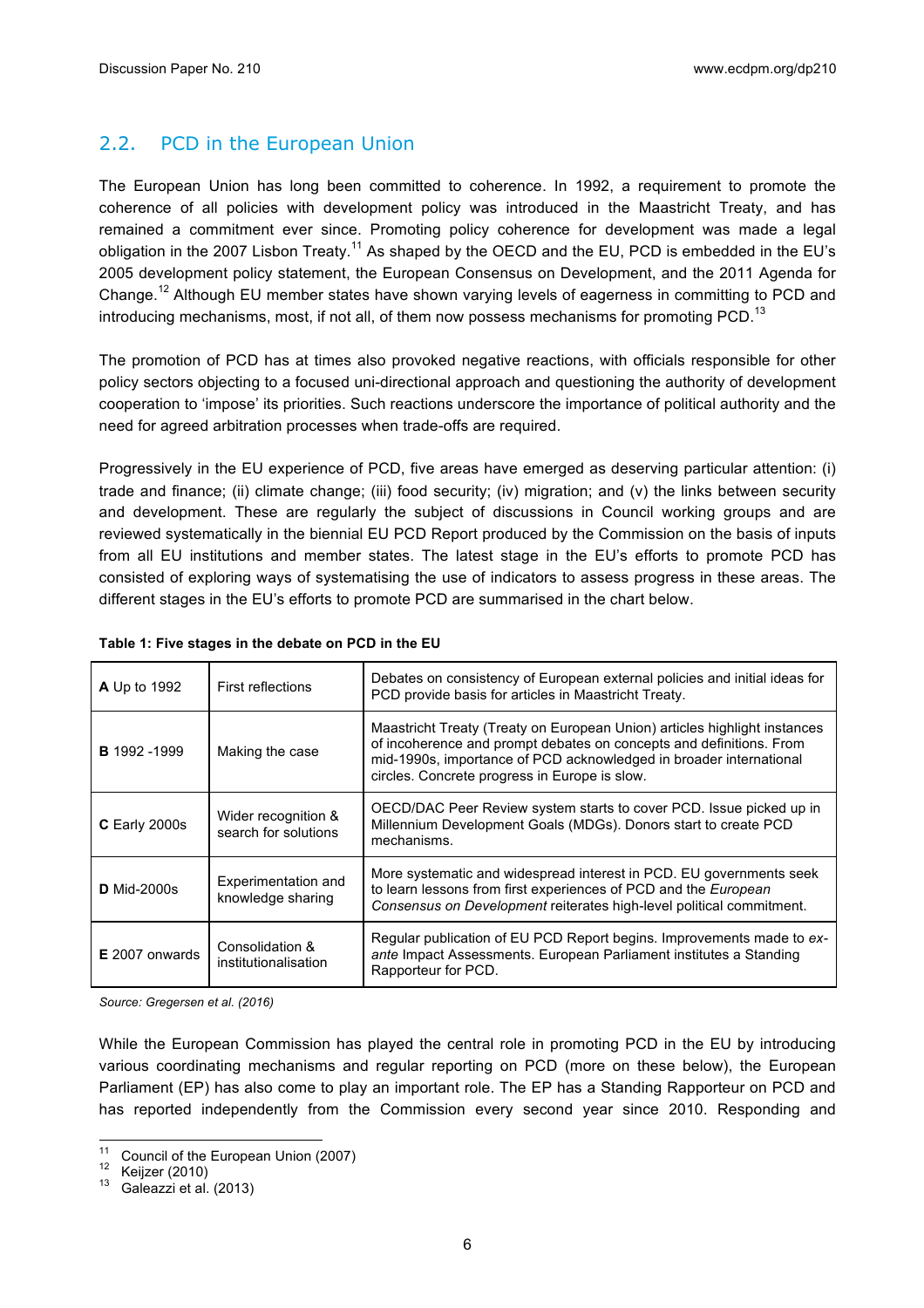## 2.2. PCD in the European Union

The European Union has long been committed to coherence. In 1992, a requirement to promote the coherence of all policies with development policy was introduced in the Maastricht Treaty, and has remained a commitment ever since. Promoting policy coherence for development was made a legal obligation in the 2007 Lisbon Treaty.[11] As shaped by the OECD and the EU, PCD is embedded in the EU's 2005 development policy statement, the European Consensus on Development, and the 2011 Agenda for Change.[12] Although EU member states have shown varying levels of eagerness in committing to PCD and introducing mechanisms, most, if not all, of them now possess mechanisms for promoting PCD.[13]

The promotion of PCD has at times also provoked negative reactions, with officials responsible for other policy sectors objecting to a focused uni-directional approach and questioning the authority of development cooperation to 'impose' its priorities. Such reactions underscore the importance of political authority and the need for agreed arbitration processes when trade-offs are required.

Progressively in the EU experience of PCD, five areas have emerged as deserving particular attention: (i) trade and finance; (ii) climate change; (iii) food security; (iv) migration; and (v) the links between security and development. These are regularly the subject of discussions in Council working groups and are reviewed systematically in the biennial EU PCD Report produced by the Commission on the basis of inputs from all EU institutions and member states. The latest stage in the EU's efforts to promote PCD has consisted of exploring ways of systematising the use of indicators to assess progress in these areas. The different stages in the EU's efforts to promote PCD are summarised in the chart below.

**Table 1: Five stages in the debate on PCD in the EU**

| | | |
|---|---|---|
| **A** Up to 1992 | First reflections | Debates on consistency of European external policies and initial ideas for PCD provide basis for articles in Maastricht Treaty. |
| **B** 1992 -1999 | Making the case | Maastricht Treaty (Treaty on European Union) articles highlight instances of incoherence and prompt debates on concepts and definitions. From mid-1990s, importance of PCD acknowledged in broader international circles. Concrete progress in Europe is slow. |
| **C** Early 2000s | Wider recognition & search for solutions | OECD/DAC Peer Review system starts to cover PCD. Issue picked up in Millennium Development Goals (MDGs). Donors start to create PCD mechanisms. |
| **D** Mid-2000s | Experimentation and knowledge sharing | More systematic and widespread interest in PCD. EU governments seek to learn lessons from first experiences of PCD and the *European Consensus on Development* reiterates high-level political commitment. |
| **E** 2007 onwards | Consolidation & institutionalisation | Regular publication of EU PCD Report begins. Improvements made to *ex-ante* Impact Assessments. European Parliament institutes a Standing Rapporteur for PCD. |

*Source: Gregersen et al. (2016)*

While the European Commission has played the central role in promoting PCD in the EU by introducing various coordinating mechanisms and regular reporting on PCD (more on these below), the European Parliament (EP) has also come to play an important role. The EP has a Standing Rapporteur on PCD and has reported independently from the Commission every second year since 2010. Responding and

[11] Council of the European Union (2007)
[12] Keijzer (2010)
[13] Galeazzi et al. (2013)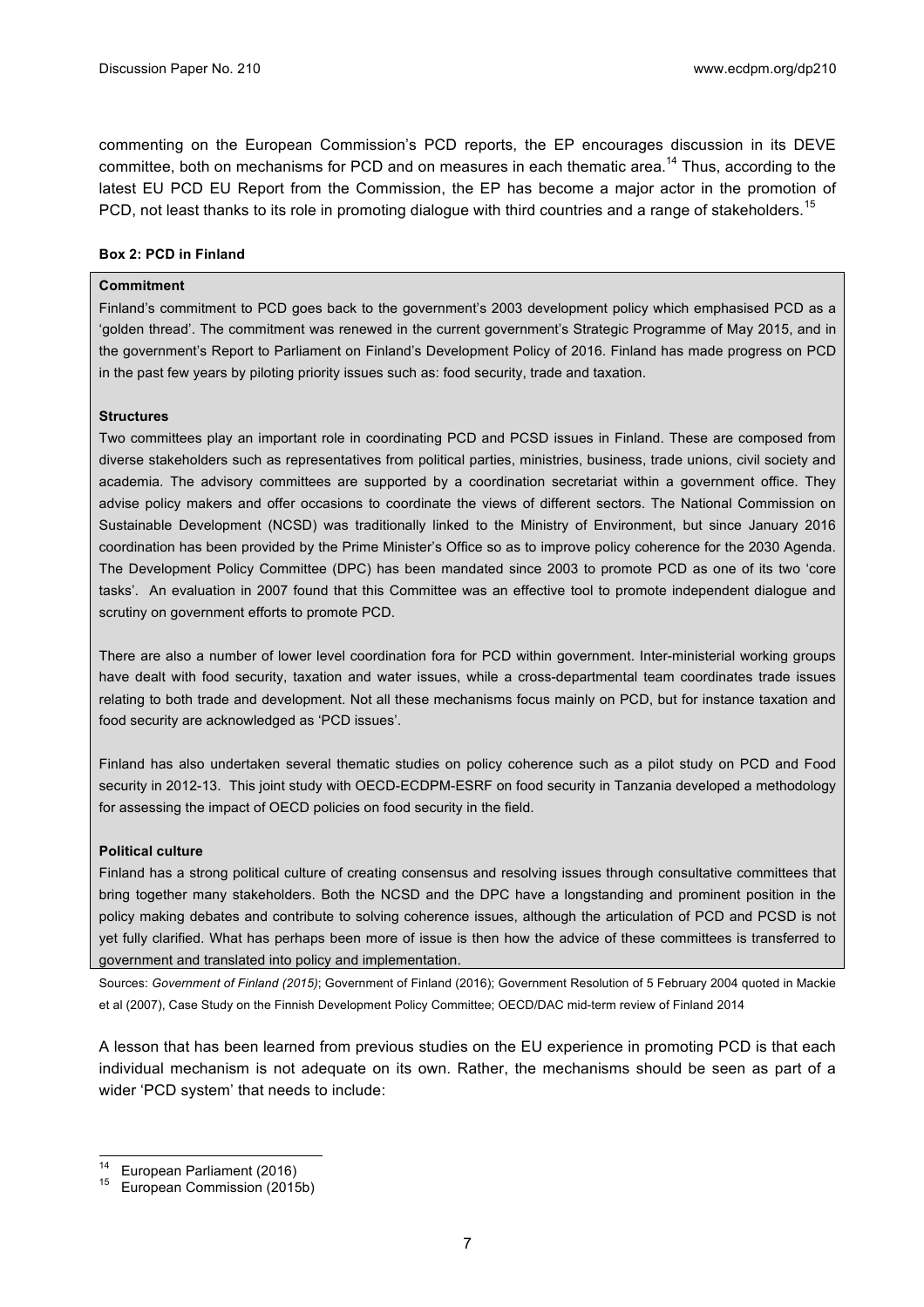commenting on the European Commission's PCD reports, the EP encourages discussion in its DEVE committee, both on mechanisms for PCD and on measures in each thematic area.[14] Thus, according to the latest EU PCD EU Report from the Commission, the EP has become a major actor in the promotion of PCD, not least thanks to its role in promoting dialogue with third countries and a range of stakeholders.[15]

**Box 2: PCD in Finland**

**Commitment**

Finland's commitment to PCD goes back to the government's 2003 development policy which emphasised PCD as a 'golden thread'. The commitment was renewed in the current government's Strategic Programme of May 2015, and in the government's Report to Parliament on Finland's Development Policy of 2016. Finland has made progress on PCD in the past few years by piloting priority issues such as: food security, trade and taxation.

**Structures**

Two committees play an important role in coordinating PCD and PCSD issues in Finland. These are composed from diverse stakeholders such as representatives from political parties, ministries, business, trade unions, civil society and academia. The advisory committees are supported by a coordination secretariat within a government office. They advise policy makers and offer occasions to coordinate the views of different sectors. The National Commission on Sustainable Development (NCSD) was traditionally linked to the Ministry of Environment, but since January 2016 coordination has been provided by the Prime Minister's Office so as to improve policy coherence for the 2030 Agenda. The Development Policy Committee (DPC) has been mandated since 2003 to promote PCD as one of its two 'core tasks'. An evaluation in 2007 found that this Committee was an effective tool to promote independent dialogue and scrutiny on government efforts to promote PCD.

There are also a number of lower level coordination fora for PCD within government. Inter-ministerial working groups have dealt with food security, taxation and water issues, while a cross-departmental team coordinates trade issues relating to both trade and development. Not all these mechanisms focus mainly on PCD, but for instance taxation and food security are acknowledged as 'PCD issues'.

Finland has also undertaken several thematic studies on policy coherence such as a pilot study on PCD and Food security in 2012-13. This joint study with OECD-ECDPM-ESRF on food security in Tanzania developed a methodology for assessing the impact of OECD policies on food security in the field.

**Political culture**

Finland has a strong political culture of creating consensus and resolving issues through consultative committees that bring together many stakeholders. Both the NCSD and the DPC have a longstanding and prominent position in the policy making debates and contribute to solving coherence issues, although the articulation of PCD and PCSD is not yet fully clarified. What has perhaps been more of issue is then how the advice of these committees is transferred to government and translated into policy and implementation.

Sources: *Government of Finland (2015)*; Government of Finland (2016); Government Resolution of 5 February 2004 quoted in Mackie et al (2007), Case Study on the Finnish Development Policy Committee; OECD/DAC mid-term review of Finland 2014

A lesson that has been learned from previous studies on the EU experience in promoting PCD is that each individual mechanism is not adequate on its own. Rather, the mechanisms should be seen as part of a wider 'PCD system' that needs to include:

---

[14] European Parliament (2016)

[15] European Commission (2015b)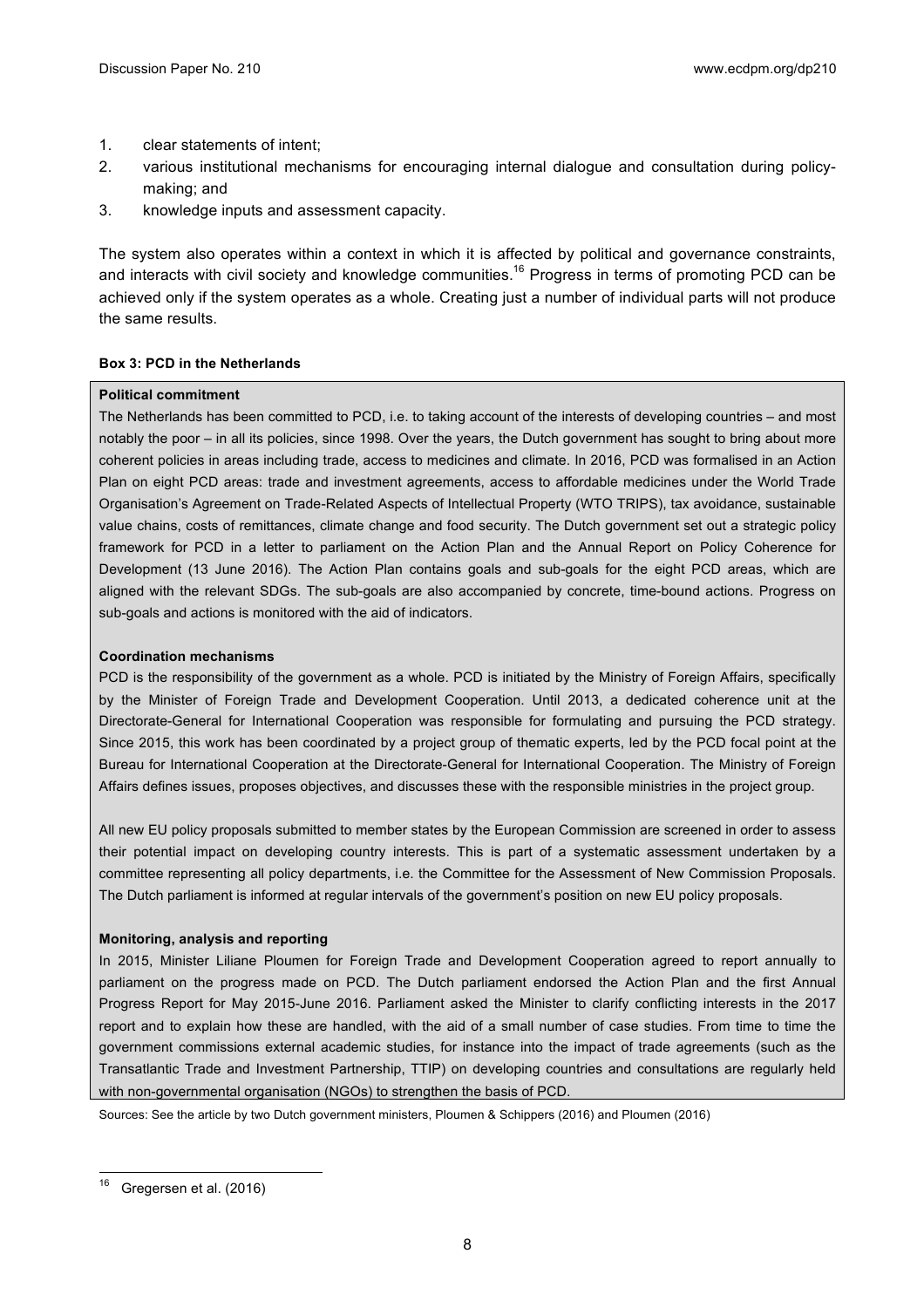1. clear statements of intent;
2. various institutional mechanisms for encouraging internal dialogue and consultation during policy-making; and
3. knowledge inputs and assessment capacity.

The system also operates within a context in which it is affected by political and governance constraints, and interacts with civil society and knowledge communities.[16] Progress in terms of promoting PCD can be achieved only if the system operates as a whole. Creating just a number of individual parts will not produce the same results.

**Box 3: PCD in the Netherlands**

**Political commitment**

The Netherlands has been committed to PCD, i.e. to taking account of the interests of developing countries – and most notably the poor – in all its policies, since 1998. Over the years, the Dutch government has sought to bring about more coherent policies in areas including trade, access to medicines and climate. In 2016, PCD was formalised in an Action Plan on eight PCD areas: trade and investment agreements, access to affordable medicines under the World Trade Organisation's Agreement on Trade-Related Aspects of Intellectual Property (WTO TRIPS), tax avoidance, sustainable value chains, costs of remittances, climate change and food security. The Dutch government set out a strategic policy framework for PCD in a letter to parliament on the Action Plan and the Annual Report on Policy Coherence for Development (13 June 2016). The Action Plan contains goals and sub-goals for the eight PCD areas, which are aligned with the relevant SDGs. The sub-goals are also accompanied by concrete, time-bound actions. Progress on sub-goals and actions is monitored with the aid of indicators.

**Coordination mechanisms**

PCD is the responsibility of the government as a whole. PCD is initiated by the Ministry of Foreign Affairs, specifically by the Minister of Foreign Trade and Development Cooperation. Until 2013, a dedicated coherence unit at the Directorate-General for International Cooperation was responsible for formulating and pursuing the PCD strategy. Since 2015, this work has been coordinated by a project group of thematic experts, led by the PCD focal point at the Bureau for International Cooperation at the Directorate-General for International Cooperation. The Ministry of Foreign Affairs defines issues, proposes objectives, and discusses these with the responsible ministries in the project group.

All new EU policy proposals submitted to member states by the European Commission are screened in order to assess their potential impact on developing country interests. This is part of a systematic assessment undertaken by a committee representing all policy departments, i.e. the Committee for the Assessment of New Commission Proposals. The Dutch parliament is informed at regular intervals of the government's position on new EU policy proposals.

**Monitoring, analysis and reporting**

In 2015, Minister Liliane Ploumen for Foreign Trade and Development Cooperation agreed to report annually to parliament on the progress made on PCD. The Dutch parliament endorsed the Action Plan and the first Annual Progress Report for May 2015-June 2016. Parliament asked the Minister to clarify conflicting interests in the 2017 report and to explain how these are handled, with the aid of a small number of case studies. From time to time the government commissions external academic studies, for instance into the impact of trade agreements (such as the Transatlantic Trade and Investment Partnership, TTIP) on developing countries and consultations are regularly held with non-governmental organisation (NGOs) to strengthen the basis of PCD.

Sources: See the article by two Dutch government ministers, Ploumen & Schippers (2016) and Ploumen (2016)

[16] Gregersen et al. (2016)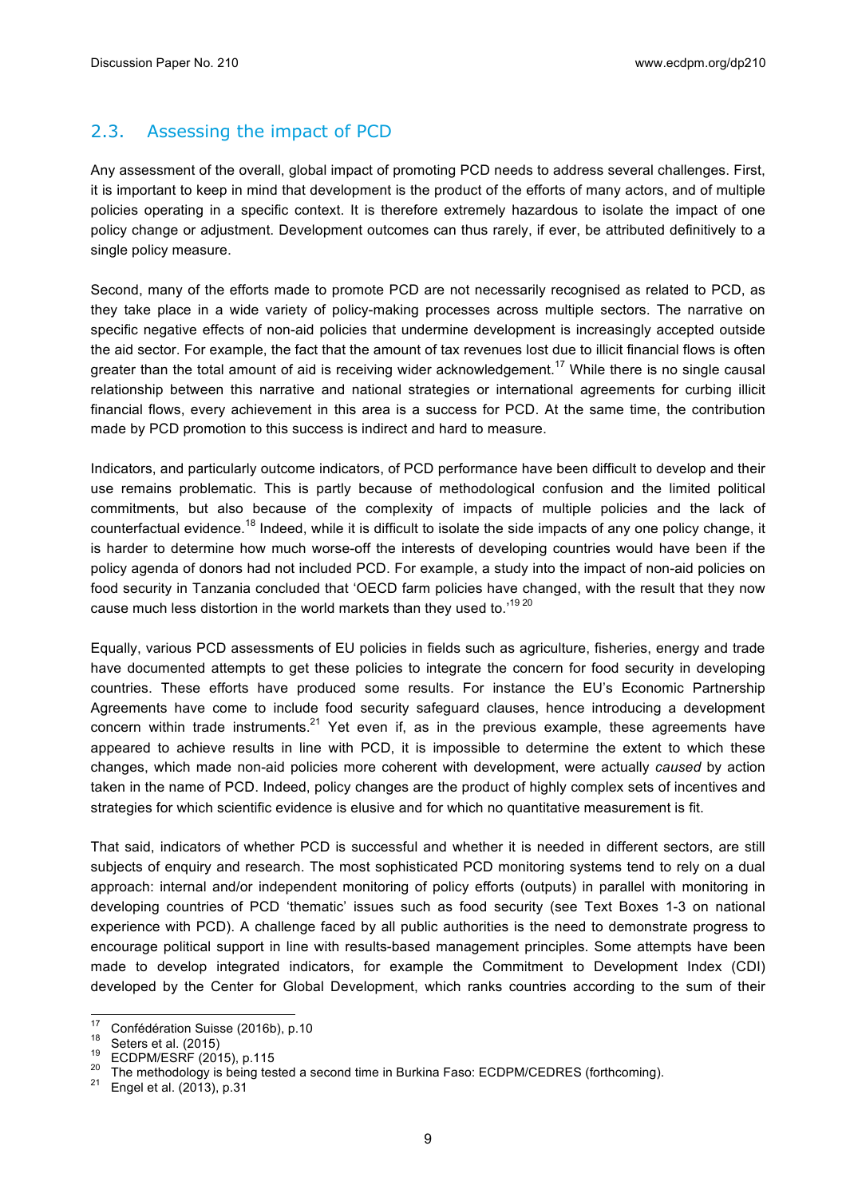## 2.3. Assessing the impact of PCD

Any assessment of the overall, global impact of promoting PCD needs to address several challenges. First, it is important to keep in mind that development is the product of the efforts of many actors, and of multiple policies operating in a specific context. It is therefore extremely hazardous to isolate the impact of one policy change or adjustment. Development outcomes can thus rarely, if ever, be attributed definitively to a single policy measure.

Second, many of the efforts made to promote PCD are not necessarily recognised as related to PCD, as they take place in a wide variety of policy-making processes across multiple sectors. The narrative on specific negative effects of non-aid policies that undermine development is increasingly accepted outside the aid sector. For example, the fact that the amount of tax revenues lost due to illicit financial flows is often greater than the total amount of aid is receiving wider acknowledgement.[17] While there is no single causal relationship between this narrative and national strategies or international agreements for curbing illicit financial flows, every achievement in this area is a success for PCD. At the same time, the contribution made by PCD promotion to this success is indirect and hard to measure.

Indicators, and particularly outcome indicators, of PCD performance have been difficult to develop and their use remains problematic. This is partly because of methodological confusion and the limited political commitments, but also because of the complexity of impacts of multiple policies and the lack of counterfactual evidence.[18] Indeed, while it is difficult to isolate the side impacts of any one policy change, it is harder to determine how much worse-off the interests of developing countries would have been if the policy agenda of donors had not included PCD. For example, a study into the impact of non-aid policies on food security in Tanzania concluded that 'OECD farm policies have changed, with the result that they now cause much less distortion in the world markets than they used to.'[19] [20]

Equally, various PCD assessments of EU policies in fields such as agriculture, fisheries, energy and trade have documented attempts to get these policies to integrate the concern for food security in developing countries. These efforts have produced some results. For instance the EU's Economic Partnership Agreements have come to include food security safeguard clauses, hence introducing a development concern within trade instruments.[21] Yet even if, as in the previous example, these agreements have appeared to achieve results in line with PCD, it is impossible to determine the extent to which these changes, which made non-aid policies more coherent with development, were actually *caused* by action taken in the name of PCD. Indeed, policy changes are the product of highly complex sets of incentives and strategies for which scientific evidence is elusive and for which no quantitative measurement is fit.

That said, indicators of whether PCD is successful and whether it is needed in different sectors, are still subjects of enquiry and research. The most sophisticated PCD monitoring systems tend to rely on a dual approach: internal and/or independent monitoring of policy efforts (outputs) in parallel with monitoring in developing countries of PCD 'thematic' issues such as food security (see Text Boxes 1-3 on national experience with PCD). A challenge faced by all public authorities is the need to demonstrate progress to encourage political support in line with results-based management principles. Some attempts have been made to develop integrated indicators, for example the Commitment to Development Index (CDI) developed by the Center for Global Development, which ranks countries according to the sum of their

---

[17] Confédération Suisse (2016b), p.10
[18] Seters et al. (2015)
[19] ECDPM/ESRF (2015), p.115
[20] The methodology is being tested a second time in Burkina Faso: ECDPM/CEDRES (forthcoming).
[21] Engel et al. (2013), p.31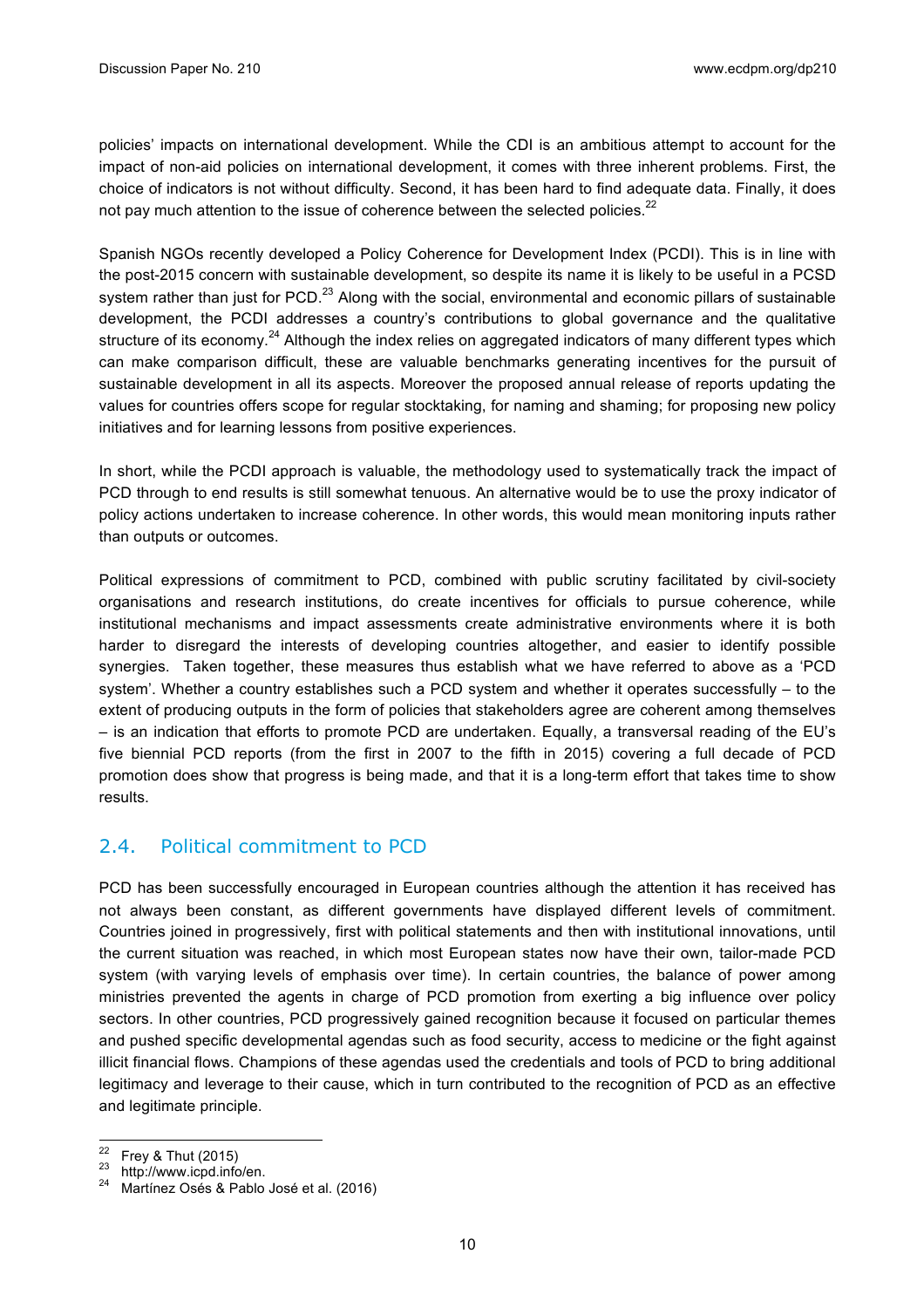policies' impacts on international development. While the CDI is an ambitious attempt to account for the impact of non-aid policies on international development, it comes with three inherent problems. First, the choice of indicators is not without difficulty. Second, it has been hard to find adequate data. Finally, it does not pay much attention to the issue of coherence between the selected policies.[22]

Spanish NGOs recently developed a Policy Coherence for Development Index (PCDI). This is in line with the post-2015 concern with sustainable development, so despite its name it is likely to be useful in a PCSD system rather than just for PCD.[23] Along with the social, environmental and economic pillars of sustainable development, the PCDI addresses a country's contributions to global governance and the qualitative structure of its economy.[24] Although the index relies on aggregated indicators of many different types which can make comparison difficult, these are valuable benchmarks generating incentives for the pursuit of sustainable development in all its aspects. Moreover the proposed annual release of reports updating the values for countries offers scope for regular stocktaking, for naming and shaming; for proposing new policy initiatives and for learning lessons from positive experiences.

In short, while the PCDI approach is valuable, the methodology used to systematically track the impact of PCD through to end results is still somewhat tenuous. An alternative would be to use the proxy indicator of policy actions undertaken to increase coherence. In other words, this would mean monitoring inputs rather than outputs or outcomes.

Political expressions of commitment to PCD, combined with public scrutiny facilitated by civil-society organisations and research institutions, do create incentives for officials to pursue coherence, while institutional mechanisms and impact assessments create administrative environments where it is both harder to disregard the interests of developing countries altogether, and easier to identify possible synergies. Taken together, these measures thus establish what we have referred to above as a 'PCD system'. Whether a country establishes such a PCD system and whether it operates successfully – to the extent of producing outputs in the form of policies that stakeholders agree are coherent among themselves – is an indication that efforts to promote PCD are undertaken. Equally, a transversal reading of the EU's five biennial PCD reports (from the first in 2007 to the fifth in 2015) covering a full decade of PCD promotion does show that progress is being made, and that it is a long-term effort that takes time to show results.

## 2.4. Political commitment to PCD

PCD has been successfully encouraged in European countries although the attention it has received has not always been constant, as different governments have displayed different levels of commitment. Countries joined in progressively, first with political statements and then with institutional innovations, until the current situation was reached, in which most European states now have their own, tailor-made PCD system (with varying levels of emphasis over time). In certain countries, the balance of power among ministries prevented the agents in charge of PCD promotion from exerting a big influence over policy sectors. In other countries, PCD progressively gained recognition because it focused on particular themes and pushed specific developmental agendas such as food security, access to medicine or the fight against illicit financial flows. Champions of these agendas used the credentials and tools of PCD to bring additional legitimacy and leverage to their cause, which in turn contributed to the recognition of PCD as an effective and legitimate principle.

---

[22] Frey & Thut (2015)

[23] http://www.icpd.info/en.

[24] Martínez Osés & Pablo José et al. (2016)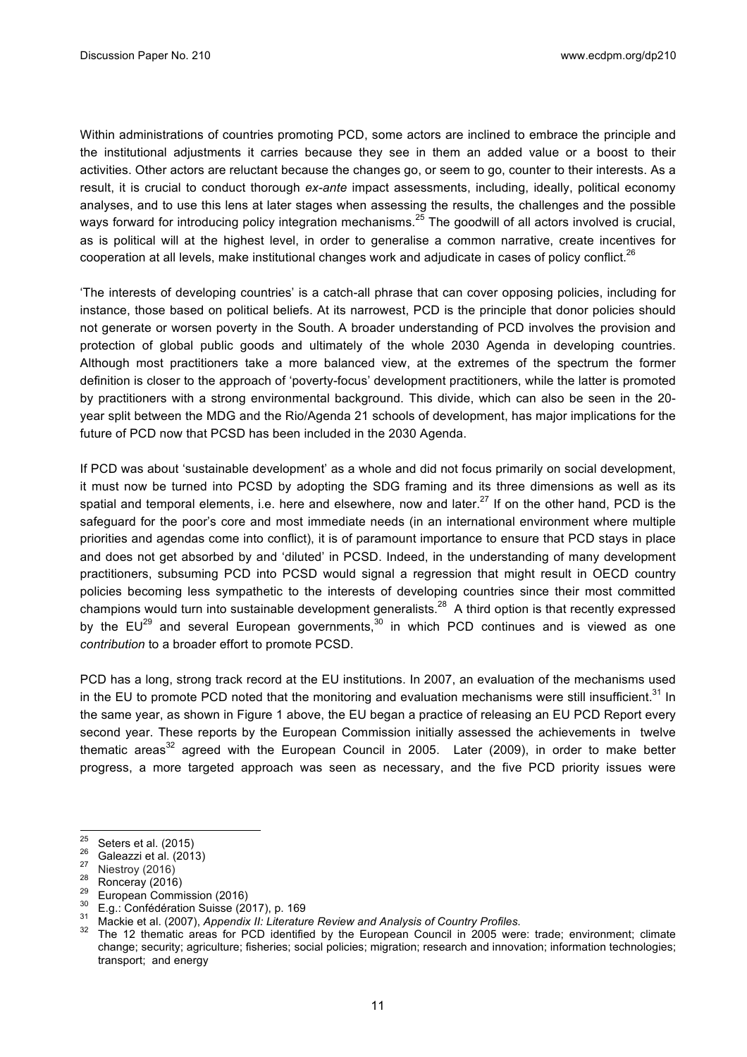Within administrations of countries promoting PCD, some actors are inclined to embrace the principle and the institutional adjustments it carries because they see in them an added value or a boost to their activities. Other actors are reluctant because the changes go, or seem to go, counter to their interests. As a result, it is crucial to conduct thorough *ex-ante* impact assessments, including, ideally, political economy analyses, and to use this lens at later stages when assessing the results, the challenges and the possible ways forward for introducing policy integration mechanisms.[25] The goodwill of all actors involved is crucial, as is political will at the highest level, in order to generalise a common narrative, create incentives for cooperation at all levels, make institutional changes work and adjudicate in cases of policy conflict.[26]

'The interests of developing countries' is a catch-all phrase that can cover opposing policies, including for instance, those based on political beliefs. At its narrowest, PCD is the principle that donor policies should not generate or worsen poverty in the South. A broader understanding of PCD involves the provision and protection of global public goods and ultimately of the whole 2030 Agenda in developing countries. Although most practitioners take a more balanced view, at the extremes of the spectrum the former definition is closer to the approach of 'poverty-focus' development practitioners, while the latter is promoted by practitioners with a strong environmental background. This divide, which can also be seen in the 20-year split between the MDG and the Rio/Agenda 21 schools of development, has major implications for the future of PCD now that PCSD has been included in the 2030 Agenda.

If PCD was about 'sustainable development' as a whole and did not focus primarily on social development, it must now be turned into PCSD by adopting the SDG framing and its three dimensions as well as its spatial and temporal elements, i.e. here and elsewhere, now and later.[27] If on the other hand, PCD is the safeguard for the poor's core and most immediate needs (in an international environment where multiple priorities and agendas come into conflict), it is of paramount importance to ensure that PCD stays in place and does not get absorbed by and 'diluted' in PCSD. Indeed, in the understanding of many development practitioners, subsuming PCD into PCSD would signal a regression that might result in OECD country policies becoming less sympathetic to the interests of developing countries since their most committed champions would turn into sustainable development generalists.[28] A third option is that recently expressed by the EU[29] and several European governments,[30] in which PCD continues and is viewed as one *contribution* to a broader effort to promote PCSD.

PCD has a long, strong track record at the EU institutions. In 2007, an evaluation of the mechanisms used in the EU to promote PCD noted that the monitoring and evaluation mechanisms were still insufficient.[31] In the same year, as shown in Figure 1 above, the EU began a practice of releasing an EU PCD Report every second year. These reports by the European Commission initially assessed the achievements in twelve thematic areas[32] agreed with the European Council in 2005. Later (2009), in order to make better progress, a more targeted approach was seen as necessary, and the five PCD priority issues were

---

[25] Seters et al. (2015)

[26] Galeazzi et al. (2013)

[27] Niestroy (2016)

[28] Ronceray (2016)

[29] European Commission (2016)

[30] E.g.: Confédération Suisse (2017), p. 169

[31] Mackie et al. (2007), *Appendix II: Literature Review and Analysis of Country Profiles.*

[32] The 12 thematic areas for PCD identified by the European Council in 2005 were: trade; environment; climate change; security; agriculture; fisheries; social policies; migration; research and innovation; information technologies; transport; and energy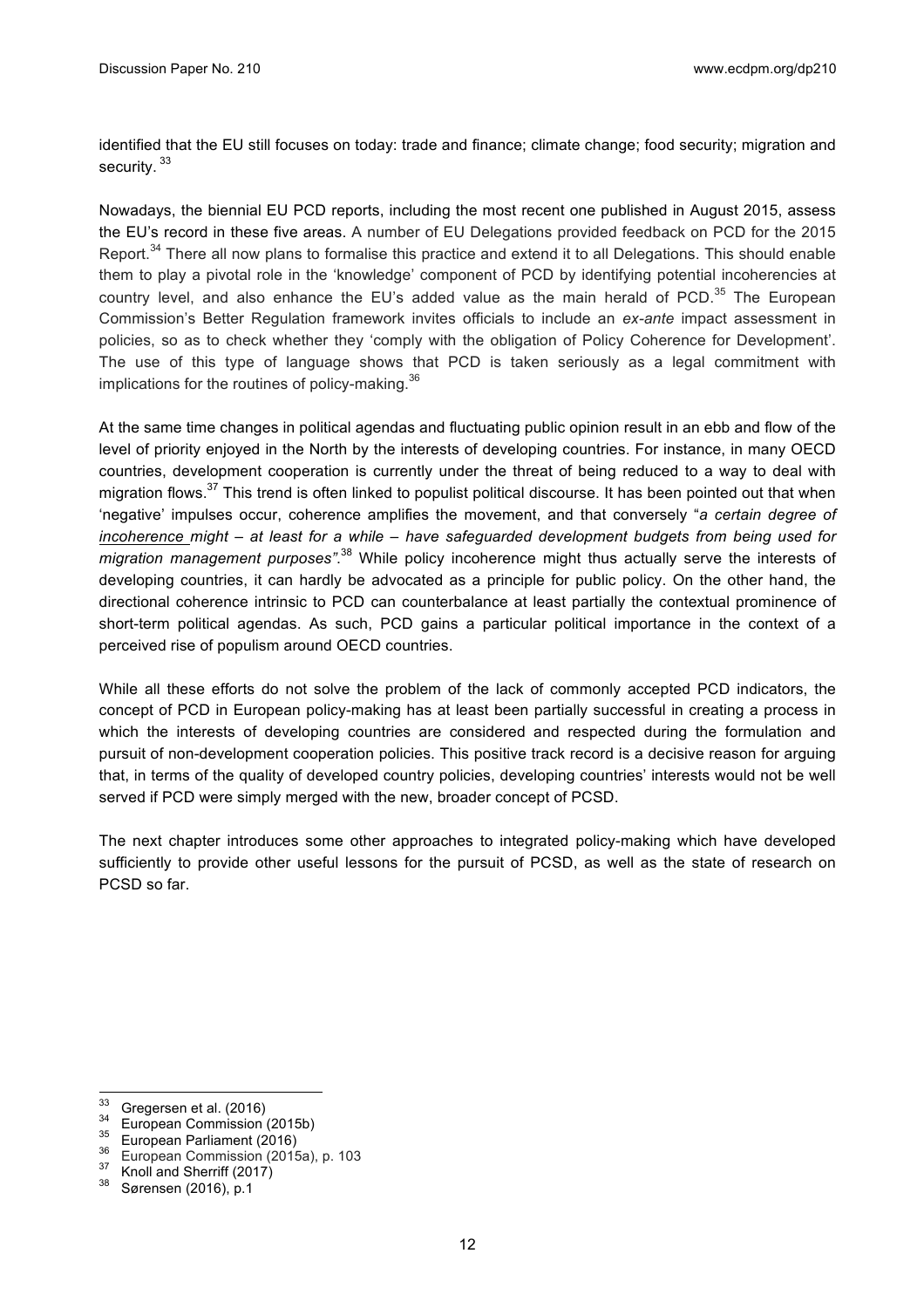identified that the EU still focuses on today: trade and finance; climate change; food security; migration and security. [33]

Nowadays, the biennial EU PCD reports, including the most recent one published in August 2015, assess the EU's record in these five areas. A number of EU Delegations provided feedback on PCD for the 2015 Report.[34] There all now plans to formalise this practice and extend it to all Delegations. This should enable them to play a pivotal role in the 'knowledge' component of PCD by identifying potential incoherencies at country level, and also enhance the EU's added value as the main herald of PCD.[35] The European Commission's Better Regulation framework invites officials to include an *ex-ante* impact assessment in policies, so as to check whether they 'comply with the obligation of Policy Coherence for Development'. The use of this type of language shows that PCD is taken seriously as a legal commitment with implications for the routines of policy-making.[36]

At the same time changes in political agendas and fluctuating public opinion result in an ebb and flow of the level of priority enjoyed in the North by the interests of developing countries. For instance, in many OECD countries, development cooperation is currently under the threat of being reduced to a way to deal with migration flows.[37] This trend is often linked to populist political discourse. It has been pointed out that when 'negative' impulses occur, coherence amplifies the movement, and that conversely "*a certain degree of incoherence might – at least for a while – have safeguarded development budgets from being used for migration management purposes"*.[38] While policy incoherence might thus actually serve the interests of developing countries, it can hardly be advocated as a principle for public policy. On the other hand, the directional coherence intrinsic to PCD can counterbalance at least partially the contextual prominence of short-term political agendas. As such, PCD gains a particular political importance in the context of a perceived rise of populism around OECD countries.

While all these efforts do not solve the problem of the lack of commonly accepted PCD indicators, the concept of PCD in European policy-making has at least been partially successful in creating a process in which the interests of developing countries are considered and respected during the formulation and pursuit of non-development cooperation policies. This positive track record is a decisive reason for arguing that, in terms of the quality of developed country policies, developing countries' interests would not be well served if PCD were simply merged with the new, broader concept of PCSD.

The next chapter introduces some other approaches to integrated policy-making which have developed sufficiently to provide other useful lessons for the pursuit of PCSD, as well as the state of research on PCSD so far.

---

[33] Gregersen et al. (2016)
[34] European Commission (2015b)
[35] European Parliament (2016)
[36] European Commission (2015a), p. 103
[37] Knoll and Sherriff (2017)
[38] Sørensen (2016), p.1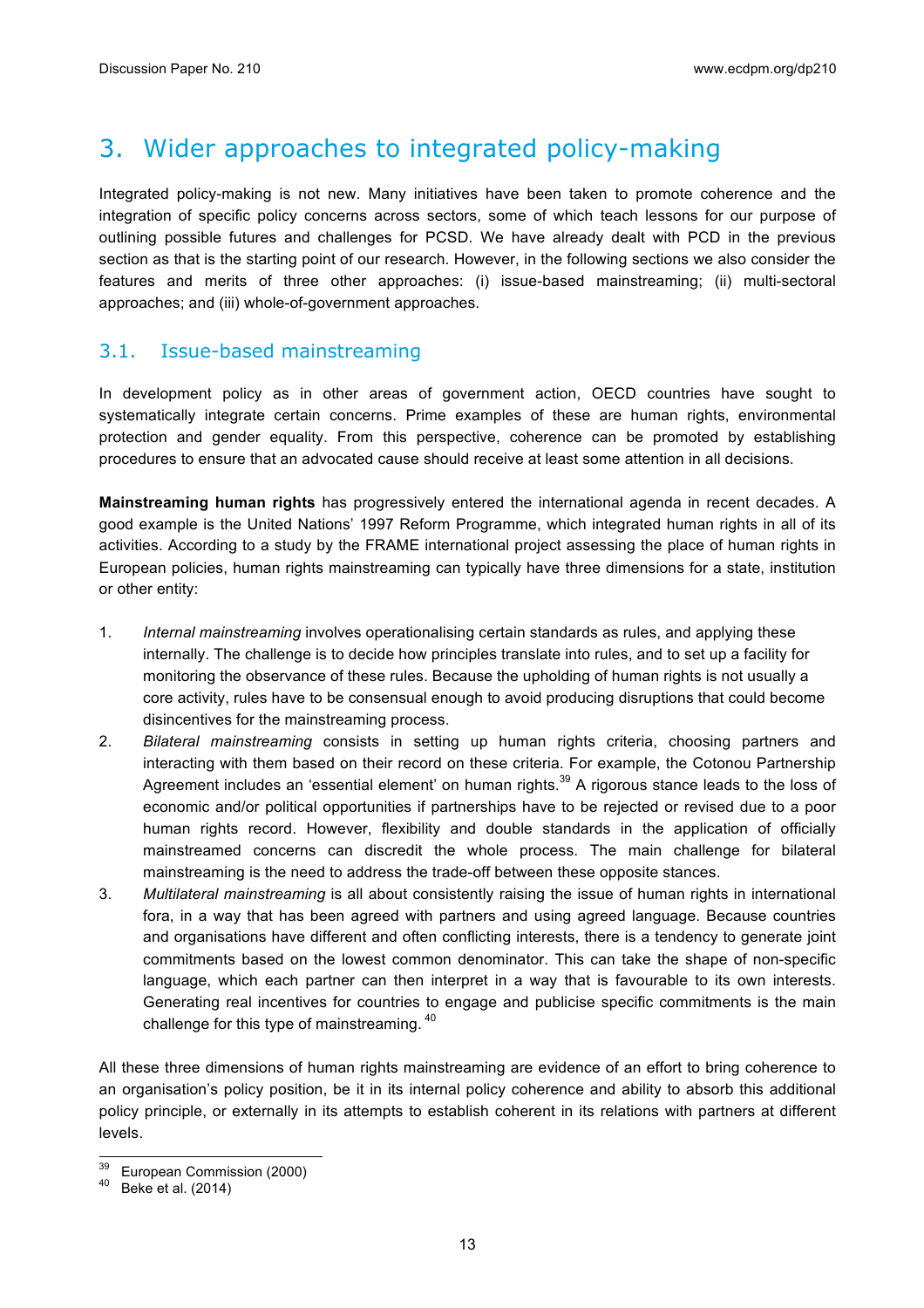# 3. Wider approaches to integrated policy-making

Integrated policy-making is not new. Many initiatives have been taken to promote coherence and the integration of specific policy concerns across sectors, some of which teach lessons for our purpose of outlining possible futures and challenges for PCSD. We have already dealt with PCD in the previous section as that is the starting point of our research. However, in the following sections we also consider the features and merits of three other approaches: (i) issue-based mainstreaming; (ii) multi-sectoral approaches; and (iii) whole-of-government approaches.

## 3.1. Issue-based mainstreaming

In development policy as in other areas of government action, OECD countries have sought to systematically integrate certain concerns. Prime examples of these are human rights, environmental protection and gender equality. From this perspective, coherence can be promoted by establishing procedures to ensure that an advocated cause should receive at least some attention in all decisions.

**Mainstreaming human rights** has progressively entered the international agenda in recent decades. A good example is the United Nations' 1997 Reform Programme, which integrated human rights in all of its activities. According to a study by the FRAME international project assessing the place of human rights in European policies, human rights mainstreaming can typically have three dimensions for a state, institution or other entity:

1. *Internal mainstreaming* involves operationalising certain standards as rules, and applying these internally. The challenge is to decide how principles translate into rules, and to set up a facility for monitoring the observance of these rules. Because the upholding of human rights is not usually a core activity, rules have to be consensual enough to avoid producing disruptions that could become disincentives for the mainstreaming process.
2. *Bilateral mainstreaming* consists in setting up human rights criteria, choosing partners and interacting with them based on their record on these criteria. For example, the Cotonou Partnership Agreement includes an 'essential element' on human rights.[39] A rigorous stance leads to the loss of economic and/or political opportunities if partnerships have to be rejected or revised due to a poor human rights record. However, flexibility and double standards in the application of officially mainstreamed concerns can discredit the whole process. The main challenge for bilateral mainstreaming is the need to address the trade-off between these opposite stances.
3. *Multilateral mainstreaming* is all about consistently raising the issue of human rights in international fora, in a way that has been agreed with partners and using agreed language. Because countries and organisations have different and often conflicting interests, there is a tendency to generate joint commitments based on the lowest common denominator. This can take the shape of non-specific language, which each partner can then interpret in a way that is favourable to its own interests. Generating real incentives for countries to engage and publicise specific commitments is the main challenge for this type of mainstreaming. [40]

All these three dimensions of human rights mainstreaming are evidence of an effort to bring coherence to an organisation's policy position, be it in its internal policy coherence and ability to absorb this additional policy principle, or externally in its attempts to establish coherent in its relations with partners at different levels.

[39] European Commission (2000)

[40] Beke et al. (2014)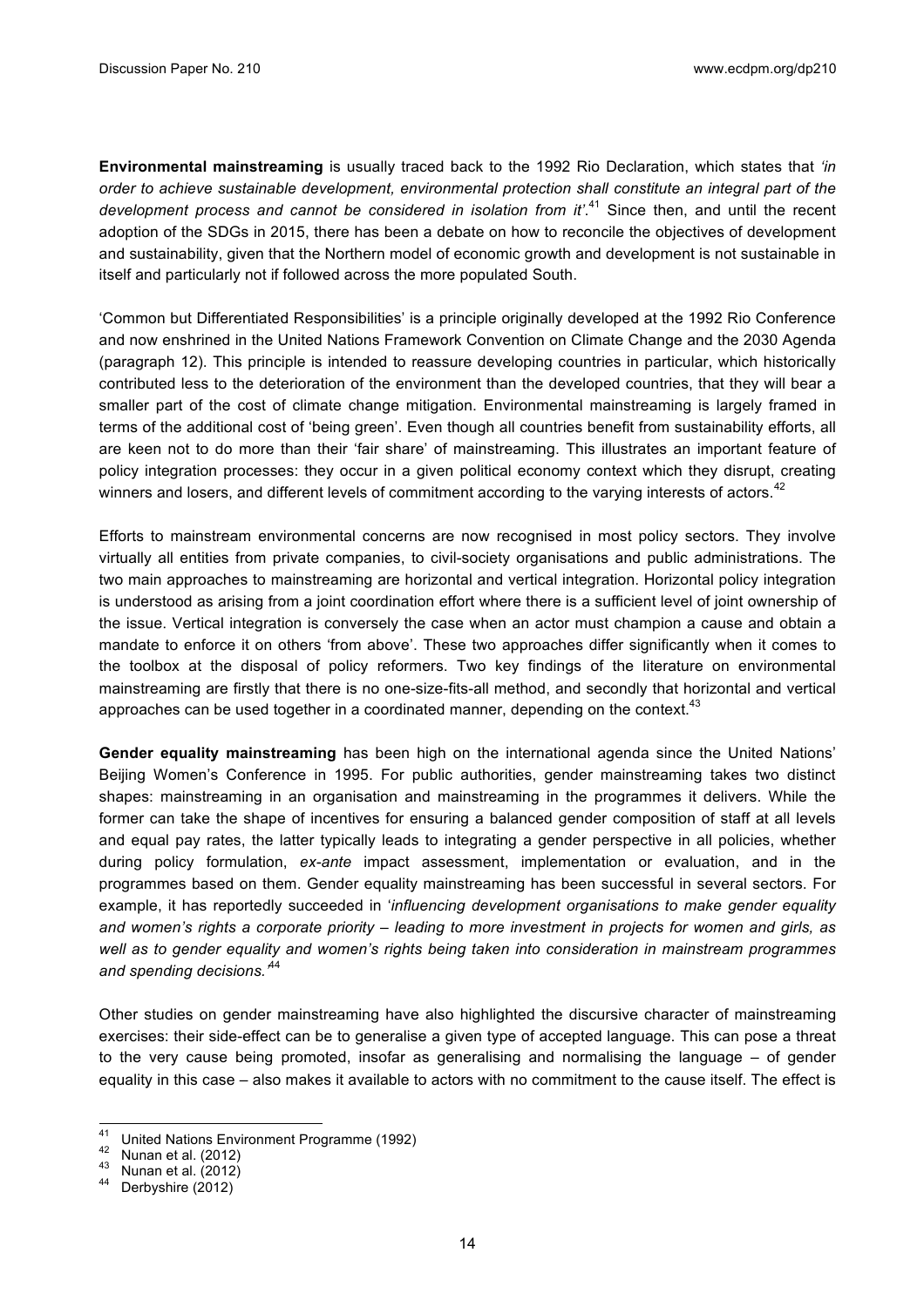**Environmental mainstreaming** is usually traced back to the 1992 Rio Declaration, which states that *'in order to achieve sustainable development, environmental protection shall constitute an integral part of the development process and cannot be considered in isolation from it'*.[41] Since then, and until the recent adoption of the SDGs in 2015, there has been a debate on how to reconcile the objectives of development and sustainability, given that the Northern model of economic growth and development is not sustainable in itself and particularly not if followed across the more populated South.

'Common but Differentiated Responsibilities' is a principle originally developed at the 1992 Rio Conference and now enshrined in the United Nations Framework Convention on Climate Change and the 2030 Agenda (paragraph 12). This principle is intended to reassure developing countries in particular, which historically contributed less to the deterioration of the environment than the developed countries, that they will bear a smaller part of the cost of climate change mitigation. Environmental mainstreaming is largely framed in terms of the additional cost of 'being green'. Even though all countries benefit from sustainability efforts, all are keen not to do more than their 'fair share' of mainstreaming. This illustrates an important feature of policy integration processes: they occur in a given political economy context which they disrupt, creating winners and losers, and different levels of commitment according to the varying interests of actors.[42]

Efforts to mainstream environmental concerns are now recognised in most policy sectors. They involve virtually all entities from private companies, to civil-society organisations and public administrations. The two main approaches to mainstreaming are horizontal and vertical integration. Horizontal policy integration is understood as arising from a joint coordination effort where there is a sufficient level of joint ownership of the issue. Vertical integration is conversely the case when an actor must champion a cause and obtain a mandate to enforce it on others 'from above'. These two approaches differ significantly when it comes to the toolbox at the disposal of policy reformers. Two key findings of the literature on environmental mainstreaming are firstly that there is no one-size-fits-all method, and secondly that horizontal and vertical approaches can be used together in a coordinated manner, depending on the context.[43]

**Gender equality mainstreaming** has been high on the international agenda since the United Nations' Beijing Women's Conference in 1995. For public authorities, gender mainstreaming takes two distinct shapes: mainstreaming in an organisation and mainstreaming in the programmes it delivers. While the former can take the shape of incentives for ensuring a balanced gender composition of staff at all levels and equal pay rates, the latter typically leads to integrating a gender perspective in all policies, whether during policy formulation, *ex-ante* impact assessment, implementation or evaluation, and in the programmes based on them. Gender equality mainstreaming has been successful in several sectors. For example, it has reportedly succeeded in '*influencing development organisations to make gender equality and women's rights a corporate priority – leading to more investment in projects for women and girls, as well as to gender equality and women's rights being taken into consideration in mainstream programmes and spending decisions.'*[44]

Other studies on gender mainstreaming have also highlighted the discursive character of mainstreaming exercises: their side-effect can be to generalise a given type of accepted language. This can pose a threat to the very cause being promoted, insofar as generalising and normalising the language – of gender equality in this case – also makes it available to actors with no commitment to the cause itself. The effect is

---

[41] United Nations Environment Programme (1992)

[42] Nunan et al. (2012)

[43] Nunan et al. (2012)

[44] Derbyshire (2012)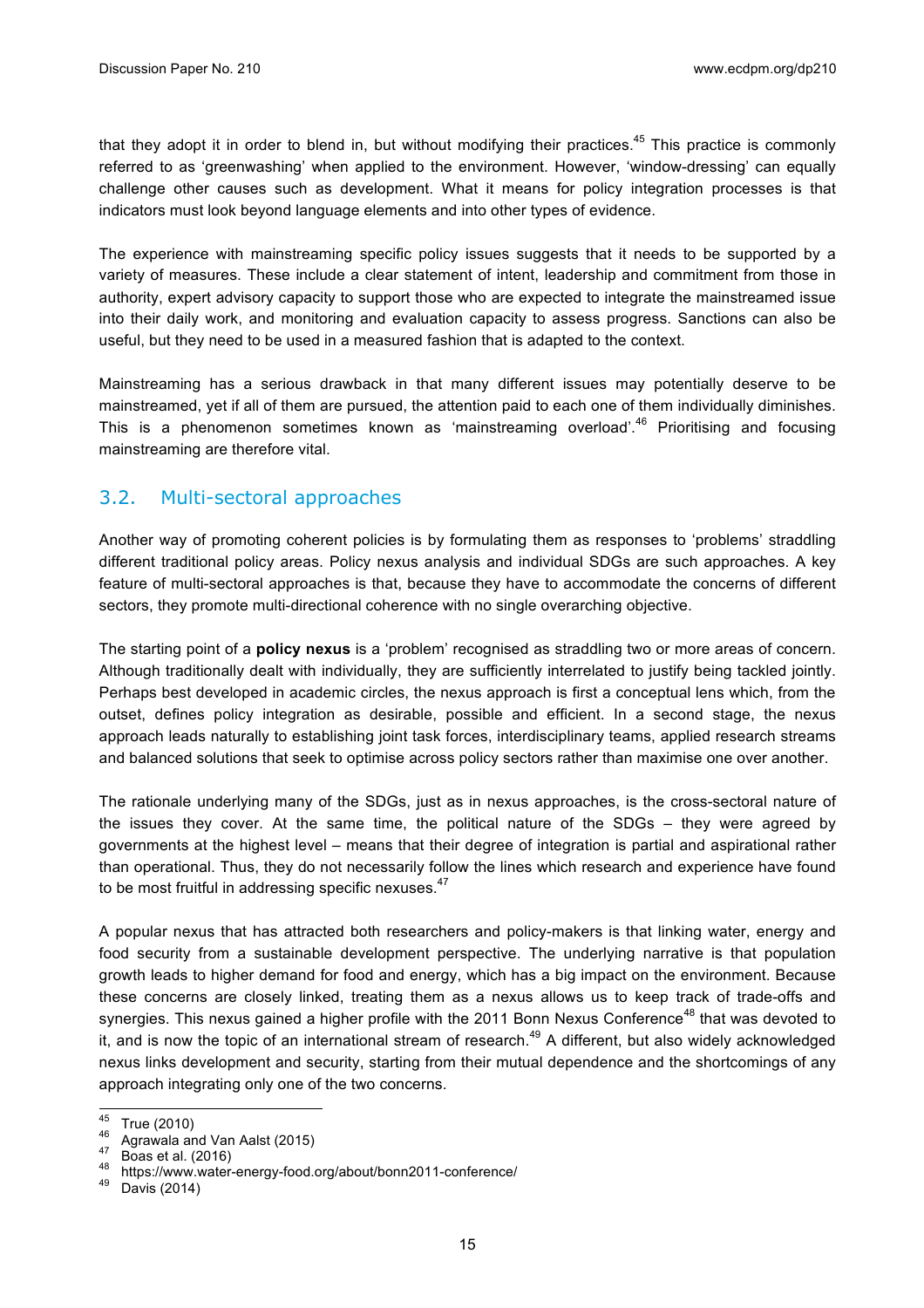that they adopt it in order to blend in, but without modifying their practices.[45] This practice is commonly referred to as 'greenwashing' when applied to the environment. However, 'window-dressing' can equally challenge other causes such as development. What it means for policy integration processes is that indicators must look beyond language elements and into other types of evidence.

The experience with mainstreaming specific policy issues suggests that it needs to be supported by a variety of measures. These include a clear statement of intent, leadership and commitment from those in authority, expert advisory capacity to support those who are expected to integrate the mainstreamed issue into their daily work, and monitoring and evaluation capacity to assess progress. Sanctions can also be useful, but they need to be used in a measured fashion that is adapted to the context.

Mainstreaming has a serious drawback in that many different issues may potentially deserve to be mainstreamed, yet if all of them are pursued, the attention paid to each one of them individually diminishes. This is a phenomenon sometimes known as 'mainstreaming overload'.[46] Prioritising and focusing mainstreaming are therefore vital.

## 3.2. Multi-sectoral approaches

Another way of promoting coherent policies is by formulating them as responses to 'problems' straddling different traditional policy areas. Policy nexus analysis and individual SDGs are such approaches. A key feature of multi-sectoral approaches is that, because they have to accommodate the concerns of different sectors, they promote multi-directional coherence with no single overarching objective.

The starting point of a **policy nexus** is a 'problem' recognised as straddling two or more areas of concern. Although traditionally dealt with individually, they are sufficiently interrelated to justify being tackled jointly. Perhaps best developed in academic circles, the nexus approach is first a conceptual lens which, from the outset, defines policy integration as desirable, possible and efficient. In a second stage, the nexus approach leads naturally to establishing joint task forces, interdisciplinary teams, applied research streams and balanced solutions that seek to optimise across policy sectors rather than maximise one over another.

The rationale underlying many of the SDGs, just as in nexus approaches, is the cross-sectoral nature of the issues they cover. At the same time, the political nature of the SDGs – they were agreed by governments at the highest level – means that their degree of integration is partial and aspirational rather than operational. Thus, they do not necessarily follow the lines which research and experience have found to be most fruitful in addressing specific nexuses.[47]

A popular nexus that has attracted both researchers and policy-makers is that linking water, energy and food security from a sustainable development perspective. The underlying narrative is that population growth leads to higher demand for food and energy, which has a big impact on the environment. Because these concerns are closely linked, treating them as a nexus allows us to keep track of trade-offs and synergies. This nexus gained a higher profile with the 2011 Bonn Nexus Conference[48] that was devoted to it, and is now the topic of an international stream of research.[49] A different, but also widely acknowledged nexus links development and security, starting from their mutual dependence and the shortcomings of any approach integrating only one of the two concerns.

---

[45] True (2010)
[46] Agrawala and Van Aalst (2015)
[47] Boas et al. (2016)
[48] https://www.water-energy-food.org/about/bonn2011-conference/
[49] Davis (2014)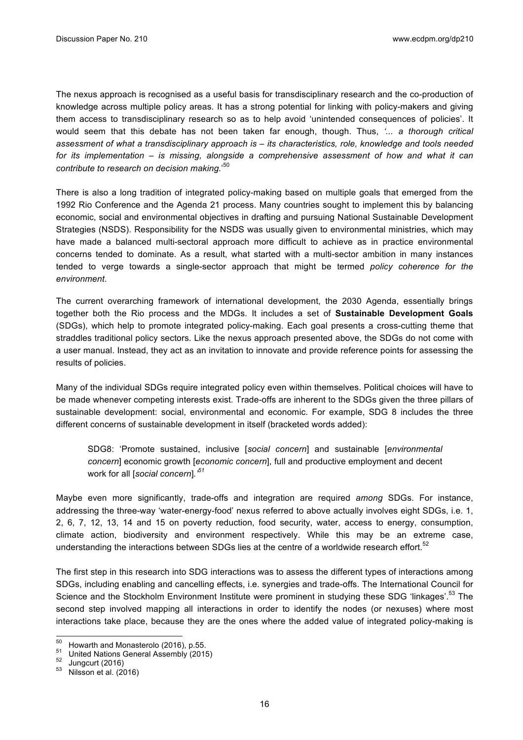The nexus approach is recognised as a useful basis for transdisciplinary research and the co-production of knowledge across multiple policy areas. It has a strong potential for linking with policy-makers and giving them access to transdisciplinary research so as to help avoid 'unintended consequences of policies'. It would seem that this debate has not been taken far enough, though. Thus, *'... a thorough critical assessment of what a transdisciplinary approach is – its characteristics, role, knowledge and tools needed for its implementation – is missing, alongside a comprehensive assessment of how and what it can contribute to research on decision making.*'[50]

There is also a long tradition of integrated policy-making based on multiple goals that emerged from the 1992 Rio Conference and the Agenda 21 process. Many countries sought to implement this by balancing economic, social and environmental objectives in drafting and pursuing National Sustainable Development Strategies (NSDS). Responsibility for the NSDS was usually given to environmental ministries, which may have made a balanced multi-sectoral approach more difficult to achieve as in practice environmental concerns tended to dominate. As a result, what started with a multi-sector ambition in many instances tended to verge towards a single-sector approach that might be termed *policy coherence for the environment*.

The current overarching framework of international development, the 2030 Agenda, essentially brings together both the Rio process and the MDGs. It includes a set of **Sustainable Development Goals** (SDGs), which help to promote integrated policy-making. Each goal presents a cross-cutting theme that straddles traditional policy sectors. Like the nexus approach presented above, the SDGs do not come with a user manual. Instead, they act as an invitation to innovate and provide reference points for assessing the results of policies.

Many of the individual SDGs require integrated policy even within themselves. Political choices will have to be made whenever competing interests exist. Trade-offs are inherent to the SDGs given the three pillars of sustainable development: social, environmental and economic. For example, SDG 8 includes the three different concerns of sustainable development in itself (bracketed words added):

> SDG8: 'Promote sustained, inclusive [*social concern*] and sustainable [*environmental concern*] economic growth [*economic concern*], full and productive employment and decent work for all [*social concern*].'[51]

Maybe even more significantly, trade-offs and integration are required *among* SDGs. For instance, addressing the three-way 'water-energy-food' nexus referred to above actually involves eight SDGs, i.e. 1, 2, 6, 7, 12, 13, 14 and 15 on poverty reduction, food security, water, access to energy, consumption, climate action, biodiversity and environment respectively. While this may be an extreme case, understanding the interactions between SDGs lies at the centre of a worldwide research effort.[52]

The first step in this research into SDG interactions was to assess the different types of interactions among SDGs, including enabling and cancelling effects, i.e. synergies and trade-offs. The International Council for Science and the Stockholm Environment Institute were prominent in studying these SDG 'linkages'.[53] The second step involved mapping all interactions in order to identify the nodes (or nexuses) where most interactions take place, because they are the ones where the added value of integrated policy-making is

---

[50] Howarth and Monasterolo (2016), p.55.
[51] United Nations General Assembly (2015)
[52] Jungcurt (2016)
[53] Nilsson et al. (2016)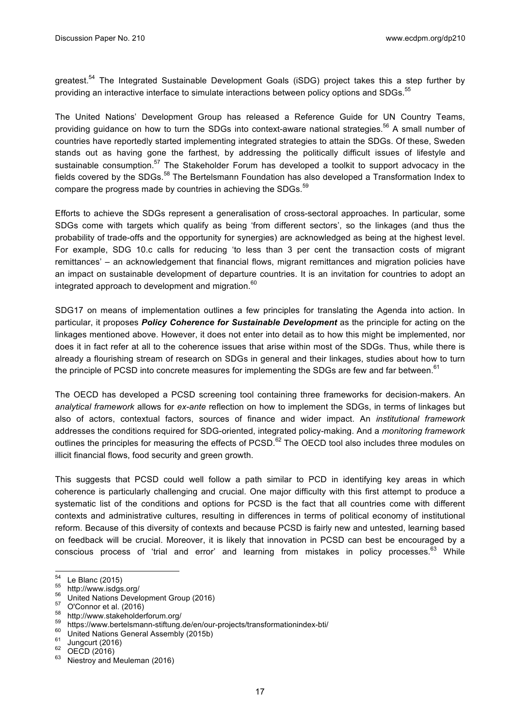greatest.[54] The Integrated Sustainable Development Goals (iSDG) project takes this a step further by providing an interactive interface to simulate interactions between policy options and SDGs.[55]

The United Nations' Development Group has released a Reference Guide for UN Country Teams, providing guidance on how to turn the SDGs into context-aware national strategies.[56] A small number of countries have reportedly started implementing integrated strategies to attain the SDGs. Of these, Sweden stands out as having gone the farthest, by addressing the politically difficult issues of lifestyle and sustainable consumption.[57] The Stakeholder Forum has developed a toolkit to support advocacy in the fields covered by the SDGs.[58] The Bertelsmann Foundation has also developed a Transformation Index to compare the progress made by countries in achieving the SDGs.[59]

Efforts to achieve the SDGs represent a generalisation of cross-sectoral approaches. In particular, some SDGs come with targets which qualify as being 'from different sectors', so the linkages (and thus the probability of trade-offs and the opportunity for synergies) are acknowledged as being at the highest level. For example, SDG 10.c calls for reducing 'to less than 3 per cent the transaction costs of migrant remittances' – an acknowledgement that financial flows, migrant remittances and migration policies have an impact on sustainable development of departure countries. It is an invitation for countries to adopt an integrated approach to development and migration.[60]

SDG17 on means of implementation outlines a few principles for translating the Agenda into action. In particular, it proposes ***Policy Coherence for Sustainable Development*** as the principle for acting on the linkages mentioned above. However, it does not enter into detail as to how this might be implemented, nor does it in fact refer at all to the coherence issues that arise within most of the SDGs. Thus, while there is already a flourishing stream of research on SDGs in general and their linkages, studies about how to turn the principle of PCSD into concrete measures for implementing the SDGs are few and far between.[61]

The OECD has developed a PCSD screening tool containing three frameworks for decision-makers. An *analytical framework* allows for *ex-ante* reflection on how to implement the SDGs, in terms of linkages but also of actors, contextual factors, sources of finance and wider impact. An *institutional framework* addresses the conditions required for SDG-oriented, integrated policy-making. And a *monitoring framework* outlines the principles for measuring the effects of PCSD.[62] The OECD tool also includes three modules on illicit financial flows, food security and green growth.

This suggests that PCSD could well follow a path similar to PCD in identifying key areas in which coherence is particularly challenging and crucial. One major difficulty with this first attempt to produce a systematic list of the conditions and options for PCSD is the fact that all countries come with different contexts and administrative cultures, resulting in differences in terms of political economy of institutional reform. Because of this diversity of contexts and because PCSD is fairly new and untested, learning based on feedback will be crucial. Moreover, it is likely that innovation in PCSD can best be encouraged by a conscious process of 'trial and error' and learning from mistakes in policy processes.[63] While

---

[54] Le Blanc (2015)
[55] http://www.isdgs.org/
[56] United Nations Development Group (2016)
[57] O'Connor et al. (2016)
[58] http://www.stakeholderforum.org/
[59] https://www.bertelsmann-stiftung.de/en/our-projects/transformationindex-bti/
[60] United Nations General Assembly (2015b)
[61] Jungcurt (2016)
[62] OECD (2016)
[63] Niestroy and Meuleman (2016)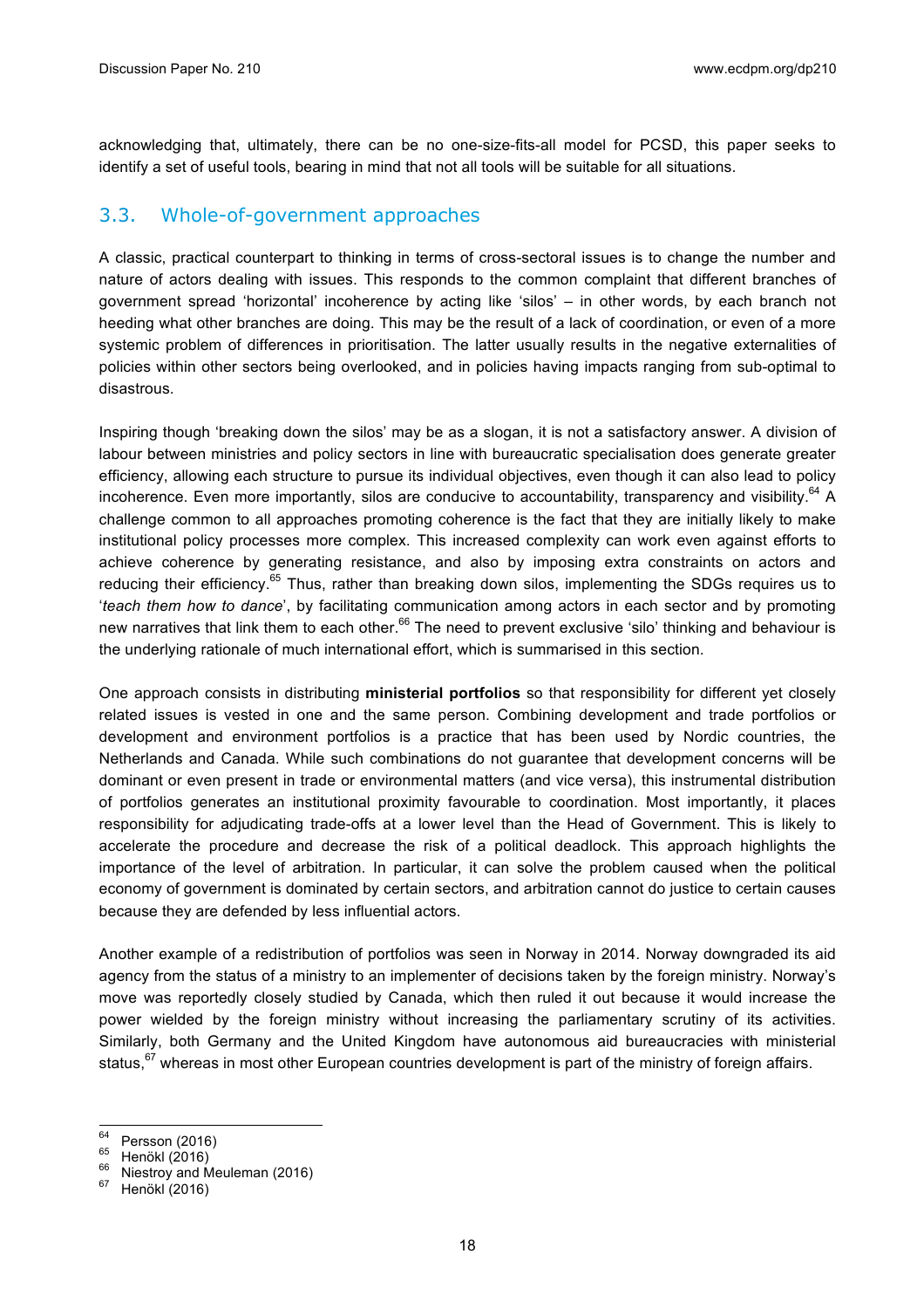acknowledging that, ultimately, there can be no one-size-fits-all model for PCSD, this paper seeks to identify a set of useful tools, bearing in mind that not all tools will be suitable for all situations.

## 3.3. Whole-of-government approaches

A classic, practical counterpart to thinking in terms of cross-sectoral issues is to change the number and nature of actors dealing with issues. This responds to the common complaint that different branches of government spread 'horizontal' incoherence by acting like 'silos' – in other words, by each branch not heeding what other branches are doing. This may be the result of a lack of coordination, or even of a more systemic problem of differences in prioritisation. The latter usually results in the negative externalities of policies within other sectors being overlooked, and in policies having impacts ranging from sub-optimal to disastrous.

Inspiring though 'breaking down the silos' may be as a slogan, it is not a satisfactory answer. A division of labour between ministries and policy sectors in line with bureaucratic specialisation does generate greater efficiency, allowing each structure to pursue its individual objectives, even though it can also lead to policy incoherence. Even more importantly, silos are conducive to accountability, transparency and visibility.[64] A challenge common to all approaches promoting coherence is the fact that they are initially likely to make institutional policy processes more complex. This increased complexity can work even against efforts to achieve coherence by generating resistance, and also by imposing extra constraints on actors and reducing their efficiency.[65] Thus, rather than breaking down silos, implementing the SDGs requires us to '*teach them how to dance*', by facilitating communication among actors in each sector and by promoting new narratives that link them to each other.[66] The need to prevent exclusive 'silo' thinking and behaviour is the underlying rationale of much international effort, which is summarised in this section.

One approach consists in distributing **ministerial portfolios** so that responsibility for different yet closely related issues is vested in one and the same person. Combining development and trade portfolios or development and environment portfolios is a practice that has been used by Nordic countries, the Netherlands and Canada. While such combinations do not guarantee that development concerns will be dominant or even present in trade or environmental matters (and vice versa), this instrumental distribution of portfolios generates an institutional proximity favourable to coordination. Most importantly, it places responsibility for adjudicating trade-offs at a lower level than the Head of Government. This is likely to accelerate the procedure and decrease the risk of a political deadlock. This approach highlights the importance of the level of arbitration. In particular, it can solve the problem caused when the political economy of government is dominated by certain sectors, and arbitration cannot do justice to certain causes because they are defended by less influential actors.

Another example of a redistribution of portfolios was seen in Norway in 2014. Norway downgraded its aid agency from the status of a ministry to an implementer of decisions taken by the foreign ministry. Norway's move was reportedly closely studied by Canada, which then ruled it out because it would increase the power wielded by the foreign ministry without increasing the parliamentary scrutiny of its activities. Similarly, both Germany and the United Kingdom have autonomous aid bureaucracies with ministerial status,[67] whereas in most other European countries development is part of the ministry of foreign affairs.

---

[64] Persson (2016)
[65] Henökl (2016)
[66] Niestroy and Meuleman (2016)
[67] Henökl (2016)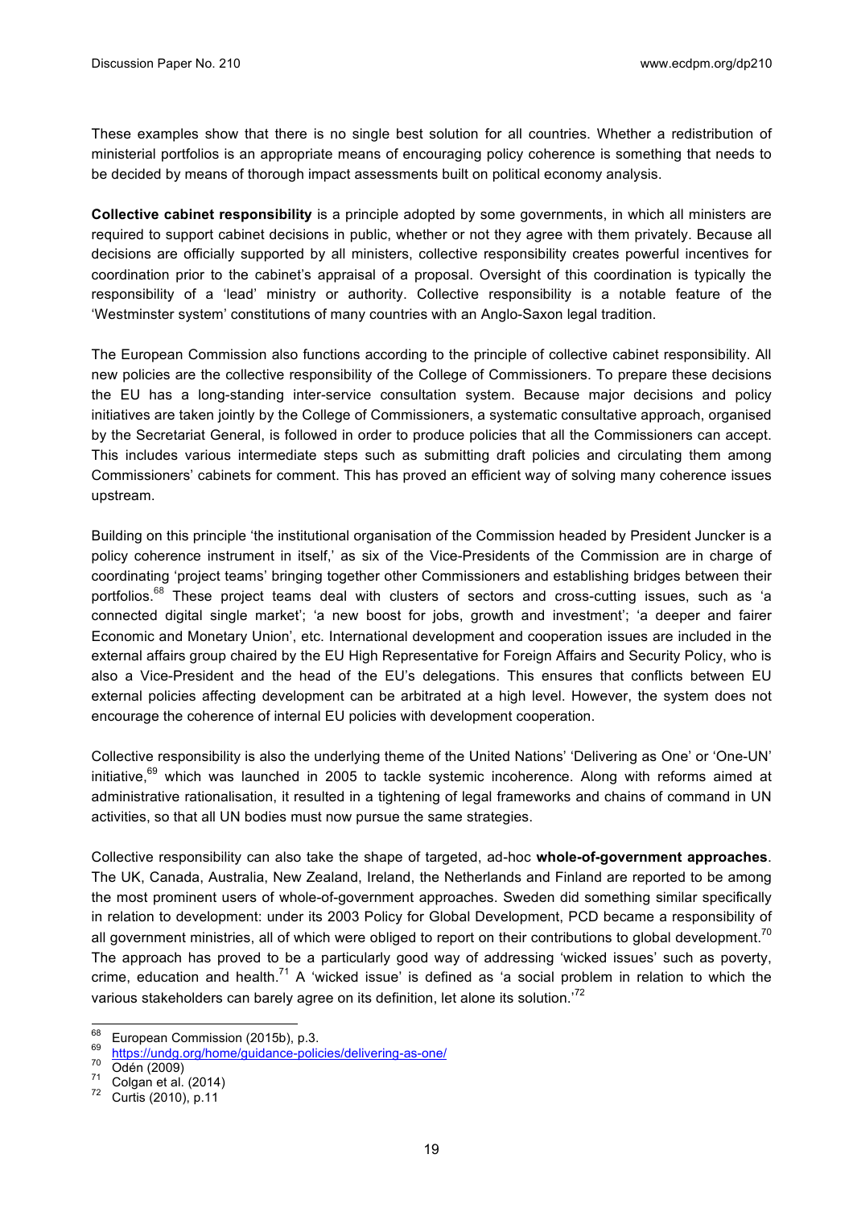These examples show that there is no single best solution for all countries. Whether a redistribution of ministerial portfolios is an appropriate means of encouraging policy coherence is something that needs to be decided by means of thorough impact assessments built on political economy analysis.

**Collective cabinet responsibility** is a principle adopted by some governments, in which all ministers are required to support cabinet decisions in public, whether or not they agree with them privately. Because all decisions are officially supported by all ministers, collective responsibility creates powerful incentives for coordination prior to the cabinet's appraisal of a proposal. Oversight of this coordination is typically the responsibility of a 'lead' ministry or authority. Collective responsibility is a notable feature of the 'Westminster system' constitutions of many countries with an Anglo-Saxon legal tradition.

The European Commission also functions according to the principle of collective cabinet responsibility. All new policies are the collective responsibility of the College of Commissioners. To prepare these decisions the EU has a long-standing inter-service consultation system. Because major decisions and policy initiatives are taken jointly by the College of Commissioners, a systematic consultative approach, organised by the Secretariat General, is followed in order to produce policies that all the Commissioners can accept. This includes various intermediate steps such as submitting draft policies and circulating them among Commissioners' cabinets for comment. This has proved an efficient way of solving many coherence issues upstream.

Building on this principle 'the institutional organisation of the Commission headed by President Juncker is a policy coherence instrument in itself,' as six of the Vice-Presidents of the Commission are in charge of coordinating 'project teams' bringing together other Commissioners and establishing bridges between their portfolios.[68] These project teams deal with clusters of sectors and cross-cutting issues, such as 'a connected digital single market'; 'a new boost for jobs, growth and investment'; 'a deeper and fairer Economic and Monetary Union', etc. International development and cooperation issues are included in the external affairs group chaired by the EU High Representative for Foreign Affairs and Security Policy, who is also a Vice-President and the head of the EU's delegations. This ensures that conflicts between EU external policies affecting development can be arbitrated at a high level. However, the system does not encourage the coherence of internal EU policies with development cooperation.

Collective responsibility is also the underlying theme of the United Nations' 'Delivering as One' or 'One-UN' initiative,[69] which was launched in 2005 to tackle systemic incoherence. Along with reforms aimed at administrative rationalisation, it resulted in a tightening of legal frameworks and chains of command in UN activities, so that all UN bodies must now pursue the same strategies.

Collective responsibility can also take the shape of targeted, ad-hoc **whole-of-government approaches**. The UK, Canada, Australia, New Zealand, Ireland, the Netherlands and Finland are reported to be among the most prominent users of whole-of-government approaches. Sweden did something similar specifically in relation to development: under its 2003 Policy for Global Development, PCD became a responsibility of all government ministries, all of which were obliged to report on their contributions to global development.[70] The approach has proved to be a particularly good way of addressing 'wicked issues' such as poverty, crime, education and health.[71] A 'wicked issue' is defined as 'a social problem in relation to which the various stakeholders can barely agree on its definition, let alone its solution.'[72]

---

[68] European Commission (2015b), p.3.
[69] https://undg.org/home/guidance-policies/delivering-as-one/
[70] Odén (2009)
[71] Colgan et al. (2014)
[72] Curtis (2010), p.11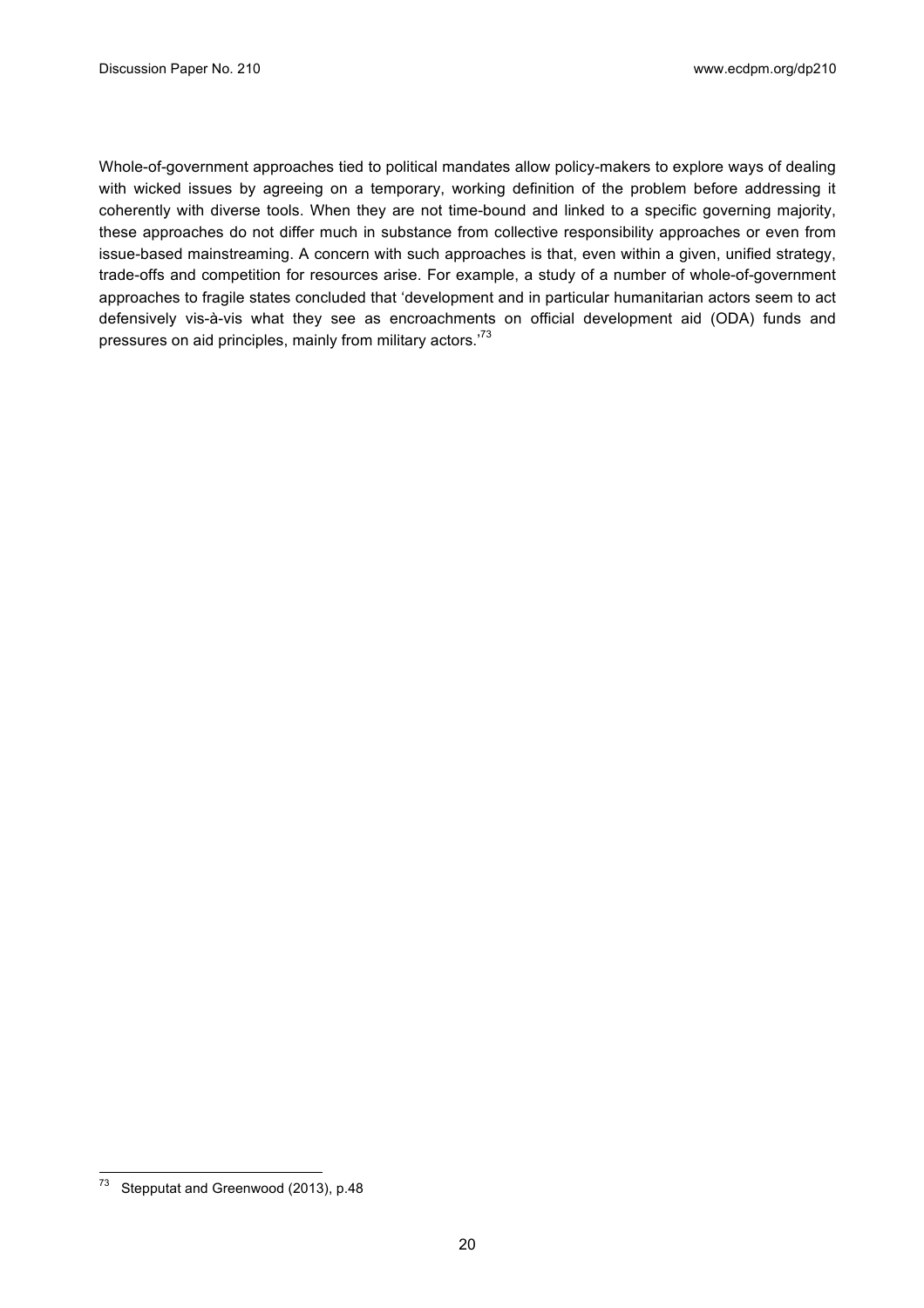Whole-of-government approaches tied to political mandates allow policy-makers to explore ways of dealing with wicked issues by agreeing on a temporary, working definition of the problem before addressing it coherently with diverse tools. When they are not time-bound and linked to a specific governing majority, these approaches do not differ much in substance from collective responsibility approaches or even from issue-based mainstreaming. A concern with such approaches is that, even within a given, unified strategy, trade-offs and competition for resources arise. For example, a study of a number of whole-of-government approaches to fragile states concluded that 'development and in particular humanitarian actors seem to act defensively vis-à-vis what they see as encroachments on official development aid (ODA) funds and pressures on aid principles, mainly from military actors.'[73]

[73] Stepputat and Greenwood (2013), p.48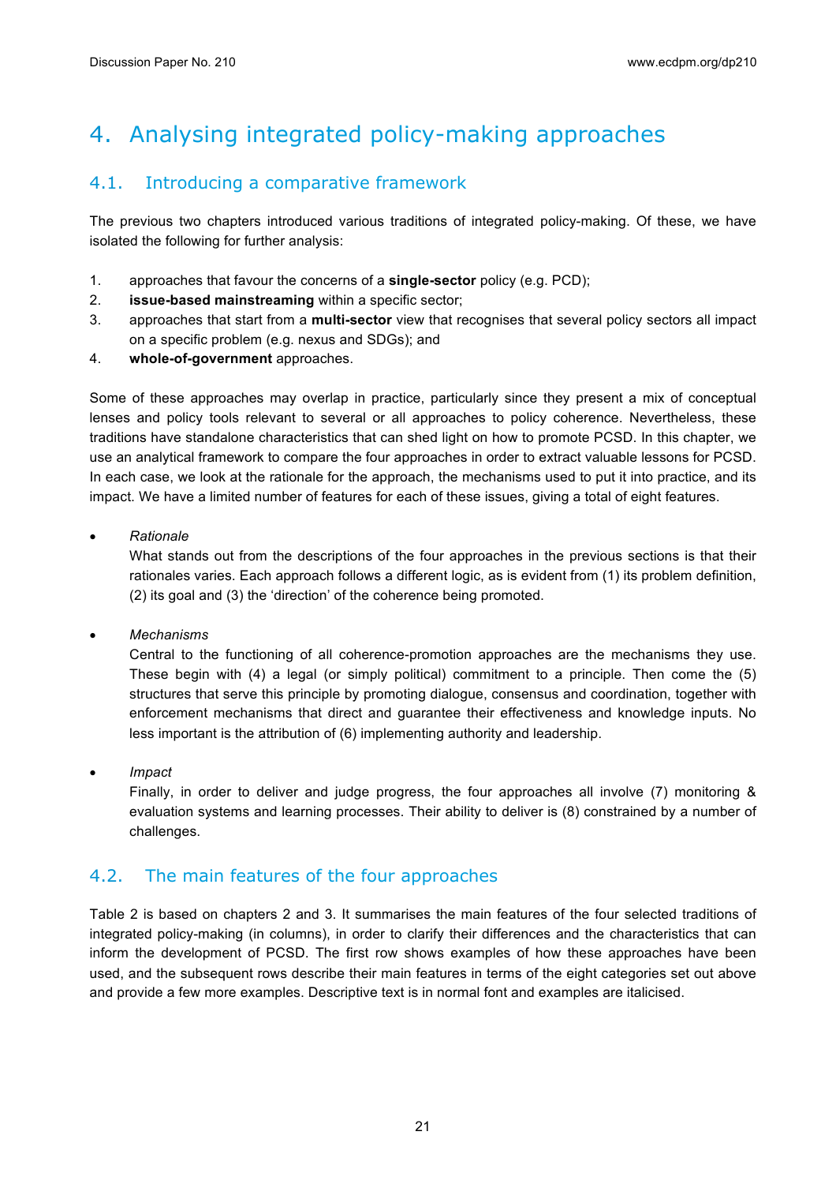# 4. Analysing integrated policy-making approaches

## 4.1. Introducing a comparative framework

The previous two chapters introduced various traditions of integrated policy-making. Of these, we have isolated the following for further analysis:

1. approaches that favour the concerns of a **single-sector** policy (e.g. PCD);
2. **issue-based mainstreaming** within a specific sector;
3. approaches that start from a **multi-sector** view that recognises that several policy sectors all impact on a specific problem (e.g. nexus and SDGs); and
4. **whole-of-government** approaches.

Some of these approaches may overlap in practice, particularly since they present a mix of conceptual lenses and policy tools relevant to several or all approaches to policy coherence. Nevertheless, these traditions have standalone characteristics that can shed light on how to promote PCSD. In this chapter, we use an analytical framework to compare the four approaches in order to extract valuable lessons for PCSD. In each case, we look at the rationale for the approach, the mechanisms used to put it into practice, and its impact. We have a limited number of features for each of these issues, giving a total of eight features.

- *Rationale*
  What stands out from the descriptions of the four approaches in the previous sections is that their rationales varies. Each approach follows a different logic, as is evident from (1) its problem definition, (2) its goal and (3) the 'direction' of the coherence being promoted.

- *Mechanisms*
  Central to the functioning of all coherence-promotion approaches are the mechanisms they use. These begin with (4) a legal (or simply political) commitment to a principle. Then come the (5) structures that serve this principle by promoting dialogue, consensus and coordination, together with enforcement mechanisms that direct and guarantee their effectiveness and knowledge inputs. No less important is the attribution of (6) implementing authority and leadership.

- *Impact*
  Finally, in order to deliver and judge progress, the four approaches all involve (7) monitoring & evaluation systems and learning processes. Their ability to deliver is (8) constrained by a number of challenges.

## 4.2. The main features of the four approaches

Table 2 is based on chapters 2 and 3. It summarises the main features of the four selected traditions of integrated policy-making (in columns), in order to clarify their differences and the characteristics that can inform the development of PCSD. The first row shows examples of how these approaches have been used, and the subsequent rows describe their main features in terms of the eight categories set out above and provide a few more examples. Descriptive text is in normal font and examples are italicised.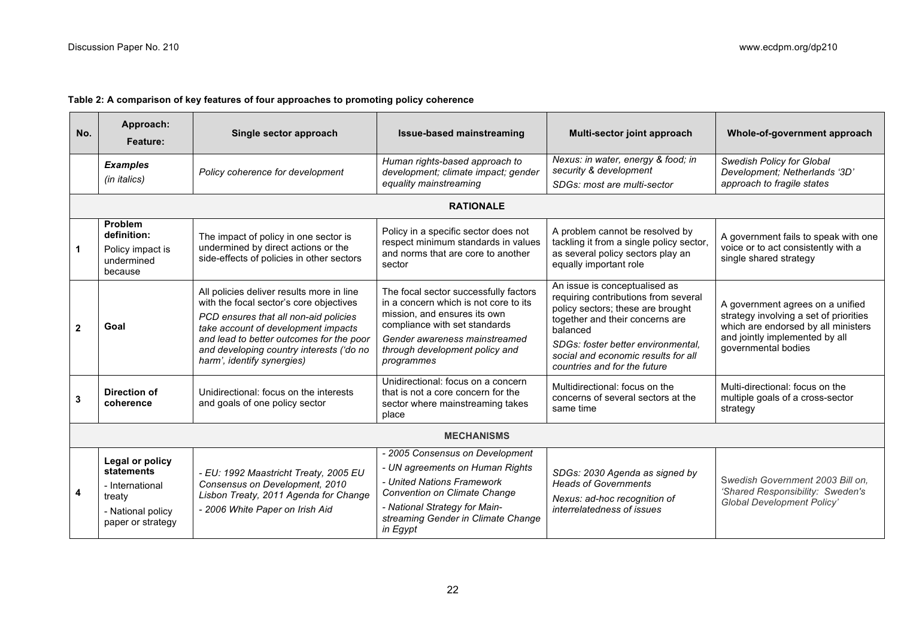**Table 2: A comparison of key features of four approaches to promoting policy coherence**

| No. | Approach: Feature: | Single sector approach | Issue-based mainstreaming | Multi-sector joint approach | Whole-of-government approach |
|---|---|---|---|---|---|
| | ***Examples*** *(in italics)* | *Policy coherence for development* | *Human rights-based approach to development; climate impact; gender equality mainstreaming* | *Nexus: in water, energy & food; in security & development* *SDGs: most are multi-sector* | *Swedish Policy for Global Development; Netherlands '3D' approach to fragile states* |
| | | | **RATIONALE** | | |
| 1 | **Problem definition:** Policy impact is undermined because | The impact of policy in one sector is undermined by direct actions or the side-effects of policies in other sectors | Policy in a specific sector does not respect minimum standards in values and norms that are core to another sector | A problem cannot be resolved by tackling it from a single policy sector, as several policy sectors play an equally important role | A government fails to speak with one voice or to act consistently with a single shared strategy |
| 2 | **Goal** | All policies deliver results more in line with the focal sector's core objectives *PCD ensures that all non-aid policies take account of development impacts and lead to better outcomes for the poor and developing country interests ('do no harm', identify synergies)* | The focal sector successfully factors in a concern which is not core to its mission, and ensures its own compliance with set standards *Gender awareness mainstreamed through development policy and programmes* | An issue is conceptualised as requiring contributions from several policy sectors; these are brought together and their concerns are balanced *SDGs: foster better environmental, social and economic results for all countries and for the future* | A government agrees on a unified strategy involving a set of priorities which are endorsed by all ministers and jointly implemented by all governmental bodies |
| 3 | **Direction of coherence** | Unidirectional: focus on the interests and goals of one policy sector | Unidirectional: focus on a concern that is not a core concern for the sector where mainstreaming takes place | Multidirectional: focus on the concerns of several sectors at the same time | Multi-directional: focus on the multiple goals of a cross-sector strategy |
| | | | **MECHANISMS** | | |
| 4 | **Legal or policy statements** - International treaty - National policy paper or strategy | *- EU: 1992 Maastricht Treaty, 2005 EU Consensus on Development, 2010 Lisbon Treaty, 2011 Agenda for Change* *- 2006 White Paper on Irish Aid* | *- 2005 Consensus on Development* *- UN agreements on Human Rights* *- United Nations Framework Convention on Climate Change* *- National Strategy for Main-streaming Gender in Climate Change in Egypt* | *SDGs: 2030 Agenda as signed by Heads of Governments* *Nexus: ad-hoc recognition of interrelatedness of issues* | Swedish Government 2003 Bill on, *'Shared Responsibility: Sweden's Global Development Policy'* |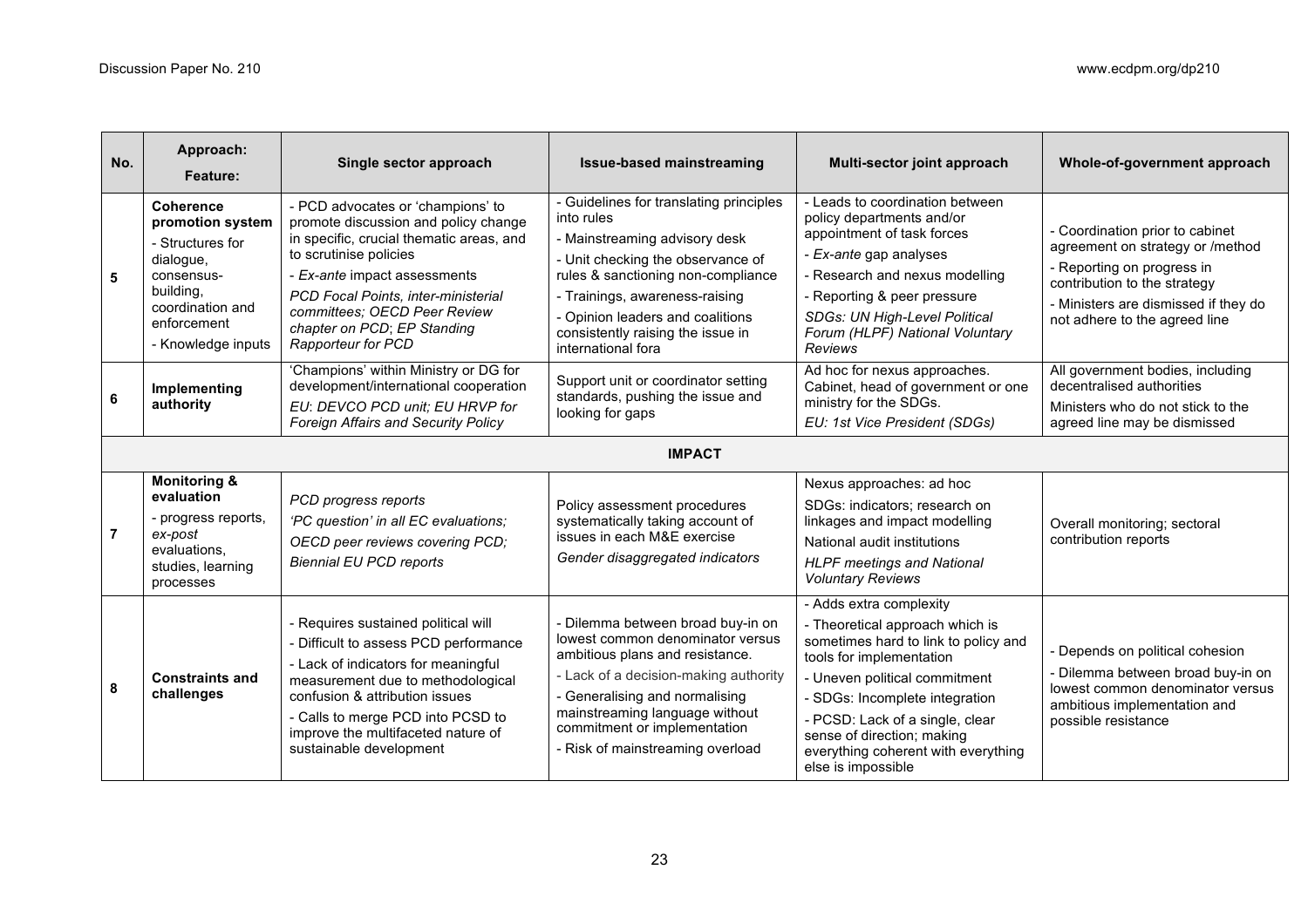| No. | Approach: Feature: | Single sector approach | Issue-based mainstreaming | Multi-sector joint approach | Whole-of-government approach |
|---|---|---|---|---|---|
| 5 | **Coherence promotion system** - Structures for dialogue, consensus-building, coordination and enforcement - Knowledge inputs | - PCD advocates or 'champions' to promote discussion and policy change in specific, crucial thematic areas, and to scrutinise policies - *Ex-ante* impact assessments *PCD Focal Points, inter-ministerial committees; OECD Peer Review chapter on PCD; EP Standing Rapporteur for PCD* | - Guidelines for translating principles into rules - Mainstreaming advisory desk - Unit checking the observance of rules & sanctioning non-compliance - Trainings, awareness-raising - Opinion leaders and coalitions consistently raising the issue in international fora | - Leads to coordination between policy departments and/or appointment of task forces - *Ex-ante* gap analyses - Research and nexus modelling - Reporting & peer pressure *SDGs: UN High-Level Political Forum (HLPF) National Voluntary Reviews* | - Coordination prior to cabinet agreement on strategy or /method - Reporting on progress in contribution to the strategy - Ministers are dismissed if they do not adhere to the agreed line |
| 6 | **Implementing authority** | 'Champions' within Ministry or DG for development/international cooperation *EU: DEVCO PCD unit; EU HRVP for Foreign Affairs and Security Policy* | Support unit or coordinator setting standards, pushing the issue and looking for gaps | Ad hoc for nexus approaches. Cabinet, head of government or one ministry for the SDGs. *EU: 1st Vice President (SDGs)* | All government bodies, including decentralised authorities Ministers who do not stick to the agreed line may be dismissed |
| | | | **IMPACT** | | |
| 7 | **Monitoring & evaluation** - progress reports, *ex-post* evaluations, studies, learning processes | *PCD progress reports* *'PC question' in all EC evaluations; OECD peer reviews covering PCD; Biennial EU PCD reports* | Policy assessment procedures systematically taking account of issues in each M&E exercise *Gender disaggregated indicators* | Nexus approaches: ad hoc SDGs: indicators; research on linkages and impact modelling National audit institutions *HLPF meetings and National Voluntary Reviews* | Overall monitoring; sectoral contribution reports |
| 8 | **Constraints and challenges** | - Requires sustained political will - Difficult to assess PCD performance - Lack of indicators for meaningful measurement due to methodological confusion & attribution issues - Calls to merge PCD into PCSD to improve the multifaceted nature of sustainable development | - Dilemma between broad buy-in on lowest common denominator versus ambitious plans and resistance. - Lack of a decision-making authority - Generalising and normalising mainstreaming language without commitment or implementation - Risk of mainstreaming overload | - Adds extra complexity - Theoretical approach which is sometimes hard to link to policy and tools for implementation - Uneven political commitment - SDGs: Incomplete integration - PCSD: Lack of a single, clear sense of direction; making everything coherent with everything else is impossible | - Depends on political cohesion - Dilemma between broad buy-in on lowest common denominator versus ambitious implementation and possible resistance |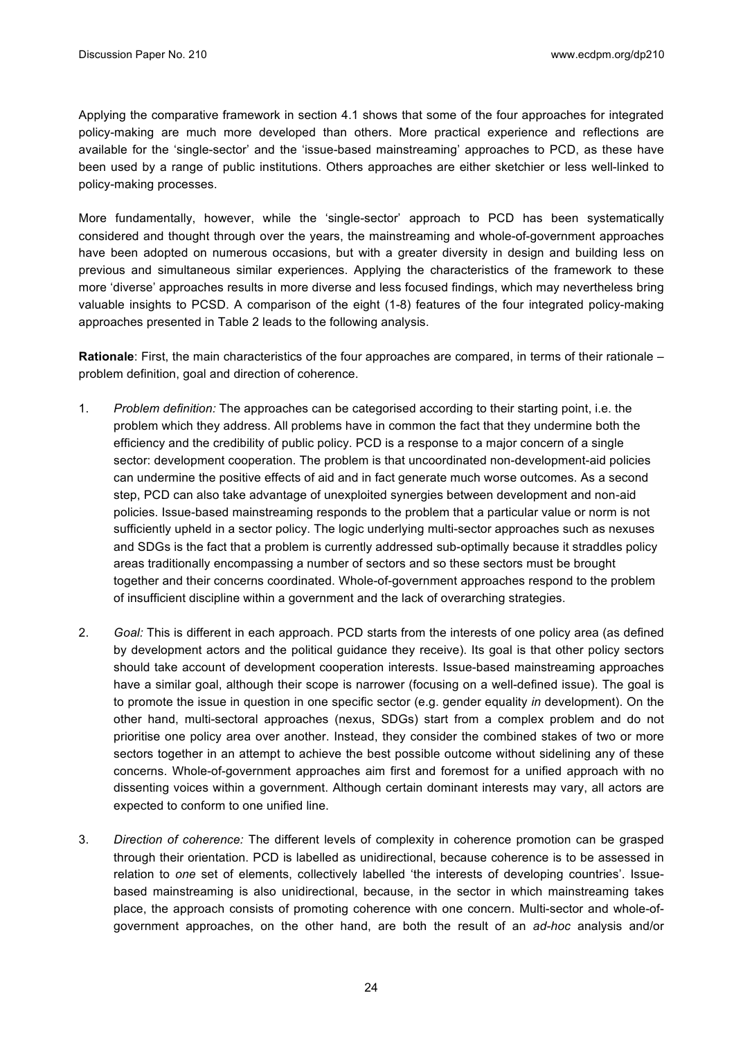Applying the comparative framework in section 4.1 shows that some of the four approaches for integrated policy-making are much more developed than others. More practical experience and reflections are available for the 'single-sector' and the 'issue-based mainstreaming' approaches to PCD, as these have been used by a range of public institutions. Others approaches are either sketchier or less well-linked to policy-making processes.

More fundamentally, however, while the 'single-sector' approach to PCD has been systematically considered and thought through over the years, the mainstreaming and whole-of-government approaches have been adopted on numerous occasions, but with a greater diversity in design and building less on previous and simultaneous similar experiences. Applying the characteristics of the framework to these more 'diverse' approaches results in more diverse and less focused findings, which may nevertheless bring valuable insights to PCSD. A comparison of the eight (1-8) features of the four integrated policy-making approaches presented in Table 2 leads to the following analysis.

**Rationale**: First, the main characteristics of the four approaches are compared, in terms of their rationale – problem definition, goal and direction of coherence.

1. *Problem definition:* The approaches can be categorised according to their starting point, i.e. the problem which they address. All problems have in common the fact that they undermine both the efficiency and the credibility of public policy. PCD is a response to a major concern of a single sector: development cooperation. The problem is that uncoordinated non-development-aid policies can undermine the positive effects of aid and in fact generate much worse outcomes. As a second step, PCD can also take advantage of unexploited synergies between development and non-aid policies. Issue-based mainstreaming responds to the problem that a particular value or norm is not sufficiently upheld in a sector policy. The logic underlying multi-sector approaches such as nexuses and SDGs is the fact that a problem is currently addressed sub-optimally because it straddles policy areas traditionally encompassing a number of sectors and so these sectors must be brought together and their concerns coordinated. Whole-of-government approaches respond to the problem of insufficient discipline within a government and the lack of overarching strategies.

2. *Goal:* This is different in each approach. PCD starts from the interests of one policy area (as defined by development actors and the political guidance they receive). Its goal is that other policy sectors should take account of development cooperation interests. Issue-based mainstreaming approaches have a similar goal, although their scope is narrower (focusing on a well-defined issue). The goal is to promote the issue in question in one specific sector (e.g. gender equality *in* development). On the other hand, multi-sectoral approaches (nexus, SDGs) start from a complex problem and do not prioritise one policy area over another. Instead, they consider the combined stakes of two or more sectors together in an attempt to achieve the best possible outcome without sidelining any of these concerns. Whole-of-government approaches aim first and foremost for a unified approach with no dissenting voices within a government. Although certain dominant interests may vary, all actors are expected to conform to one unified line.

3. *Direction of coherence:* The different levels of complexity in coherence promotion can be grasped through their orientation. PCD is labelled as unidirectional, because coherence is to be assessed in relation to *one* set of elements, collectively labelled 'the interests of developing countries'. Issue-based mainstreaming is also unidirectional, because, in the sector in which mainstreaming takes place, the approach consists of promoting coherence with one concern. Multi-sector and whole-of-government approaches, on the other hand, are both the result of an *ad-hoc* analysis and/or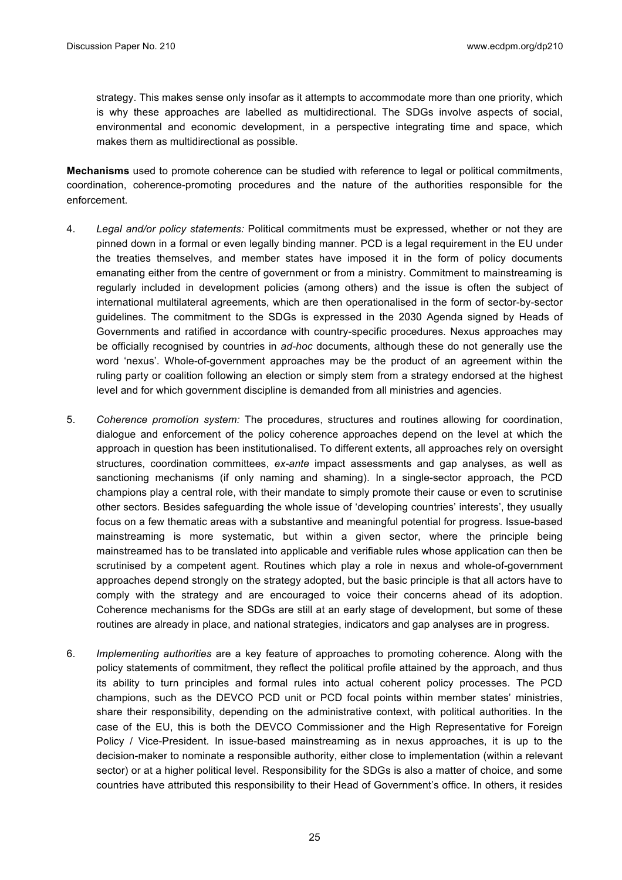strategy. This makes sense only insofar as it attempts to accommodate more than one priority, which is why these approaches are labelled as multidirectional. The SDGs involve aspects of social, environmental and economic development, in a perspective integrating time and space, which makes them as multidirectional as possible.

**Mechanisms** used to promote coherence can be studied with reference to legal or political commitments, coordination, coherence-promoting procedures and the nature of the authorities responsible for the enforcement.

4. *Legal and/or policy statements:* Political commitments must be expressed, whether or not they are pinned down in a formal or even legally binding manner. PCD is a legal requirement in the EU under the treaties themselves, and member states have imposed it in the form of policy documents emanating either from the centre of government or from a ministry. Commitment to mainstreaming is regularly included in development policies (among others) and the issue is often the subject of international multilateral agreements, which are then operationalised in the form of sector-by-sector guidelines. The commitment to the SDGs is expressed in the 2030 Agenda signed by Heads of Governments and ratified in accordance with country-specific procedures. Nexus approaches may be officially recognised by countries in *ad-hoc* documents, although these do not generally use the word 'nexus'. Whole-of-government approaches may be the product of an agreement within the ruling party or coalition following an election or simply stem from a strategy endorsed at the highest level and for which government discipline is demanded from all ministries and agencies.

5. *Coherence promotion system:* The procedures, structures and routines allowing for coordination, dialogue and enforcement of the policy coherence approaches depend on the level at which the approach in question has been institutionalised. To different extents, all approaches rely on oversight structures, coordination committees, *ex-ante* impact assessments and gap analyses, as well as sanctioning mechanisms (if only naming and shaming). In a single-sector approach, the PCD champions play a central role, with their mandate to simply promote their cause or even to scrutinise other sectors. Besides safeguarding the whole issue of 'developing countries' interests', they usually focus on a few thematic areas with a substantive and meaningful potential for progress. Issue-based mainstreaming is more systematic, but within a given sector, where the principle being mainstreamed has to be translated into applicable and verifiable rules whose application can then be scrutinised by a competent agent. Routines which play a role in nexus and whole-of-government approaches depend strongly on the strategy adopted, but the basic principle is that all actors have to comply with the strategy and are encouraged to voice their concerns ahead of its adoption. Coherence mechanisms for the SDGs are still at an early stage of development, but some of these routines are already in place, and national strategies, indicators and gap analyses are in progress.

6. *Implementing authorities* are a key feature of approaches to promoting coherence. Along with the policy statements of commitment, they reflect the political profile attained by the approach, and thus its ability to turn principles and formal rules into actual coherent policy processes. The PCD champions, such as the DEVCO PCD unit or PCD focal points within member states' ministries, share their responsibility, depending on the administrative context, with political authorities. In the case of the EU, this is both the DEVCO Commissioner and the High Representative for Foreign Policy / Vice-President. In issue-based mainstreaming as in nexus approaches, it is up to the decision-maker to nominate a responsible authority, either close to implementation (within a relevant sector) or at a higher political level. Responsibility for the SDGs is also a matter of choice, and some countries have attributed this responsibility to their Head of Government's office. In others, it resides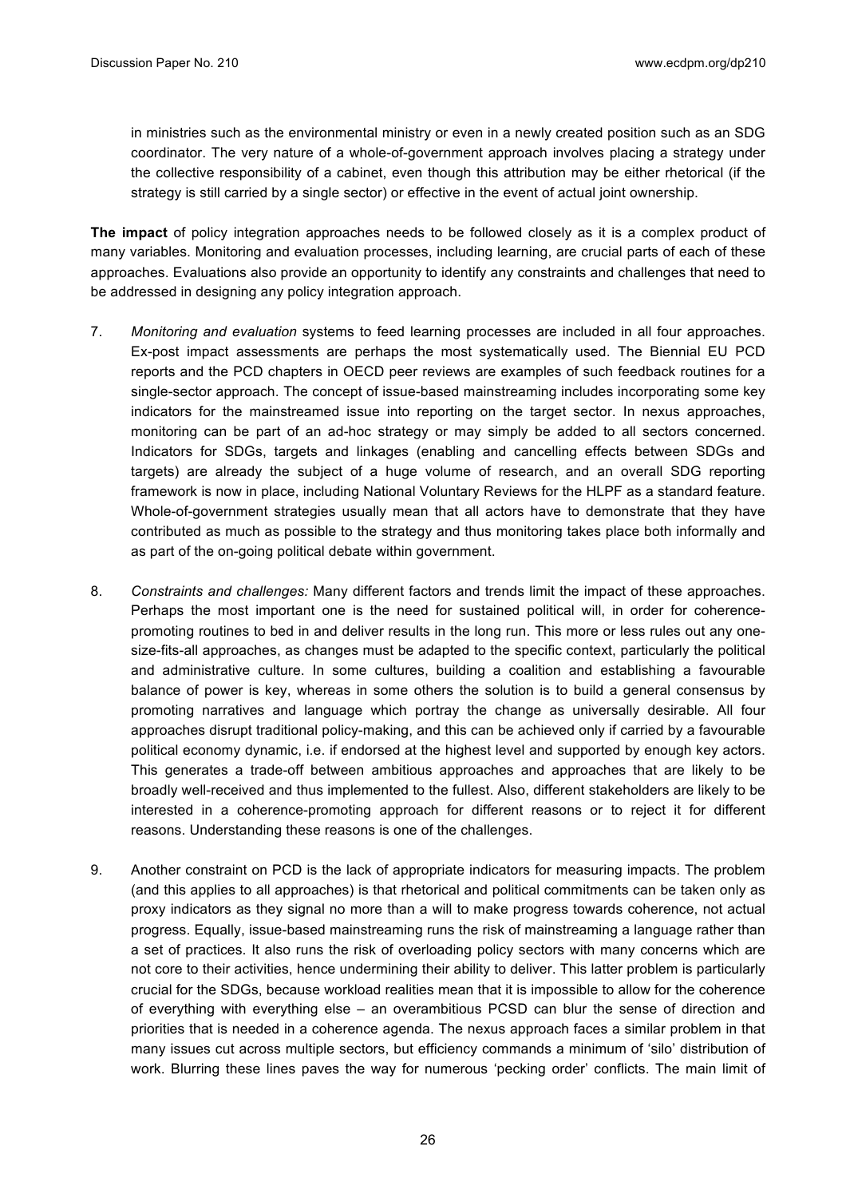in ministries such as the environmental ministry or even in a newly created position such as an SDG coordinator. The very nature of a whole-of-government approach involves placing a strategy under the collective responsibility of a cabinet, even though this attribution may be either rhetorical (if the strategy is still carried by a single sector) or effective in the event of actual joint ownership.

**The impact** of policy integration approaches needs to be followed closely as it is a complex product of many variables. Monitoring and evaluation processes, including learning, are crucial parts of each of these approaches. Evaluations also provide an opportunity to identify any constraints and challenges that need to be addressed in designing any policy integration approach.

7. *Monitoring and evaluation* systems to feed learning processes are included in all four approaches. Ex-post impact assessments are perhaps the most systematically used. The Biennial EU PCD reports and the PCD chapters in OECD peer reviews are examples of such feedback routines for a single-sector approach. The concept of issue-based mainstreaming includes incorporating some key indicators for the mainstreamed issue into reporting on the target sector. In nexus approaches, monitoring can be part of an ad-hoc strategy or may simply be added to all sectors concerned. Indicators for SDGs, targets and linkages (enabling and cancelling effects between SDGs and targets) are already the subject of a huge volume of research, and an overall SDG reporting framework is now in place, including National Voluntary Reviews for the HLPF as a standard feature. Whole-of-government strategies usually mean that all actors have to demonstrate that they have contributed as much as possible to the strategy and thus monitoring takes place both informally and as part of the on-going political debate within government.

8. *Constraints and challenges:* Many different factors and trends limit the impact of these approaches. Perhaps the most important one is the need for sustained political will, in order for coherence-promoting routines to bed in and deliver results in the long run. This more or less rules out any one-size-fits-all approaches, as changes must be adapted to the specific context, particularly the political and administrative culture. In some cultures, building a coalition and establishing a favourable balance of power is key, whereas in some others the solution is to build a general consensus by promoting narratives and language which portray the change as universally desirable. All four approaches disrupt traditional policy-making, and this can be achieved only if carried by a favourable political economy dynamic, i.e. if endorsed at the highest level and supported by enough key actors. This generates a trade-off between ambitious approaches and approaches that are likely to be broadly well-received and thus implemented to the fullest. Also, different stakeholders are likely to be interested in a coherence-promoting approach for different reasons or to reject it for different reasons. Understanding these reasons is one of the challenges.

9. Another constraint on PCD is the lack of appropriate indicators for measuring impacts. The problem (and this applies to all approaches) is that rhetorical and political commitments can be taken only as proxy indicators as they signal no more than a will to make progress towards coherence, not actual progress. Equally, issue-based mainstreaming runs the risk of mainstreaming a language rather than a set of practices. It also runs the risk of overloading policy sectors with many concerns which are not core to their activities, hence undermining their ability to deliver. This latter problem is particularly crucial for the SDGs, because workload realities mean that it is impossible to allow for the coherence of everything with everything else – an overambitious PCSD can blur the sense of direction and priorities that is needed in a coherence agenda. The nexus approach faces a similar problem in that many issues cut across multiple sectors, but efficiency commands a minimum of 'silo' distribution of work. Blurring these lines paves the way for numerous 'pecking order' conflicts. The main limit of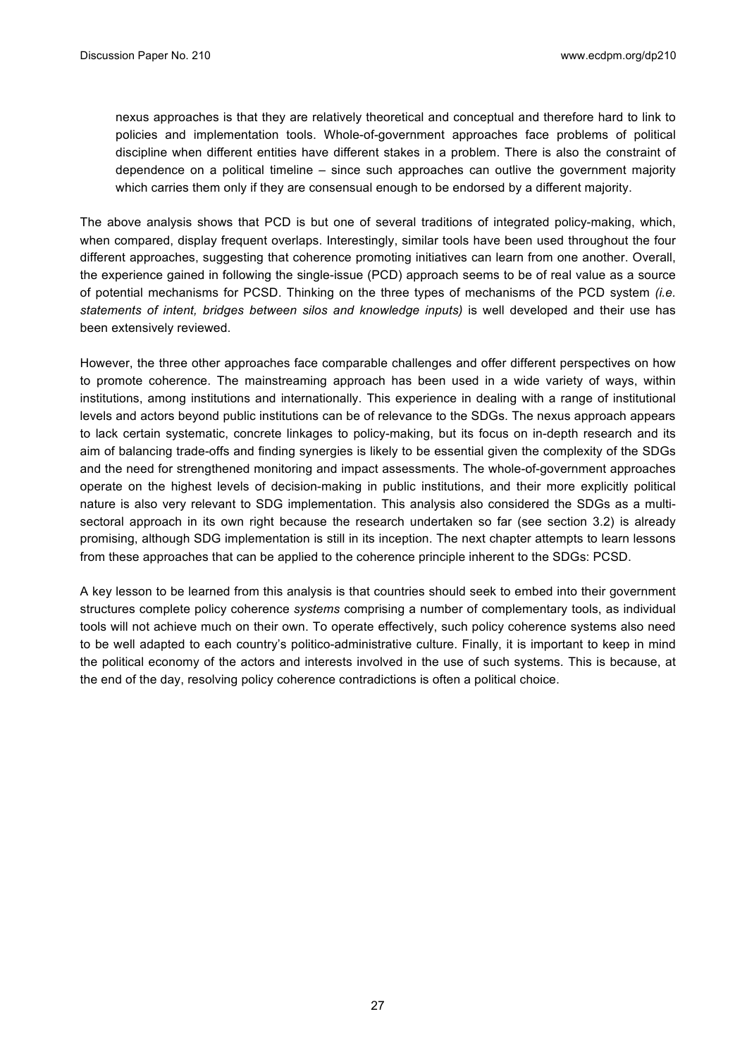nexus approaches is that they are relatively theoretical and conceptual and therefore hard to link to policies and implementation tools. Whole-of-government approaches face problems of political discipline when different entities have different stakes in a problem. There is also the constraint of dependence on a political timeline – since such approaches can outlive the government majority which carries them only if they are consensual enough to be endorsed by a different majority.

The above analysis shows that PCD is but one of several traditions of integrated policy-making, which, when compared, display frequent overlaps. Interestingly, similar tools have been used throughout the four different approaches, suggesting that coherence promoting initiatives can learn from one another. Overall, the experience gained in following the single-issue (PCD) approach seems to be of real value as a source of potential mechanisms for PCSD. Thinking on the three types of mechanisms of the PCD system *(i.e. statements of intent, bridges between silos and knowledge inputs)* is well developed and their use has been extensively reviewed.

However, the three other approaches face comparable challenges and offer different perspectives on how to promote coherence. The mainstreaming approach has been used in a wide variety of ways, within institutions, among institutions and internationally. This experience in dealing with a range of institutional levels and actors beyond public institutions can be of relevance to the SDGs. The nexus approach appears to lack certain systematic, concrete linkages to policy-making, but its focus on in-depth research and its aim of balancing trade-offs and finding synergies is likely to be essential given the complexity of the SDGs and the need for strengthened monitoring and impact assessments. The whole-of-government approaches operate on the highest levels of decision-making in public institutions, and their more explicitly political nature is also very relevant to SDG implementation. This analysis also considered the SDGs as a multi-sectoral approach in its own right because the research undertaken so far (see section 3.2) is already promising, although SDG implementation is still in its inception. The next chapter attempts to learn lessons from these approaches that can be applied to the coherence principle inherent to the SDGs: PCSD.

A key lesson to be learned from this analysis is that countries should seek to embed into their government structures complete policy coherence *systems* comprising a number of complementary tools, as individual tools will not achieve much on their own. To operate effectively, such policy coherence systems also need to be well adapted to each country's politico-administrative culture. Finally, it is important to keep in mind the political economy of the actors and interests involved in the use of such systems. This is because, at the end of the day, resolving policy coherence contradictions is often a political choice.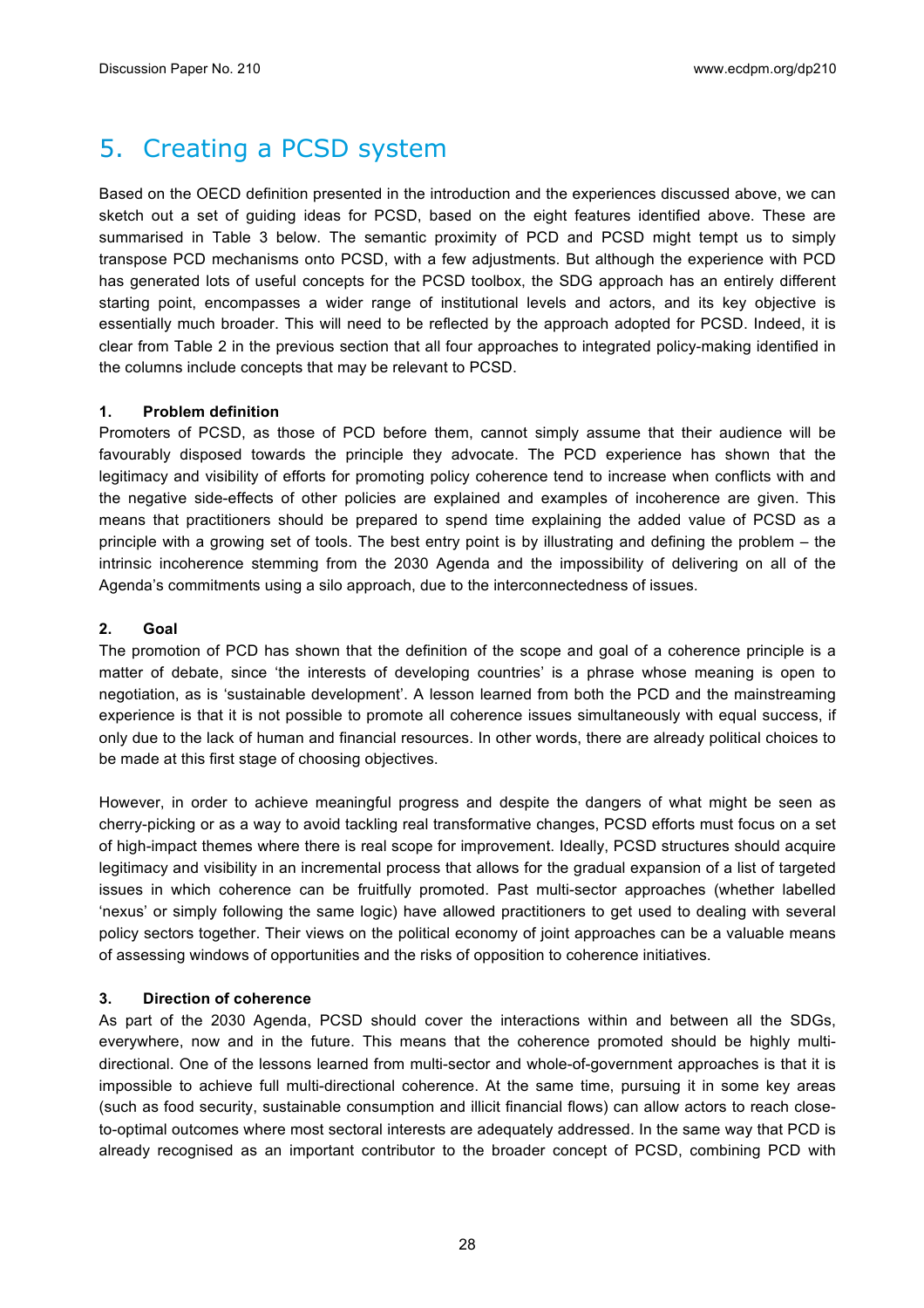# 5. Creating a PCSD system

Based on the OECD definition presented in the introduction and the experiences discussed above, we can sketch out a set of guiding ideas for PCSD, based on the eight features identified above. These are summarised in Table 3 below. The semantic proximity of PCD and PCSD might tempt us to simply transpose PCD mechanisms onto PCSD, with a few adjustments. But although the experience with PCD has generated lots of useful concepts for the PCSD toolbox, the SDG approach has an entirely different starting point, encompasses a wider range of institutional levels and actors, and its key objective is essentially much broader. This will need to be reflected by the approach adopted for PCSD. Indeed, it is clear from Table 2 in the previous section that all four approaches to integrated policy-making identified in the columns include concepts that may be relevant to PCSD.

**1. Problem definition**

Promoters of PCSD, as those of PCD before them, cannot simply assume that their audience will be favourably disposed towards the principle they advocate. The PCD experience has shown that the legitimacy and visibility of efforts for promoting policy coherence tend to increase when conflicts with and the negative side-effects of other policies are explained and examples of incoherence are given. This means that practitioners should be prepared to spend time explaining the added value of PCSD as a principle with a growing set of tools. The best entry point is by illustrating and defining the problem – the intrinsic incoherence stemming from the 2030 Agenda and the impossibility of delivering on all of the Agenda's commitments using a silo approach, due to the interconnectedness of issues.

**2. Goal**

The promotion of PCD has shown that the definition of the scope and goal of a coherence principle is a matter of debate, since 'the interests of developing countries' is a phrase whose meaning is open to negotiation, as is 'sustainable development'. A lesson learned from both the PCD and the mainstreaming experience is that it is not possible to promote all coherence issues simultaneously with equal success, if only due to the lack of human and financial resources. In other words, there are already political choices to be made at this first stage of choosing objectives.

However, in order to achieve meaningful progress and despite the dangers of what might be seen as cherry-picking or as a way to avoid tackling real transformative changes, PCSD efforts must focus on a set of high-impact themes where there is real scope for improvement. Ideally, PCSD structures should acquire legitimacy and visibility in an incremental process that allows for the gradual expansion of a list of targeted issues in which coherence can be fruitfully promoted. Past multi-sector approaches (whether labelled 'nexus' or simply following the same logic) have allowed practitioners to get used to dealing with several policy sectors together. Their views on the political economy of joint approaches can be a valuable means of assessing windows of opportunities and the risks of opposition to coherence initiatives.

**3. Direction of coherence**

As part of the 2030 Agenda, PCSD should cover the interactions within and between all the SDGs, everywhere, now and in the future. This means that the coherence promoted should be highly multi-directional. One of the lessons learned from multi-sector and whole-of-government approaches is that it is impossible to achieve full multi-directional coherence. At the same time, pursuing it in some key areas (such as food security, sustainable consumption and illicit financial flows) can allow actors to reach close-to-optimal outcomes where most sectoral interests are adequately addressed. In the same way that PCD is already recognised as an important contributor to the broader concept of PCSD, combining PCD with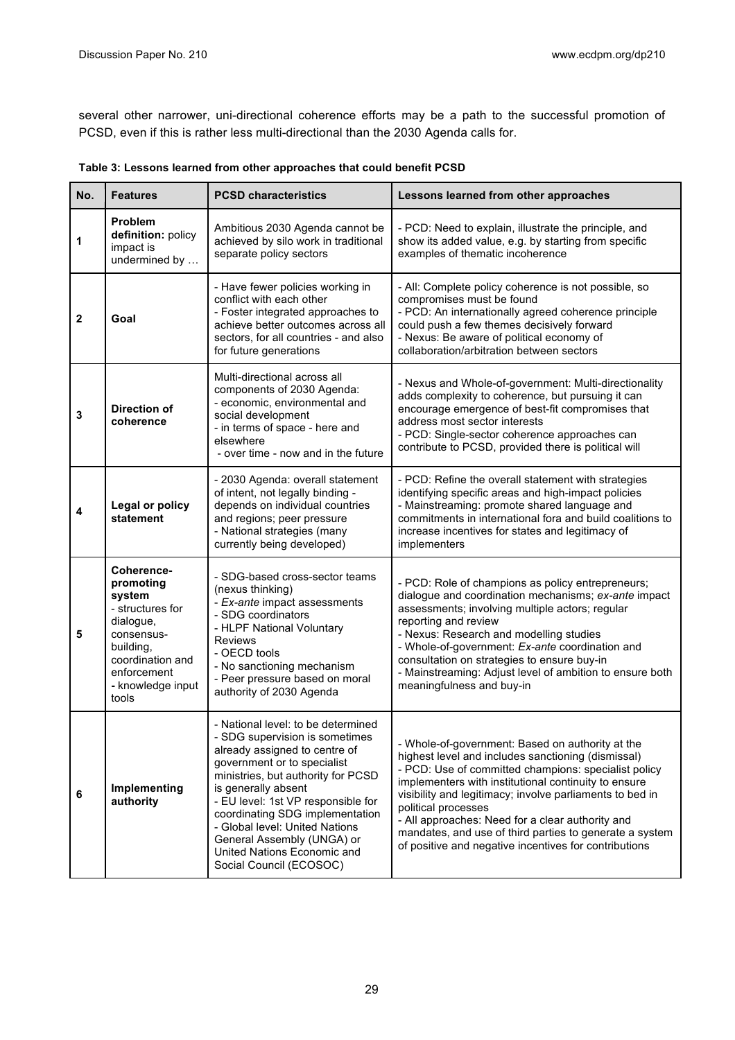several other narrower, uni-directional coherence efforts may be a path to the successful promotion of PCSD, even if this is rather less multi-directional than the 2030 Agenda calls for.

**Table 3: Lessons learned from other approaches that could benefit PCSD**

| No. | Features | PCSD characteristics | Lessons learned from other approaches |
|---|---|---|---|
| 1 | **Problem definition:** policy impact is undermined by … | Ambitious 2030 Agenda cannot be achieved by silo work in traditional separate policy sectors | - PCD: Need to explain, illustrate the principle, and show its added value, e.g. by starting from specific examples of thematic incoherence |
| 2 | **Goal** | - Have fewer policies working in conflict with each other<br>- Foster integrated approaches to achieve better outcomes across all sectors, for all countries - and also for future generations | - All: Complete policy coherence is not possible, so compromises must be found<br>- PCD: An internationally agreed coherence principle could push a few themes decisively forward<br>- Nexus: Be aware of political economy of collaboration/arbitration between sectors |
| 3 | **Direction of coherence** | Multi-directional across all components of 2030 Agenda:<br>- economic, environmental and social development<br>- in terms of space - here and elsewhere<br>- over time - now and in the future | - Nexus and Whole-of-government: Multi-directionality adds complexity to coherence, but pursuing it can encourage emergence of best-fit compromises that address most sector interests<br>- PCD: Single-sector coherence approaches can contribute to PCSD, provided there is political will |
| 4 | **Legal or policy statement** | - 2030 Agenda: overall statement of intent, not legally binding - depends on individual countries and regions; peer pressure<br>- National strategies (many currently being developed) | - PCD: Refine the overall statement with strategies identifying specific areas and high-impact policies<br>- Mainstreaming: promote shared language and commitments in international fora and build coalitions to increase incentives for states and legitimacy of implementers |
| 5 | **Coherence-promoting system**<br>- structures for dialogue, consensus-building, coordination and enforcement<br>**-** knowledge input tools | - SDG-based cross-sector teams (nexus thinking)<br>- *Ex-ante* impact assessments<br>- SDG coordinators<br>- HLPF National Voluntary Reviews<br>- OECD tools<br>- No sanctioning mechanism<br>- Peer pressure based on moral authority of 2030 Agenda | - PCD: Role of champions as policy entrepreneurs; dialogue and coordination mechanisms; *ex-ante* impact assessments; involving multiple actors; regular reporting and review<br>- Nexus: Research and modelling studies<br>- Whole-of-government: *Ex-ante* coordination and consultation on strategies to ensure buy-in<br>- Mainstreaming: Adjust level of ambition to ensure both meaningfulness and buy-in |
| 6 | **Implementing authority** | - National level: to be determined<br>- SDG supervision is sometimes already assigned to centre of government or to specialist ministries, but authority for PCSD is generally absent<br>- EU level: 1st VP responsible for coordinating SDG implementation<br>- Global level: United Nations General Assembly (UNGA) or United Nations Economic and Social Council (ECOSOC) | - Whole-of-government: Based on authority at the highest level and includes sanctioning (dismissal)<br>- PCD: Use of committed champions: specialist policy implementers with institutional continuity to ensure visibility and legitimacy; involve parliaments to bed in political processes<br>- All approaches: Need for a clear authority and mandates, and use of third parties to generate a system of positive and negative incentives for contributions |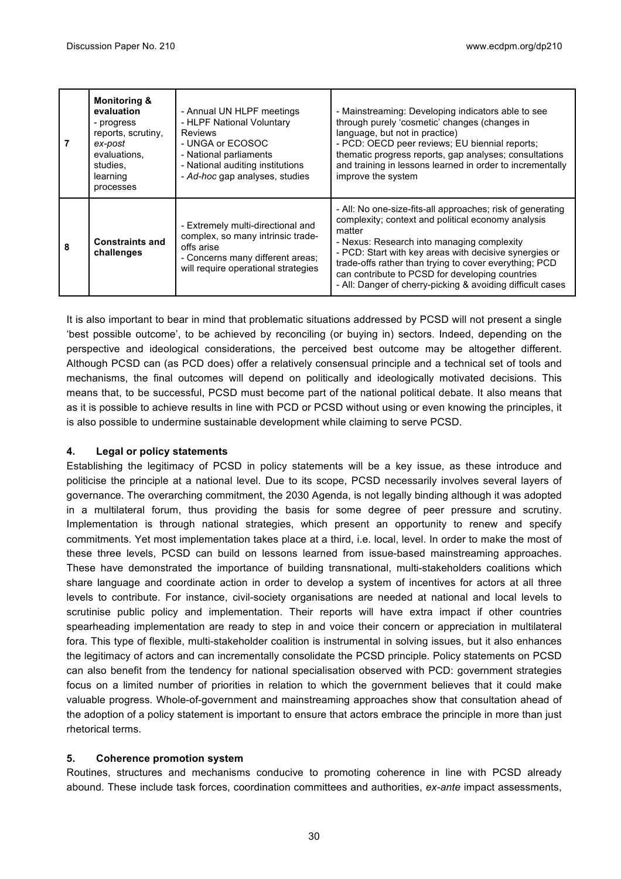| 7 | **Monitoring & evaluation** - progress reports, scrutiny, *ex-post* evaluations, studies, learning processes | - Annual UN HLPF meetings<br>- HLPF National Voluntary Reviews<br>- UNGA or ECOSOC<br>- National parliaments<br>- National auditing institutions<br>- *Ad-hoc* gap analyses, studies | - Mainstreaming: Developing indicators able to see through purely 'cosmetic' changes (changes in language, but not in practice)<br>- PCD: OECD peer reviews; EU biennial reports; thematic progress reports, gap analyses; consultations and training in lessons learned in order to incrementally improve the system |
|---|---|---|---|
| 8 | **Constraints and challenges** | - Extremely multi-directional and complex, so many intrinsic trade-offs arise<br>- Concerns many different areas; will require operational strategies | - All: No one-size-fits-all approaches; risk of generating complexity; context and political economy analysis matter<br>- Nexus: Research into managing complexity<br>- PCD: Start with key areas with decisive synergies or trade-offs rather than trying to cover everything; PCD can contribute to PCSD for developing countries<br>- All: Danger of cherry-picking & avoiding difficult cases |

It is also important to bear in mind that problematic situations addressed by PCSD will not present a single 'best possible outcome', to be achieved by reconciling (or buying in) sectors. Indeed, depending on the perspective and ideological considerations, the perceived best outcome may be altogether different. Although PCSD can (as PCD does) offer a relatively consensual principle and a technical set of tools and mechanisms, the final outcomes will depend on politically and ideologically motivated decisions. This means that, to be successful, PCSD must become part of the national political debate. It also means that as it is possible to achieve results in line with PCD or PCSD without using or even knowing the principles, it is also possible to undermine sustainable development while claiming to serve PCSD.

### 4. Legal or policy statements

Establishing the legitimacy of PCSD in policy statements will be a key issue, as these introduce and politicise the principle at a national level. Due to its scope, PCSD necessarily involves several layers of governance. The overarching commitment, the 2030 Agenda, is not legally binding although it was adopted in a multilateral forum, thus providing the basis for some degree of peer pressure and scrutiny. Implementation is through national strategies, which present an opportunity to renew and specify commitments. Yet most implementation takes place at a third, i.e. local, level. In order to make the most of these three levels, PCSD can build on lessons learned from issue-based mainstreaming approaches. These have demonstrated the importance of building transnational, multi-stakeholders coalitions which share language and coordinate action in order to develop a system of incentives for actors at all three levels to contribute. For instance, civil-society organisations are needed at national and local levels to scrutinise public policy and implementation. Their reports will have extra impact if other countries spearheading implementation are ready to step in and voice their concern or appreciation in multilateral fora. This type of flexible, multi-stakeholder coalition is instrumental in solving issues, but it also enhances the legitimacy of actors and can incrementally consolidate the PCSD principle. Policy statements on PCSD can also benefit from the tendency for national specialisation observed with PCD: government strategies focus on a limited number of priorities in relation to which the government believes that it could make valuable progress. Whole-of-government and mainstreaming approaches show that consultation ahead of the adoption of a policy statement is important to ensure that actors embrace the principle in more than just rhetorical terms.

### 5. Coherence promotion system

Routines, structures and mechanisms conducive to promoting coherence in line with PCSD already abound. These include task forces, coordination committees and authorities, *ex-ante* impact assessments,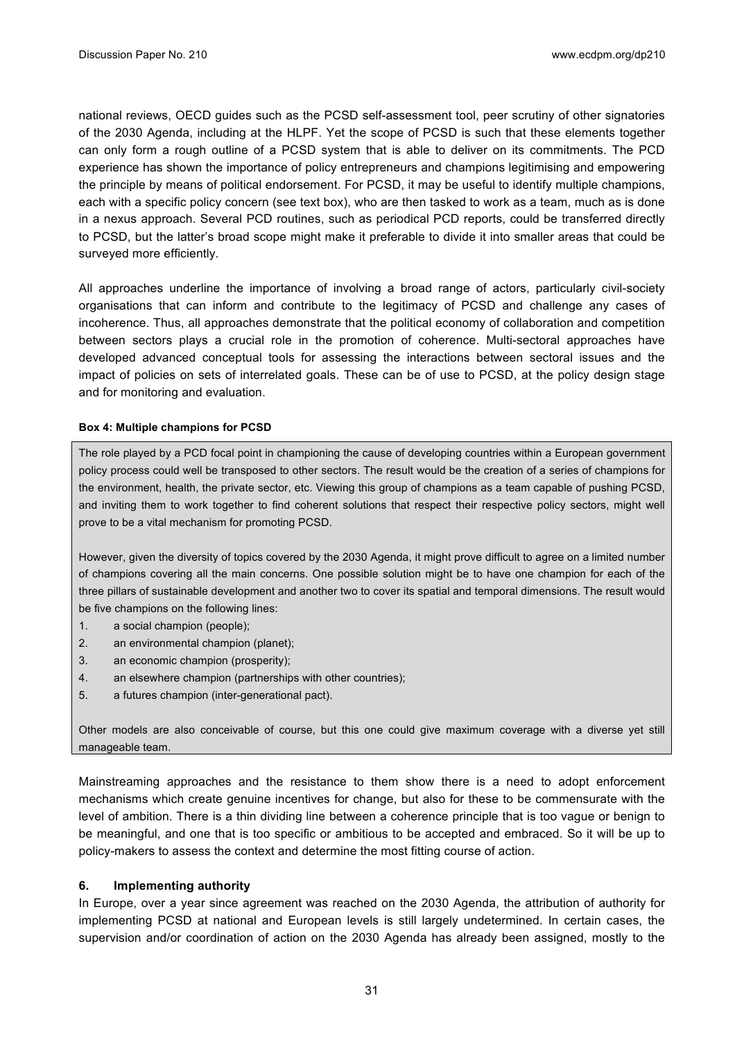national reviews, OECD guides such as the PCSD self-assessment tool, peer scrutiny of other signatories of the 2030 Agenda, including at the HLPF. Yet the scope of PCSD is such that these elements together can only form a rough outline of a PCSD system that is able to deliver on its commitments. The PCD experience has shown the importance of policy entrepreneurs and champions legitimising and empowering the principle by means of political endorsement. For PCSD, it may be useful to identify multiple champions, each with a specific policy concern (see text box), who are then tasked to work as a team, much as is done in a nexus approach. Several PCD routines, such as periodical PCD reports, could be transferred directly to PCSD, but the latter's broad scope might make it preferable to divide it into smaller areas that could be surveyed more efficiently.

All approaches underline the importance of involving a broad range of actors, particularly civil-society organisations that can inform and contribute to the legitimacy of PCSD and challenge any cases of incoherence. Thus, all approaches demonstrate that the political economy of collaboration and competition between sectors plays a crucial role in the promotion of coherence. Multi-sectoral approaches have developed advanced conceptual tools for assessing the interactions between sectoral issues and the impact of policies on sets of interrelated goals. These can be of use to PCSD, at the policy design stage and for monitoring and evaluation.

**Box 4: Multiple champions for PCSD**

The role played by a PCD focal point in championing the cause of developing countries within a European government policy process could well be transposed to other sectors. The result would be the creation of a series of champions for the environment, health, the private sector, etc. Viewing this group of champions as a team capable of pushing PCSD, and inviting them to work together to find coherent solutions that respect their respective policy sectors, might well prove to be a vital mechanism for promoting PCSD.

However, given the diversity of topics covered by the 2030 Agenda, it might prove difficult to agree on a limited number of champions covering all the main concerns. One possible solution might be to have one champion for each of the three pillars of sustainable development and another two to cover its spatial and temporal dimensions. The result would be five champions on the following lines:

1. a social champion (people);
2. an environmental champion (planet);
3. an economic champion (prosperity);
4. an elsewhere champion (partnerships with other countries);
5. a futures champion (inter-generational pact).

Other models are also conceivable of course, but this one could give maximum coverage with a diverse yet still manageable team.

Mainstreaming approaches and the resistance to them show there is a need to adopt enforcement mechanisms which create genuine incentives for change, but also for these to be commensurate with the level of ambition. There is a thin dividing line between a coherence principle that is too vague or benign to be meaningful, and one that is too specific or ambitious to be accepted and embraced. So it will be up to policy-makers to assess the context and determine the most fitting course of action.

## 6. Implementing authority

In Europe, over a year since agreement was reached on the 2030 Agenda, the attribution of authority for implementing PCSD at national and European levels is still largely undetermined. In certain cases, the supervision and/or coordination of action on the 2030 Agenda has already been assigned, mostly to the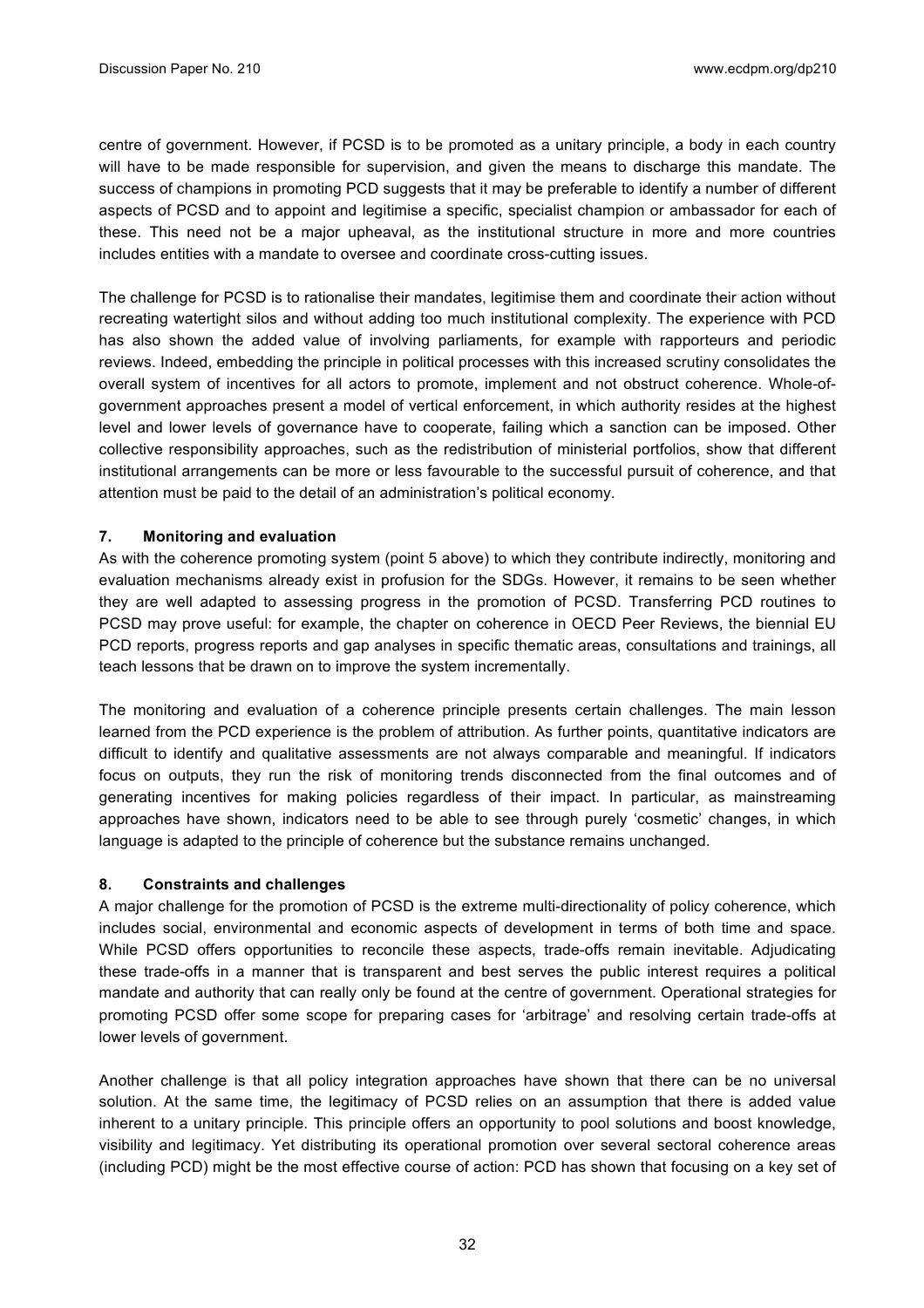centre of government. However, if PCSD is to be promoted as a unitary principle, a body in each country will have to be made responsible for supervision, and given the means to discharge this mandate. The success of champions in promoting PCD suggests that it may be preferable to identify a number of different aspects of PCSD and to appoint and legitimise a specific, specialist champion or ambassador for each of these. This need not be a major upheaval, as the institutional structure in more and more countries includes entities with a mandate to oversee and coordinate cross-cutting issues.

The challenge for PCSD is to rationalise their mandates, legitimise them and coordinate their action without recreating watertight silos and without adding too much institutional complexity. The experience with PCD has also shown the added value of involving parliaments, for example with rapporteurs and periodic reviews. Indeed, embedding the principle in political processes with this increased scrutiny consolidates the overall system of incentives for all actors to promote, implement and not obstruct coherence. Whole-of-government approaches present a model of vertical enforcement, in which authority resides at the highest level and lower levels of governance have to cooperate, failing which a sanction can be imposed. Other collective responsibility approaches, such as the redistribution of ministerial portfolios, show that different institutional arrangements can be more or less favourable to the successful pursuit of coherence, and that attention must be paid to the detail of an administration's political economy.

### 7. Monitoring and evaluation

As with the coherence promoting system (point 5 above) to which they contribute indirectly, monitoring and evaluation mechanisms already exist in profusion for the SDGs. However, it remains to be seen whether they are well adapted to assessing progress in the promotion of PCSD. Transferring PCD routines to PCSD may prove useful: for example, the chapter on coherence in OECD Peer Reviews, the biennial EU PCD reports, progress reports and gap analyses in specific thematic areas, consultations and trainings, all teach lessons that be drawn on to improve the system incrementally.

The monitoring and evaluation of a coherence principle presents certain challenges. The main lesson learned from the PCD experience is the problem of attribution. As further points, quantitative indicators are difficult to identify and qualitative assessments are not always comparable and meaningful. If indicators focus on outputs, they run the risk of monitoring trends disconnected from the final outcomes and of generating incentives for making policies regardless of their impact. In particular, as mainstreaming approaches have shown, indicators need to be able to see through purely 'cosmetic' changes, in which language is adapted to the principle of coherence but the substance remains unchanged.

### 8. Constraints and challenges

A major challenge for the promotion of PCSD is the extreme multi-directionality of policy coherence, which includes social, environmental and economic aspects of development in terms of both time and space. While PCSD offers opportunities to reconcile these aspects, trade-offs remain inevitable. Adjudicating these trade-offs in a manner that is transparent and best serves the public interest requires a political mandate and authority that can really only be found at the centre of government. Operational strategies for promoting PCSD offer some scope for preparing cases for 'arbitrage' and resolving certain trade-offs at lower levels of government.

Another challenge is that all policy integration approaches have shown that there can be no universal solution. At the same time, the legitimacy of PCSD relies on an assumption that there is added value inherent to a unitary principle. This principle offers an opportunity to pool solutions and boost knowledge, visibility and legitimacy. Yet distributing its operational promotion over several sectoral coherence areas (including PCD) might be the most effective course of action: PCD has shown that focusing on a key set of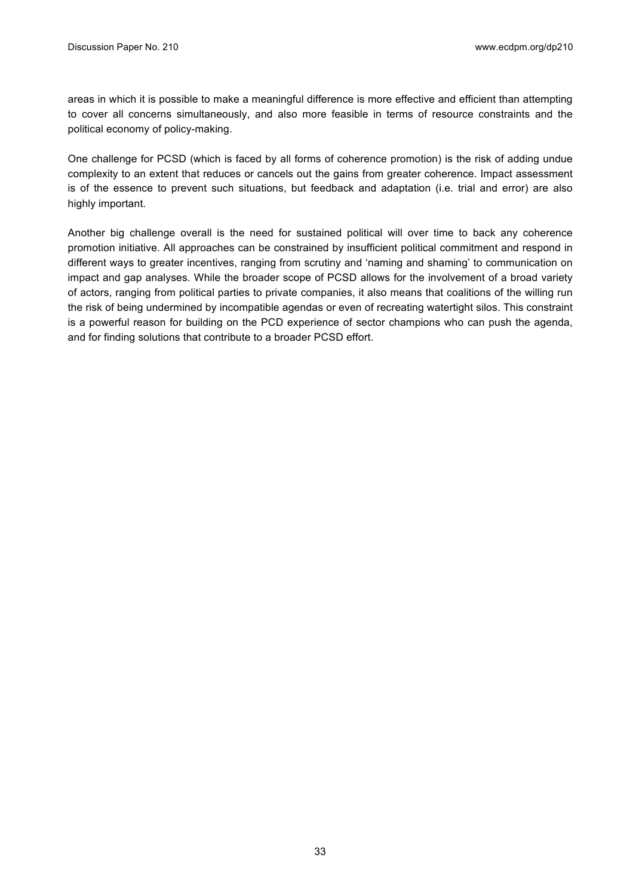areas in which it is possible to make a meaningful difference is more effective and efficient than attempting to cover all concerns simultaneously, and also more feasible in terms of resource constraints and the political economy of policy-making.

One challenge for PCSD (which is faced by all forms of coherence promotion) is the risk of adding undue complexity to an extent that reduces or cancels out the gains from greater coherence. Impact assessment is of the essence to prevent such situations, but feedback and adaptation (i.e. trial and error) are also highly important.

Another big challenge overall is the need for sustained political will over time to back any coherence promotion initiative. All approaches can be constrained by insufficient political commitment and respond in different ways to greater incentives, ranging from scrutiny and 'naming and shaming' to communication on impact and gap analyses. While the broader scope of PCSD allows for the involvement of a broad variety of actors, ranging from political parties to private companies, it also means that coalitions of the willing run the risk of being undermined by incompatible agendas or even of recreating watertight silos. This constraint is a powerful reason for building on the PCD experience of sector champions who can push the agenda, and for finding solutions that contribute to a broader PCSD effort.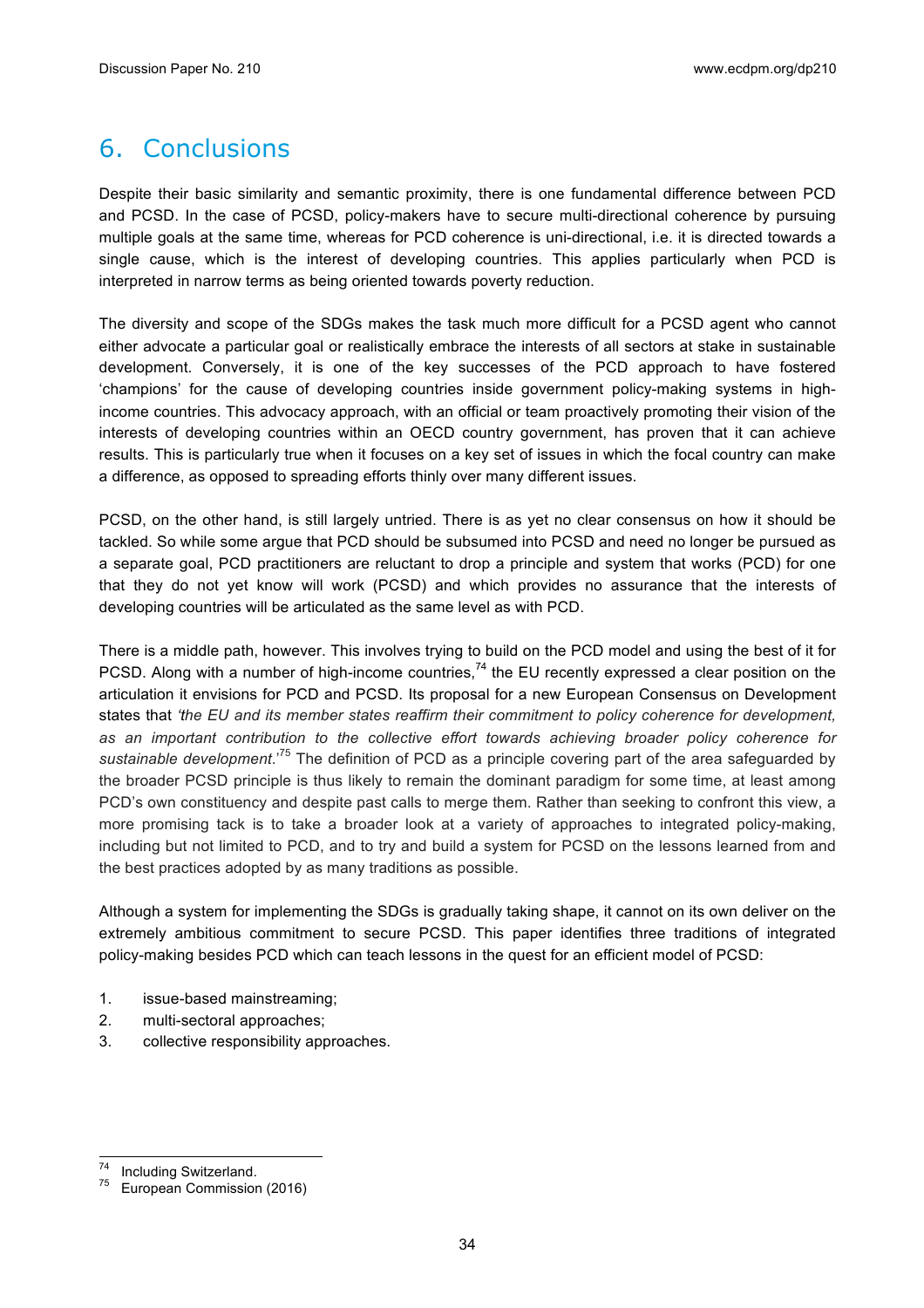# 6. Conclusions

Despite their basic similarity and semantic proximity, there is one fundamental difference between PCD and PCSD. In the case of PCSD, policy-makers have to secure multi-directional coherence by pursuing multiple goals at the same time, whereas for PCD coherence is uni-directional, i.e. it is directed towards a single cause, which is the interest of developing countries. This applies particularly when PCD is interpreted in narrow terms as being oriented towards poverty reduction.

The diversity and scope of the SDGs makes the task much more difficult for a PCSD agent who cannot either advocate a particular goal or realistically embrace the interests of all sectors at stake in sustainable development. Conversely, it is one of the key successes of the PCD approach to have fostered 'champions' for the cause of developing countries inside government policy-making systems in high-income countries. This advocacy approach, with an official or team proactively promoting their vision of the interests of developing countries within an OECD country government, has proven that it can achieve results. This is particularly true when it focuses on a key set of issues in which the focal country can make a difference, as opposed to spreading efforts thinly over many different issues.

PCSD, on the other hand, is still largely untried. There is as yet no clear consensus on how it should be tackled. So while some argue that PCD should be subsumed into PCSD and need no longer be pursued as a separate goal, PCD practitioners are reluctant to drop a principle and system that works (PCD) for one that they do not yet know will work (PCSD) and which provides no assurance that the interests of developing countries will be articulated as the same level as with PCD.

There is a middle path, however. This involves trying to build on the PCD model and using the best of it for PCSD. Along with a number of high-income countries,[74] the EU recently expressed a clear position on the articulation it envisions for PCD and PCSD. Its proposal for a new European Consensus on Development states that *'the EU and its member states reaffirm their commitment to policy coherence for development, as an important contribution to the collective effort towards achieving broader policy coherence for sustainable development.'*[75] The definition of PCD as a principle covering part of the area safeguarded by the broader PCSD principle is thus likely to remain the dominant paradigm for some time, at least among PCD's own constituency and despite past calls to merge them. Rather than seeking to confront this view, a more promising tack is to take a broader look at a variety of approaches to integrated policy-making, including but not limited to PCD, and to try and build a system for PCSD on the lessons learned from and the best practices adopted by as many traditions as possible.

Although a system for implementing the SDGs is gradually taking shape, it cannot on its own deliver on the extremely ambitious commitment to secure PCSD. This paper identifies three traditions of integrated policy-making besides PCD which can teach lessons in the quest for an efficient model of PCSD:

1. issue-based mainstreaming;
2. multi-sectoral approaches;
3. collective responsibility approaches.

---

[74] Including Switzerland.
[75] European Commission (2016)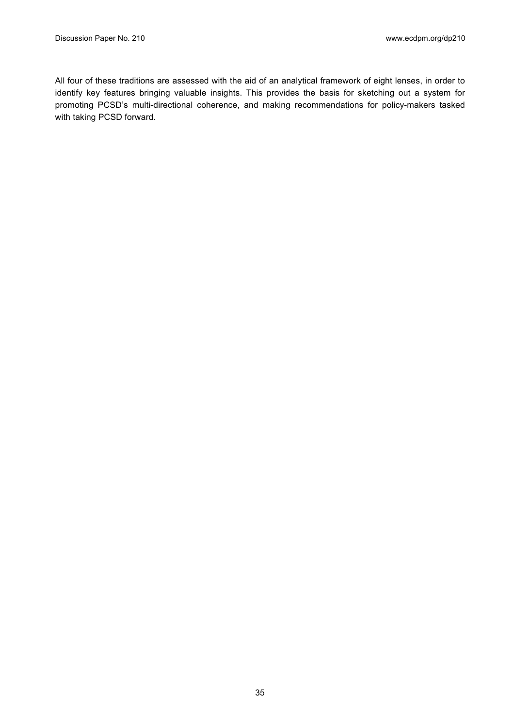All four of these traditions are assessed with the aid of an analytical framework of eight lenses, in order to identify key features bringing valuable insights. This provides the basis for sketching out a system for promoting PCSD's multi-directional coherence, and making recommendations for policy-makers tasked with taking PCSD forward.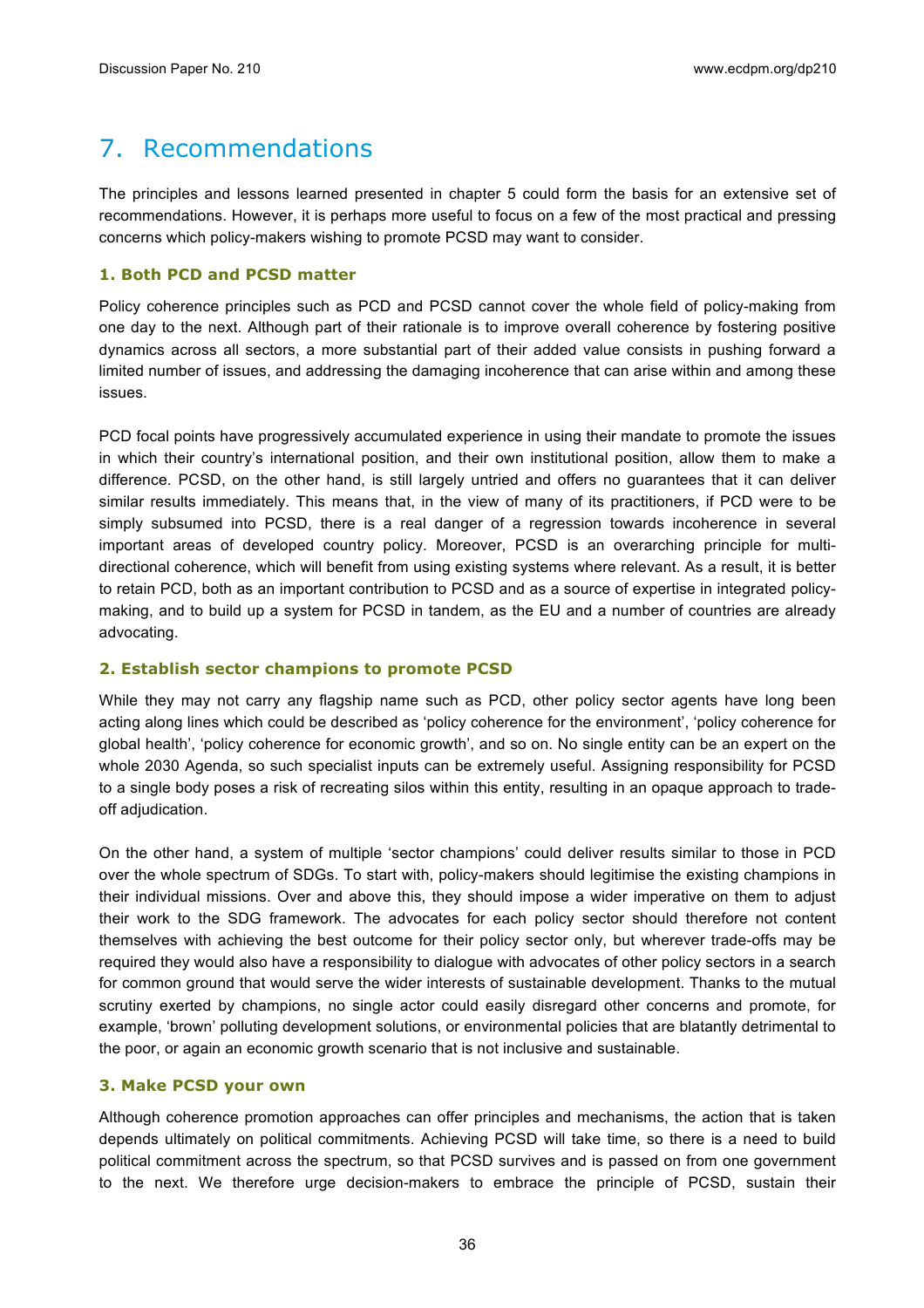## 7. Recommendations

The principles and lessons learned presented in chapter 5 could form the basis for an extensive set of recommendations. However, it is perhaps more useful to focus on a few of the most practical and pressing concerns which policy-makers wishing to promote PCSD may want to consider.

### 1. Both PCD and PCSD matter

Policy coherence principles such as PCD and PCSD cannot cover the whole field of policy-making from one day to the next. Although part of their rationale is to improve overall coherence by fostering positive dynamics across all sectors, a more substantial part of their added value consists in pushing forward a limited number of issues, and addressing the damaging incoherence that can arise within and among these issues.

PCD focal points have progressively accumulated experience in using their mandate to promote the issues in which their country's international position, and their own institutional position, allow them to make a difference. PCSD, on the other hand, is still largely untried and offers no guarantees that it can deliver similar results immediately. This means that, in the view of many of its practitioners, if PCD were to be simply subsumed into PCSD, there is a real danger of a regression towards incoherence in several important areas of developed country policy. Moreover, PCSD is an overarching principle for multi-directional coherence, which will benefit from using existing systems where relevant. As a result, it is better to retain PCD, both as an important contribution to PCSD and as a source of expertise in integrated policy-making, and to build up a system for PCSD in tandem, as the EU and a number of countries are already advocating.

### 2. Establish sector champions to promote PCSD

While they may not carry any flagship name such as PCD, other policy sector agents have long been acting along lines which could be described as 'policy coherence for the environment', 'policy coherence for global health', 'policy coherence for economic growth', and so on. No single entity can be an expert on the whole 2030 Agenda, so such specialist inputs can be extremely useful. Assigning responsibility for PCSD to a single body poses a risk of recreating silos within this entity, resulting in an opaque approach to trade-off adjudication.

On the other hand, a system of multiple 'sector champions' could deliver results similar to those in PCD over the whole spectrum of SDGs. To start with, policy-makers should legitimise the existing champions in their individual missions. Over and above this, they should impose a wider imperative on them to adjust their work to the SDG framework. The advocates for each policy sector should therefore not content themselves with achieving the best outcome for their policy sector only, but wherever trade-offs may be required they would also have a responsibility to dialogue with advocates of other policy sectors in a search for common ground that would serve the wider interests of sustainable development. Thanks to the mutual scrutiny exerted by champions, no single actor could easily disregard other concerns and promote, for example, 'brown' polluting development solutions, or environmental policies that are blatantly detrimental to the poor, or again an economic growth scenario that is not inclusive and sustainable.

### 3. Make PCSD your own

Although coherence promotion approaches can offer principles and mechanisms, the action that is taken depends ultimately on political commitments. Achieving PCSD will take time, so there is a need to build political commitment across the spectrum, so that PCSD survives and is passed on from one government to the next. We therefore urge decision-makers to embrace the principle of PCSD, sustain their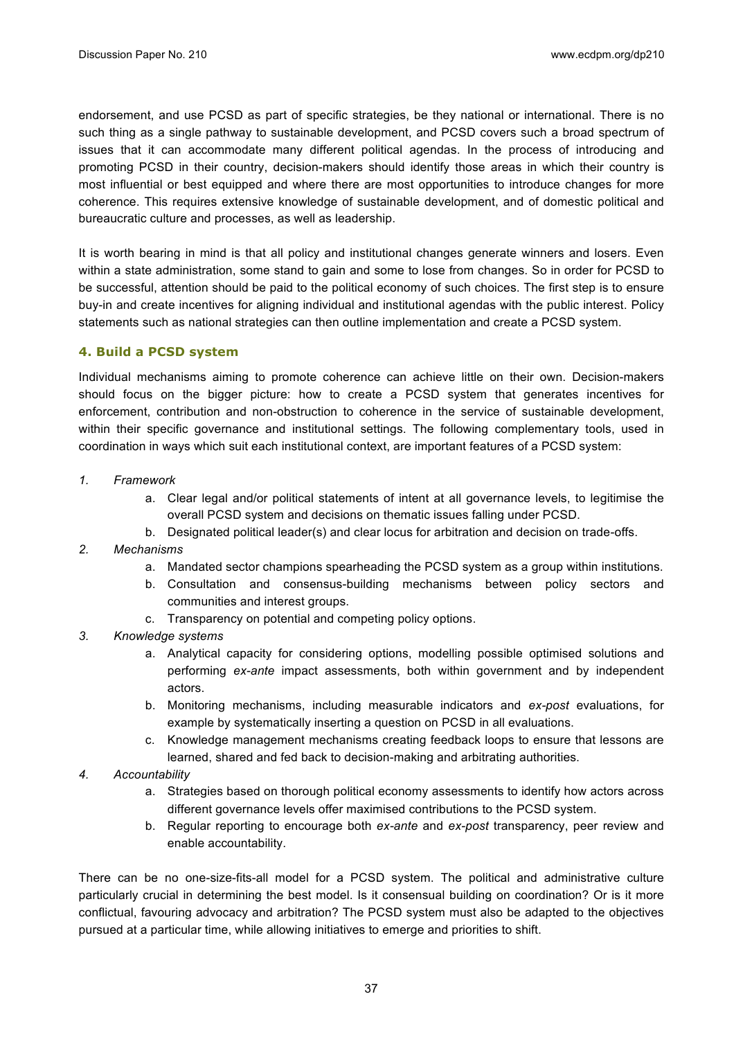endorsement, and use PCSD as part of specific strategies, be they national or international. There is no such thing as a single pathway to sustainable development, and PCSD covers such a broad spectrum of issues that it can accommodate many different political agendas. In the process of introducing and promoting PCSD in their country, decision-makers should identify those areas in which their country is most influential or best equipped and where there are most opportunities to introduce changes for more coherence. This requires extensive knowledge of sustainable development, and of domestic political and bureaucratic culture and processes, as well as leadership.

It is worth bearing in mind is that all policy and institutional changes generate winners and losers. Even within a state administration, some stand to gain and some to lose from changes. So in order for PCSD to be successful, attention should be paid to the political economy of such choices. The first step is to ensure buy-in and create incentives for aligning individual and institutional agendas with the public interest. Policy statements such as national strategies can then outline implementation and create a PCSD system.

### 4. Build a PCSD system

Individual mechanisms aiming to promote coherence can achieve little on their own. Decision-makers should focus on the bigger picture: how to create a PCSD system that generates incentives for enforcement, contribution and non-obstruction to coherence in the service of sustainable development, within their specific governance and institutional settings. The following complementary tools, used in coordination in ways which suit each institutional context, are important features of a PCSD system:

1. *Framework*
    a. Clear legal and/or political statements of intent at all governance levels, to legitimise the overall PCSD system and decisions on thematic issues falling under PCSD.
    b. Designated political leader(s) and clear locus for arbitration and decision on trade-offs.
2. *Mechanisms*
    a. Mandated sector champions spearheading the PCSD system as a group within institutions.
    b. Consultation and consensus-building mechanisms between policy sectors and communities and interest groups.
    c. Transparency on potential and competing policy options.
3. *Knowledge systems*
    a. Analytical capacity for considering options, modelling possible optimised solutions and performing *ex-ante* impact assessments, both within government and by independent actors.
    b. Monitoring mechanisms, including measurable indicators and *ex-post* evaluations, for example by systematically inserting a question on PCSD in all evaluations.
    c. Knowledge management mechanisms creating feedback loops to ensure that lessons are learned, shared and fed back to decision-making and arbitrating authorities.
4. *Accountability*
    a. Strategies based on thorough political economy assessments to identify how actors across different governance levels offer maximised contributions to the PCSD system.
    b. Regular reporting to encourage both *ex-ante* and *ex-post* transparency, peer review and enable accountability.

There can be no one-size-fits-all model for a PCSD system. The political and administrative culture particularly crucial in determining the best model. Is it consensual building on coordination? Or is it more conflictual, favouring advocacy and arbitration? The PCSD system must also be adapted to the objectives pursued at a particular time, while allowing initiatives to emerge and priorities to shift.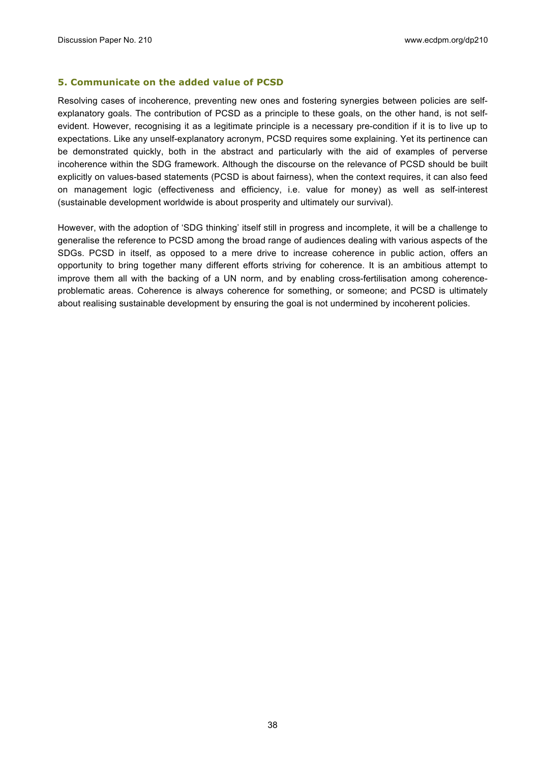### 5. Communicate on the added value of PCSD

Resolving cases of incoherence, preventing new ones and fostering synergies between policies are self-explanatory goals. The contribution of PCSD as a principle to these goals, on the other hand, is not self-evident. However, recognising it as a legitimate principle is a necessary pre-condition if it is to live up to expectations. Like any unself-explanatory acronym, PCSD requires some explaining. Yet its pertinence can be demonstrated quickly, both in the abstract and particularly with the aid of examples of perverse incoherence within the SDG framework. Although the discourse on the relevance of PCSD should be built explicitly on values-based statements (PCSD is about fairness), when the context requires, it can also feed on management logic (effectiveness and efficiency, i.e. value for money) as well as self-interest (sustainable development worldwide is about prosperity and ultimately our survival).

However, with the adoption of 'SDG thinking' itself still in progress and incomplete, it will be a challenge to generalise the reference to PCSD among the broad range of audiences dealing with various aspects of the SDGs. PCSD in itself, as opposed to a mere drive to increase coherence in public action, offers an opportunity to bring together many different efforts striving for coherence. It is an ambitious attempt to improve them all with the backing of a UN norm, and by enabling cross-fertilisation among coherence-problematic areas. Coherence is always coherence for something, or someone; and PCSD is ultimately about realising sustainable development by ensuring the goal is not undermined by incoherent policies.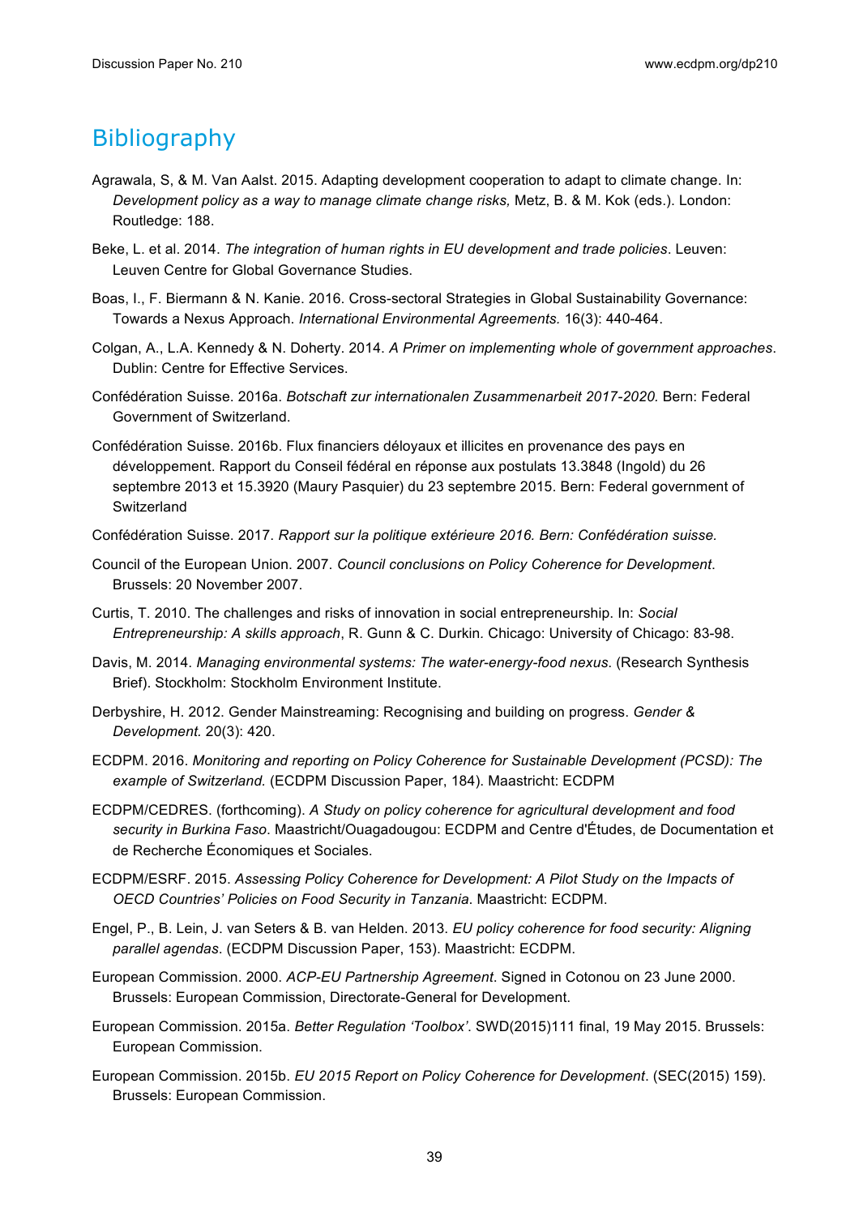# Bibliography

Agrawala, S, & M. Van Aalst. 2015. Adapting development cooperation to adapt to climate change. In: *Development policy as a way to manage climate change risks,* Metz, B. & M. Kok (eds.). London: Routledge: 188.

Beke, L. et al. 2014. *The integration of human rights in EU development and trade policies*. Leuven: Leuven Centre for Global Governance Studies.

Boas, I., F. Biermann & N. Kanie. 2016. Cross-sectoral Strategies in Global Sustainability Governance: Towards a Nexus Approach. *International Environmental Agreements.* 16(3): 440-464.

Colgan, A., L.A. Kennedy & N. Doherty. 2014. *A Primer on implementing whole of government approaches*. Dublin: Centre for Effective Services.

Confédération Suisse. 2016a. *Botschaft zur internationalen Zusammenarbeit 2017-2020.* Bern: Federal Government of Switzerland.

Confédération Suisse. 2016b. Flux financiers déloyaux et illicites en provenance des pays en développement. Rapport du Conseil fédéral en réponse aux postulats 13.3848 (Ingold) du 26 septembre 2013 et 15.3920 (Maury Pasquier) du 23 septembre 2015. Bern: Federal government of Switzerland

Confédération Suisse. 2017. *Rapport sur la politique extérieure 2016. Bern: Confédération suisse.*

Council of the European Union. 2007. *Council conclusions on Policy Coherence for Development*. Brussels: 20 November 2007.

Curtis, T. 2010. The challenges and risks of innovation in social entrepreneurship. In: *Social Entrepreneurship: A skills approach*, R. Gunn & C. Durkin. Chicago: University of Chicago: 83-98.

Davis, M. 2014. *Managing environmental systems: The water-energy-food nexus*. (Research Synthesis Brief). Stockholm: Stockholm Environment Institute.

Derbyshire, H. 2012. Gender Mainstreaming: Recognising and building on progress. *Gender & Development.* 20(3): 420.

ECDPM. 2016. *Monitoring and reporting on Policy Coherence for Sustainable Development (PCSD): The example of Switzerland.* (ECDPM Discussion Paper, 184). Maastricht: ECDPM

ECDPM/CEDRES. (forthcoming). *A Study on policy coherence for agricultural development and food security in Burkina Faso*. Maastricht/Ouagadougou: ECDPM and Centre d'Études, de Documentation et de Recherche Économiques et Sociales.

ECDPM/ESRF. 2015. *Assessing Policy Coherence for Development: A Pilot Study on the Impacts of OECD Countries' Policies on Food Security in Tanzania*. Maastricht: ECDPM.

Engel, P., B. Lein, J. van Seters & B. van Helden. 2013. *EU policy coherence for food security: Aligning parallel agendas*. (ECDPM Discussion Paper, 153). Maastricht: ECDPM.

European Commission. 2000. *ACP-EU Partnership Agreement*. Signed in Cotonou on 23 June 2000. Brussels: European Commission, Directorate-General for Development.

European Commission. 2015a. *Better Regulation 'Toolbox'*. SWD(2015)111 final, 19 May 2015. Brussels: European Commission.

European Commission. 2015b. *EU 2015 Report on Policy Coherence for Development*. (SEC(2015) 159). Brussels: European Commission.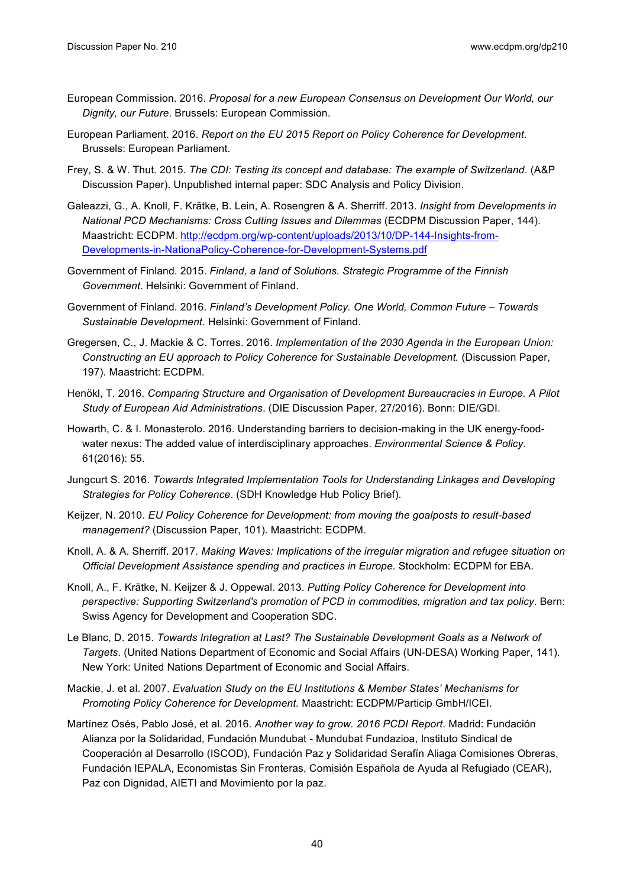European Commission. 2016. *Proposal for a new European Consensus on Development Our World, our Dignity, our Future*. Brussels: European Commission.

European Parliament. 2016. *Report on the EU 2015 Report on Policy Coherence for Development.* Brussels: European Parliament.

Frey, S. & W. Thut. 2015. *The CDI: Testing its concept and database: The example of Switzerland*. (A&P Discussion Paper). Unpublished internal paper: SDC Analysis and Policy Division.

Galeazzi, G., A. Knoll, F. Krätke, B. Lein, A. Rosengren & A. Sherriff. 2013. *Insight from Developments in National PCD Mechanisms: Cross Cutting Issues and Dilemmas* (ECDPM Discussion Paper, 144). Maastricht: ECDPM. http://ecdpm.org/wp-content/uploads/2013/10/DP-144-Insights-from-Developments-in-NationaPolicy-Coherence-for-Development-Systems.pdf

Government of Finland. 2015. *Finland, a land of Solutions. Strategic Programme of the Finnish Government*. Helsinki: Government of Finland.

Government of Finland. 2016. *Finland's Development Policy. One World, Common Future – Towards Sustainable Development*. Helsinki: Government of Finland.

Gregersen, C., J. Mackie & C. Torres. 2016. *Implementation of the 2030 Agenda in the European Union: Constructing an EU approach to Policy Coherence for Sustainable Development.* (Discussion Paper, 197). Maastricht: ECDPM.

Henökl, T. 2016. *Comparing Structure and Organisation of Development Bureaucracies in Europe. A Pilot Study of European Aid Administrations*. (DIE Discussion Paper, 27/2016). Bonn: DIE/GDI.

Howarth, C. & I. Monasterolo. 2016. Understanding barriers to decision-making in the UK energy-food-water nexus: The added value of interdisciplinary approaches. *Environmental Science & Policy.* 61(2016): 55.

Jungcurt S. 2016. *Towards Integrated Implementation Tools for Understanding Linkages and Developing Strategies for Policy Coherence*. (SDH Knowledge Hub Policy Brief).

Keijzer, N. 2010. *EU Policy Coherence for Development: from moving the goalposts to result-based management?* (Discussion Paper, 101). Maastricht: ECDPM.

Knoll, A. & A. Sherriff. 2017. *Making Waves: Implications of the irregular migration and refugee situation on Official Development Assistance spending and practices in Europe*. Stockholm: ECDPM for EBA.

Knoll, A., F. Krätke, N. Keijzer & J. Oppewal. 2013. *Putting Policy Coherence for Development into perspective: Supporting Switzerland's promotion of PCD in commodities, migration and tax policy*. Bern: Swiss Agency for Development and Cooperation SDC.

Le Blanc, D. 2015. *Towards Integration at Last? The Sustainable Development Goals as a Network of Targets*. (United Nations Department of Economic and Social Affairs (UN-DESA) Working Paper, 141). New York: United Nations Department of Economic and Social Affairs.

Mackie, J. et al. 2007. *Evaluation Study on the EU Institutions & Member States' Mechanisms for Promoting Policy Coherence for Development.* Maastricht: ECDPM/Particip GmbH/ICEI.

Martínez Osés, Pablo José, et al. 2016. *Another way to grow. 2016 PCDI Report*. Madrid: Fundación Alianza por la Solidaridad, Fundación Mundubat - Mundubat Fundazioa, Instituto Sindical de Cooperación al Desarrollo (ISCOD), Fundación Paz y Solidaridad Serafín Aliaga Comisiones Obreras, Fundación IEPALA, Economistas Sin Fronteras, Comisión Española de Ayuda al Refugiado (CEAR), Paz con Dignidad, AIETI and Movimiento por la paz.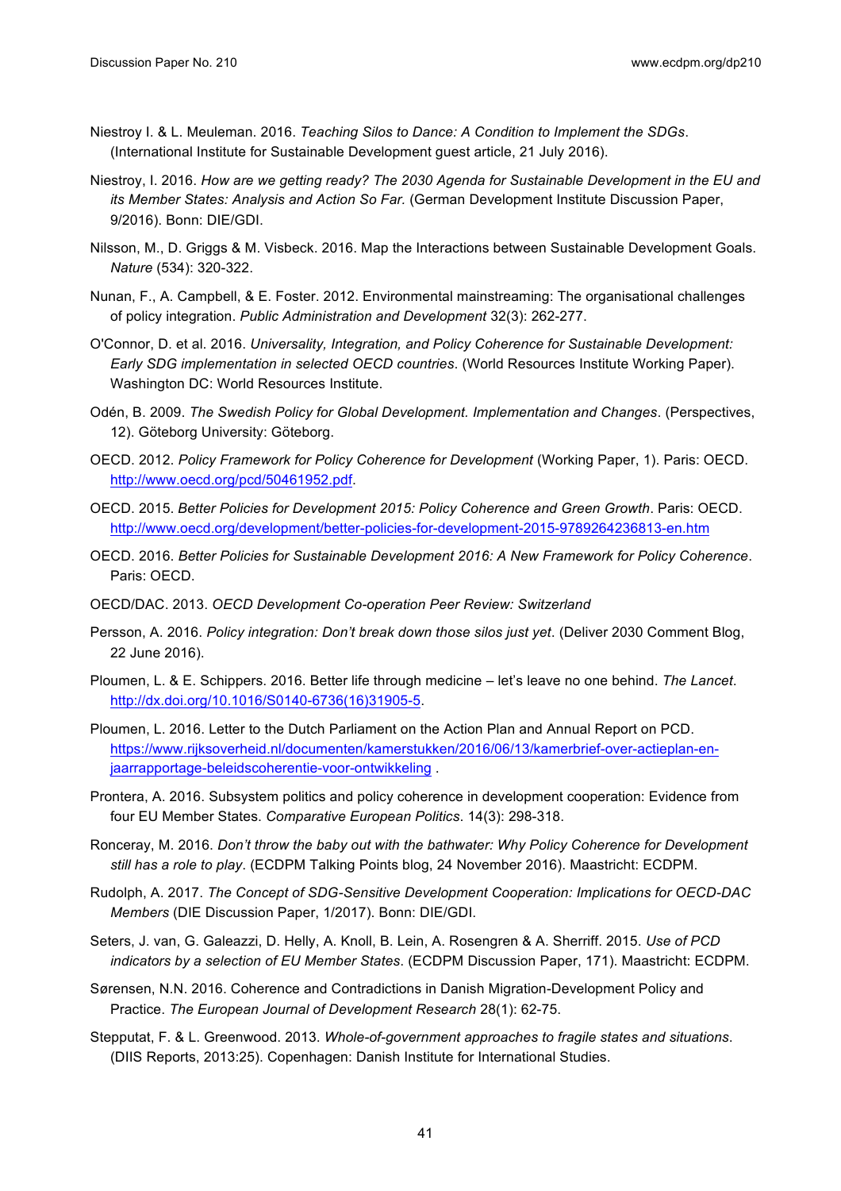Niestroy I. & L. Meuleman. 2016. *Teaching Silos to Dance: A Condition to Implement the SDGs*. (International Institute for Sustainable Development guest article, 21 July 2016).

Niestroy, I. 2016. *How are we getting ready? The 2030 Agenda for Sustainable Development in the EU and its Member States: Analysis and Action So Far.* (German Development Institute Discussion Paper, 9/2016). Bonn: DIE/GDI.

Nilsson, M., D. Griggs & M. Visbeck. 2016. Map the Interactions between Sustainable Development Goals. *Nature* (534): 320-322.

Nunan, F., A. Campbell, & E. Foster. 2012. Environmental mainstreaming: The organisational challenges of policy integration. *Public Administration and Development* 32(3): 262-277.

O'Connor, D. et al. 2016. *Universality, Integration, and Policy Coherence for Sustainable Development: Early SDG implementation in selected OECD countries*. (World Resources Institute Working Paper). Washington DC: World Resources Institute.

Odén, B. 2009. *The Swedish Policy for Global Development. Implementation and Changes*. (Perspectives, 12). Göteborg University: Göteborg.

OECD. 2012. *Policy Framework for Policy Coherence for Development* (Working Paper, 1). Paris: OECD. http://www.oecd.org/pcd/50461952.pdf.

OECD. 2015. *Better Policies for Development 2015: Policy Coherence and Green Growth*. Paris: OECD. http://www.oecd.org/development/better-policies-for-development-2015-9789264236813-en.htm

OECD. 2016. *Better Policies for Sustainable Development 2016: A New Framework for Policy Coherence*. Paris: OECD.

OECD/DAC. 2013. *OECD Development Co-operation Peer Review: Switzerland*

Persson, A. 2016. *Policy integration: Don't break down those silos just yet*. (Deliver 2030 Comment Blog, 22 June 2016).

Ploumen, L. & E. Schippers. 2016. Better life through medicine – let's leave no one behind. *The Lancet*. http://dx.doi.org/10.1016/S0140-6736(16)31905-5.

Ploumen, L. 2016. Letter to the Dutch Parliament on the Action Plan and Annual Report on PCD. https://www.rijksoverheid.nl/documenten/kamerstukken/2016/06/13/kamerbrief-over-actieplan-en-jaarrapportage-beleidscoherentie-voor-ontwikkeling .

Prontera, A. 2016. Subsystem politics and policy coherence in development cooperation: Evidence from four EU Member States. *Comparative European Politics*. 14(3): 298-318.

Ronceray, M. 2016. *Don't throw the baby out with the bathwater: Why Policy Coherence for Development still has a role to play*. (ECDPM Talking Points blog, 24 November 2016). Maastricht: ECDPM.

Rudolph, A. 2017. *The Concept of SDG-Sensitive Development Cooperation: Implications for OECD-DAC Members* (DIE Discussion Paper, 1/2017). Bonn: DIE/GDI.

Seters, J. van, G. Galeazzi, D. Helly, A. Knoll, B. Lein, A. Rosengren & A. Sherriff. 2015. *Use of PCD indicators by a selection of EU Member States*. (ECDPM Discussion Paper, 171). Maastricht: ECDPM.

Sørensen, N.N. 2016. Coherence and Contradictions in Danish Migration-Development Policy and Practice. *The European Journal of Development Research* 28(1): 62-75.

Stepputat, F. & L. Greenwood. 2013. *Whole-of-government approaches to fragile states and situations*. (DIIS Reports, 2013:25). Copenhagen: Danish Institute for International Studies.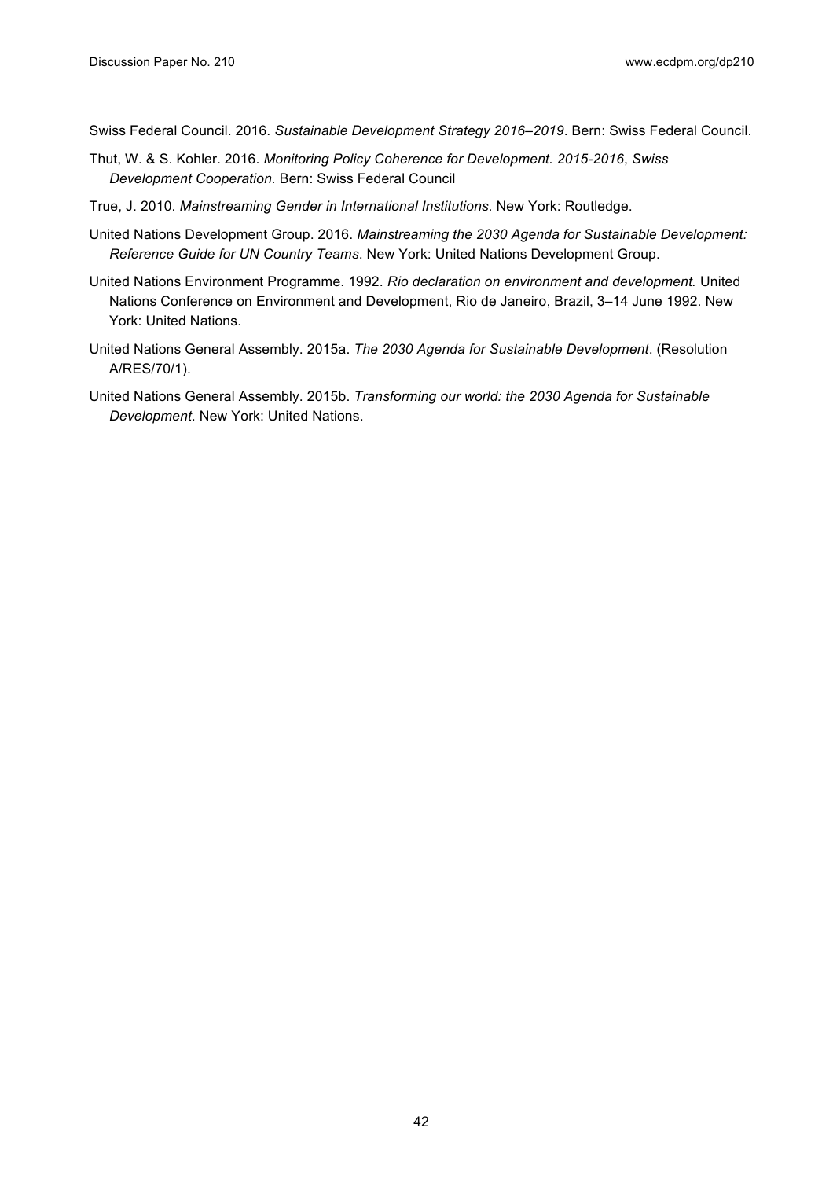Swiss Federal Council. 2016. *Sustainable Development Strategy 2016–2019*. Bern: Swiss Federal Council.

Thut, W. & S. Kohler. 2016. *Monitoring Policy Coherence for Development. 2015-2016*, *Swiss Development Cooperation.* Bern: Swiss Federal Council

True, J. 2010. *Mainstreaming Gender in International Institutions*. New York: Routledge.

United Nations Development Group. 2016. *Mainstreaming the 2030 Agenda for Sustainable Development: Reference Guide for UN Country Teams*. New York: United Nations Development Group.

United Nations Environment Programme. 1992. *Rio declaration on environment and development.* United Nations Conference on Environment and Development, Rio de Janeiro, Brazil, 3–14 June 1992. New York: United Nations.

United Nations General Assembly. 2015a. *The 2030 Agenda for Sustainable Development*. (Resolution A/RES/70/1).

United Nations General Assembly. 2015b. *Transforming our world: the 2030 Agenda for Sustainable Development*. New York: United Nations.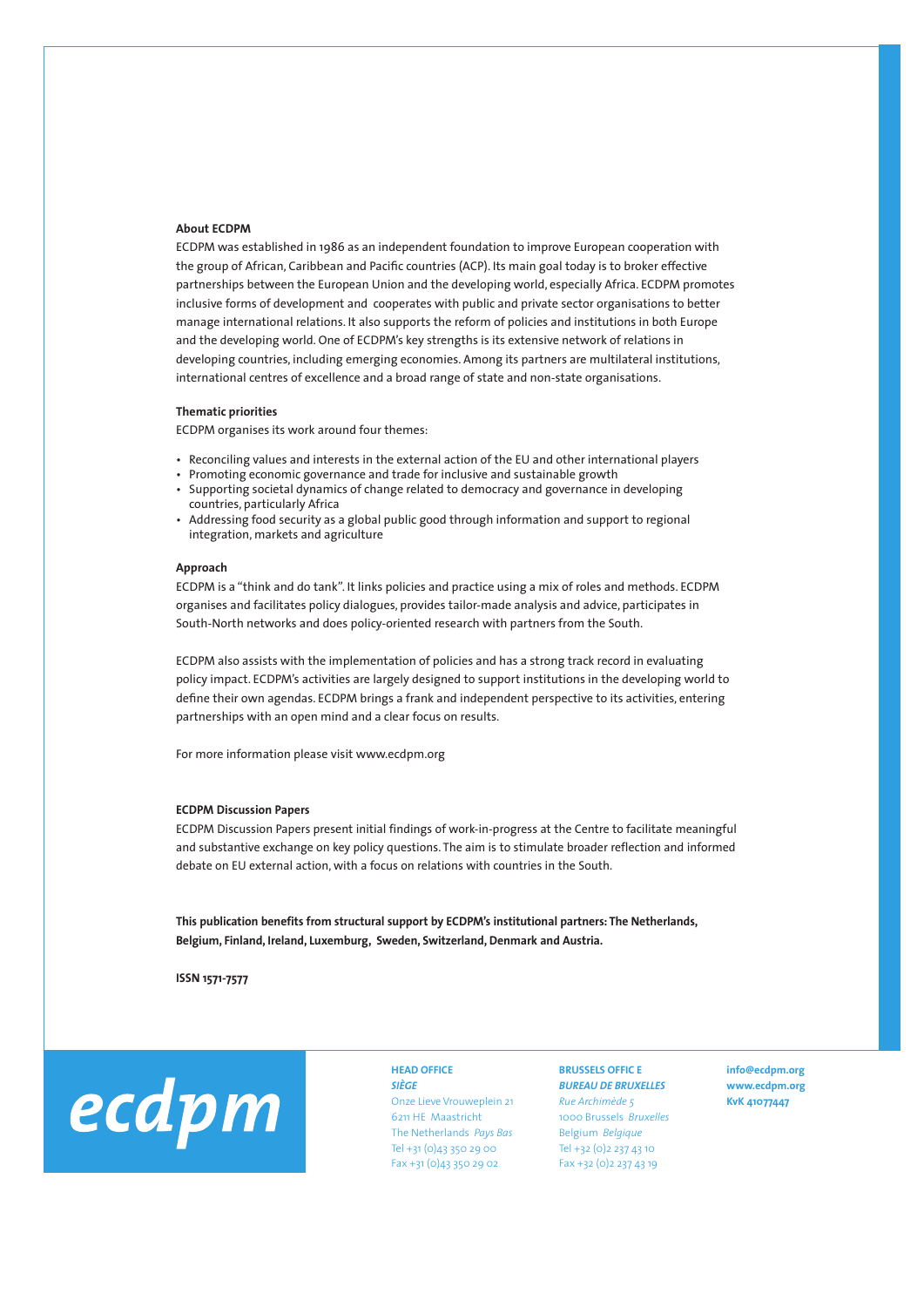### About ECDPM

ECDPM was established in 1986 as an independent foundation to improve European cooperation with the group of African, Caribbean and Pacific countries (ACP). Its main goal today is to broker effective partnerships between the European Union and the developing world, especially Africa. ECDPM promotes inclusive forms of development and cooperates with public and private sector organisations to better manage international relations. It also supports the reform of policies and institutions in both Europe and the developing world. One of ECDPM's key strengths is its extensive network of relations in developing countries, including emerging economies. Among its partners are multilateral institutions, international centres of excellence and a broad range of state and non-state organisations.

### Thematic priorities

ECDPM organises its work around four themes:

- Reconciling values and interests in the external action of the EU and other international players
- Promoting economic governance and trade for inclusive and sustainable growth
- Supporting societal dynamics of change related to democracy and governance in developing countries, particularly Africa
- Addressing food security as a global public good through information and support to regional integration, markets and agriculture

### Approach

ECDPM is a "think and do tank". It links policies and practice using a mix of roles and methods. ECDPM organises and facilitates policy dialogues, provides tailor-made analysis and advice, participates in South-North networks and does policy-oriented research with partners from the South.

ECDPM also assists with the implementation of policies and has a strong track record in evaluating policy impact. ECDPM's activities are largely designed to support institutions in the developing world to define their own agendas. ECDPM brings a frank and independent perspective to its activities, entering partnerships with an open mind and a clear focus on results.

For more information please visit www.ecdpm.org

### ECDPM Discussion Papers

ECDPM Discussion Papers present initial findings of work-in-progress at the Centre to facilitate meaningful and substantive exchange on key policy questions. The aim is to stimulate broader reflection and informed debate on EU external action, with a focus on relations with countries in the South.

**This publication benefits from structural support by ECDPM's institutional partners: The Netherlands, Belgium, Finland, Ireland, Luxemburg, Sweden, Switzerland, Denmark and Austria.**

**ISSN 1571-7577**

ecdpm

**HEAD OFFICE**
***SIÈGE***
Onze Lieve Vrouweplein 21
6211 HE Maastricht
The Netherlands *Pays Bas*
Tel +31 (0)43 350 29 00
Fax +31 (0)43 350 29 02

**BRUSSELS OFFICE**
***BUREAU DE BRUXELLES***
*Rue Archimède 5*
1000 Brussels *Bruxelles*
Belgium *Belgique*
Tel +32 (0)2 237 43 10
Fax +32 (0)2 237 43 19

**info@ecdpm.org**
**www.ecdpm.org**
**KvK 41077447**